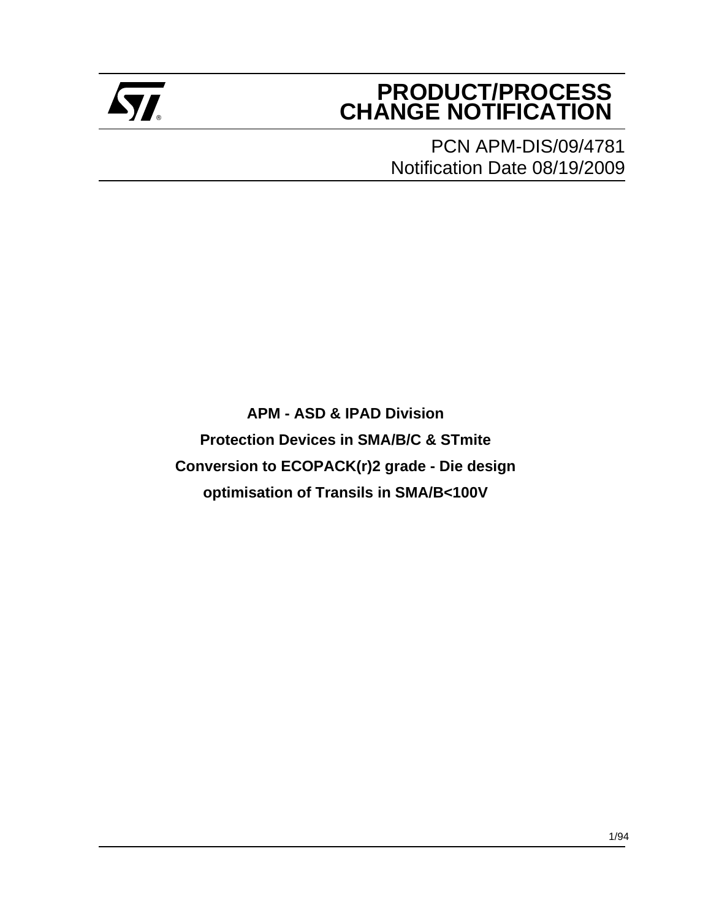# PRODUCT/PROCESS CHANGE NOTIFICATION

PCN APM-DIS/09/4781
Notification Date 08/19/2009

**APM - ASD & IPAD Division**

**Protection Devices in SMA/B/C & STmite**

**Conversion to ECOPACK(r)2 grade - Die design**

**optimisation of Transils in SMA/B<100V**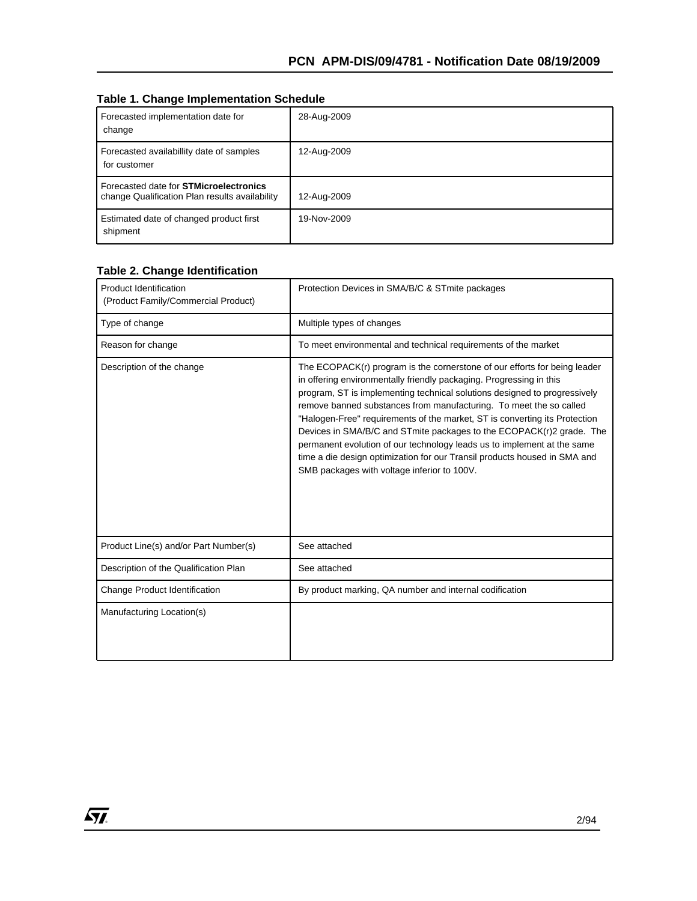## Table 1. Change Implementation Schedule

| | |
|---|---|
| Forecasted implementation date for change | 28-Aug-2009 |
| Forecasted availabillity date of samples for customer | 12-Aug-2009 |
| Forecasted date for **STMicroelectronics** change Qualification Plan results availability | 12-Aug-2009 |
| Estimated date of changed product first shipment | 19-Nov-2009 |

## Table 2. Change Identification

| | |
|---|---|
| Product Identification (Product Family/Commercial Product) | Protection Devices in SMA/B/C & STmite packages |
| Type of change | Multiple types of changes |
| Reason for change | To meet environmental and technical requirements of the market |
| Description of the change | The ECOPACK(r) program is the cornerstone of our efforts for being leader in offering environmentally friendly packaging. Progressing in this program, ST is implementing technical solutions designed to progressively remove banned substances from manufacturing. To meet the so called "Halogen-Free" requirements of the market, ST is converting its Protection Devices in SMA/B/C and STmite packages to the ECOPACK(r)2 grade. The permanent evolution of our technology leads us to implement at the same time a die design optimization for our Transil products housed in SMA and SMB packages with voltage inferior to 100V. |
| Product Line(s) and/or Part Number(s) | See attached |
| Description of the Qualification Plan | See attached |
| Change Product Identification | By product marking, QA number and internal codification |
| Manufacturing Location(s) | |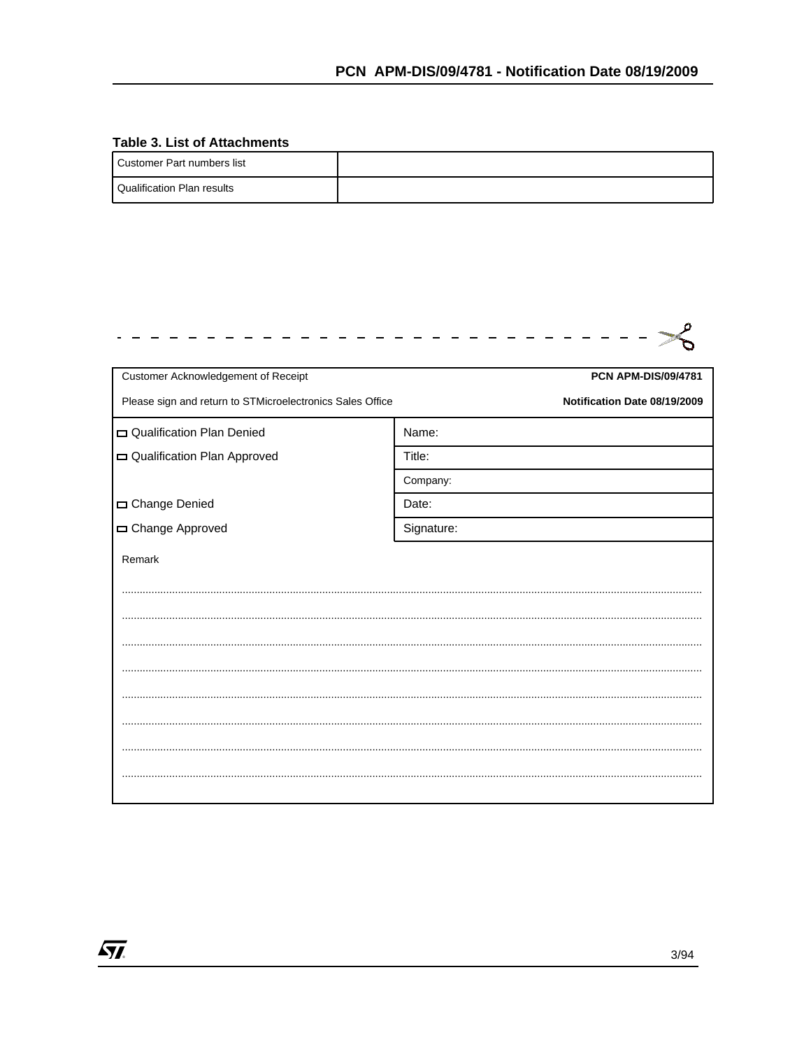**Table 3. List of Attachments**

| Customer Part numbers list | |
|---|---|
| Qualification Plan results | |

- - - - - - - - - - - - - - - - - - - - - - - - - - - - - - -

| Customer Acknowledgement of Receipt | PCN APM-DIS/09/4781 |
|---|---|
| Please sign and return to STMicroelectronics Sales Office | Notification Date 08/19/2009 |
| ☐ Qualification Plan Denied | Name: |
| ☐ Qualification Plan Approved | Title: |
| | Company: |
| ☐ Change Denied | Date: |
| ☐ Change Approved | Signature: |

Remark

.....................................................................................................................................................................................

.....................................................................................................................................................................................

.....................................................................................................................................................................................

.....................................................................................................................................................................................

.....................................................................................................................................................................................

.....................................................................................................................................................................................

.....................................................................................................................................................................................

.....................................................................................................................................................................................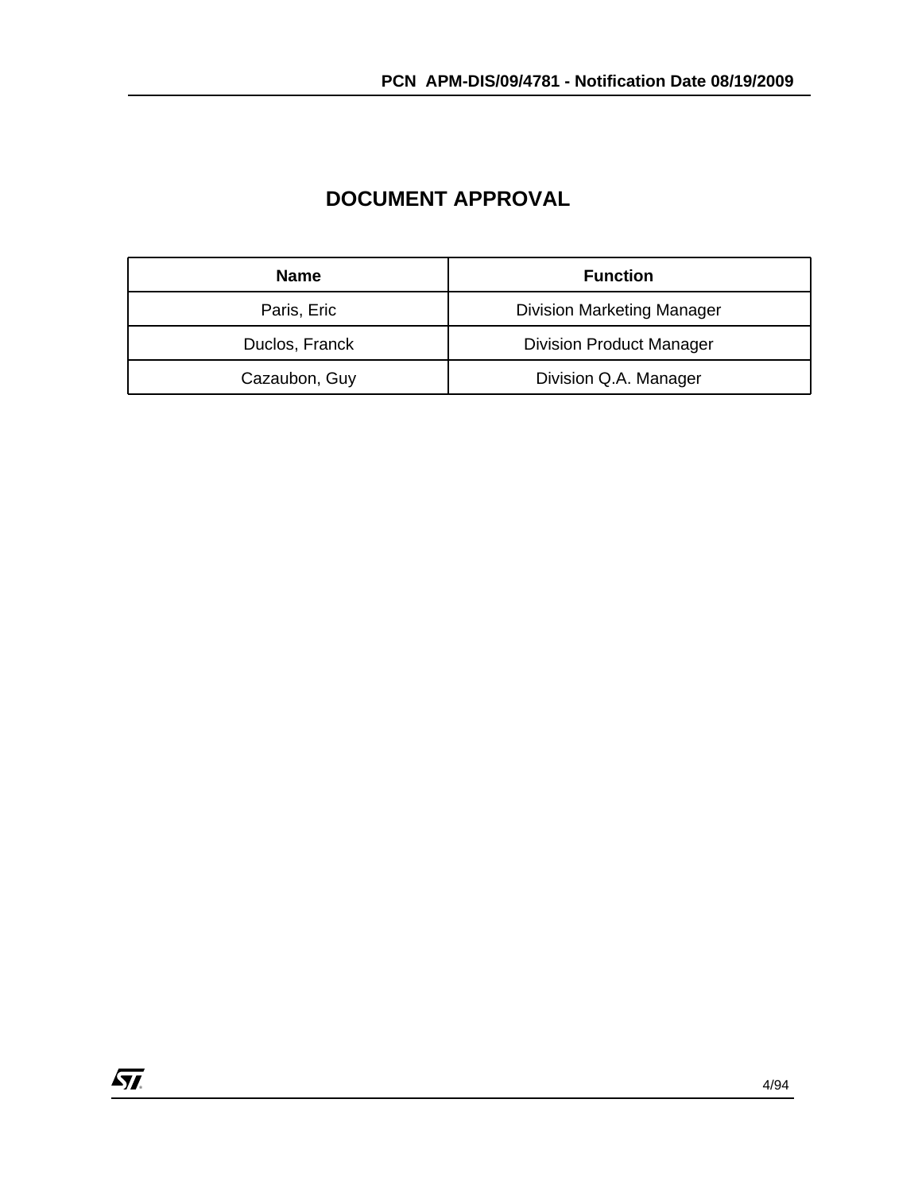# DOCUMENT APPROVAL

| Name | Function |
|---|---|
| Paris, Eric | Division Marketing Manager |
| Duclos, Franck | Division Product Manager |
| Cazaubon, Guy | Division Q.A. Manager |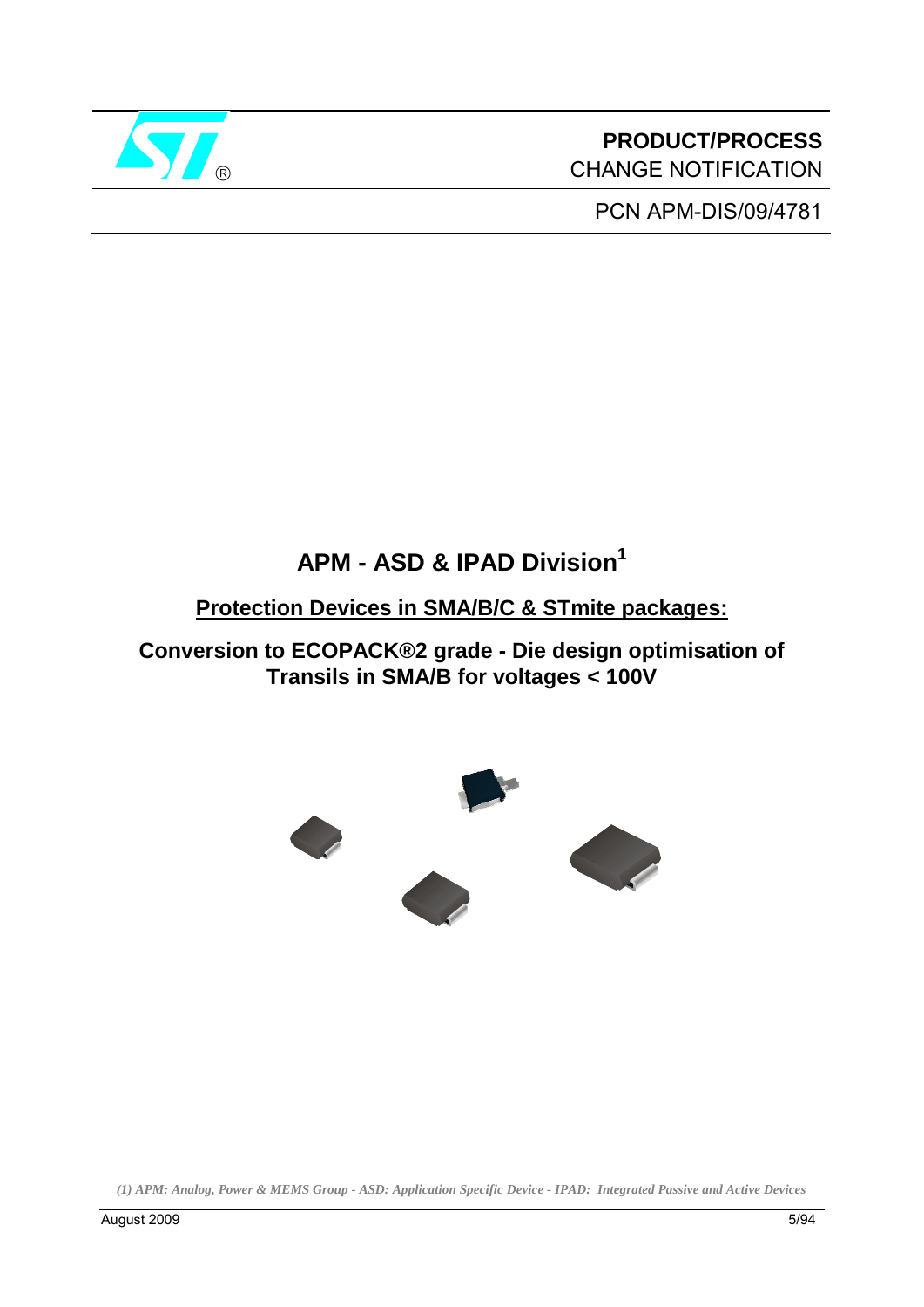**PRODUCT/PROCESS**
CHANGE NOTIFICATION

PCN APM-DIS/09/4781

# APM - ASD & IPAD Division[1]

## Protection Devices in SMA/B/C & STmite packages:

## Conversion to ECOPACK®2 grade - Die design optimisation of Transils in SMA/B for voltages < 100V

*(1) APM: Analog, Power & MEMS Group - ASD: Application Specific Device - IPAD: Integrated Passive and Active Devices*

August 2009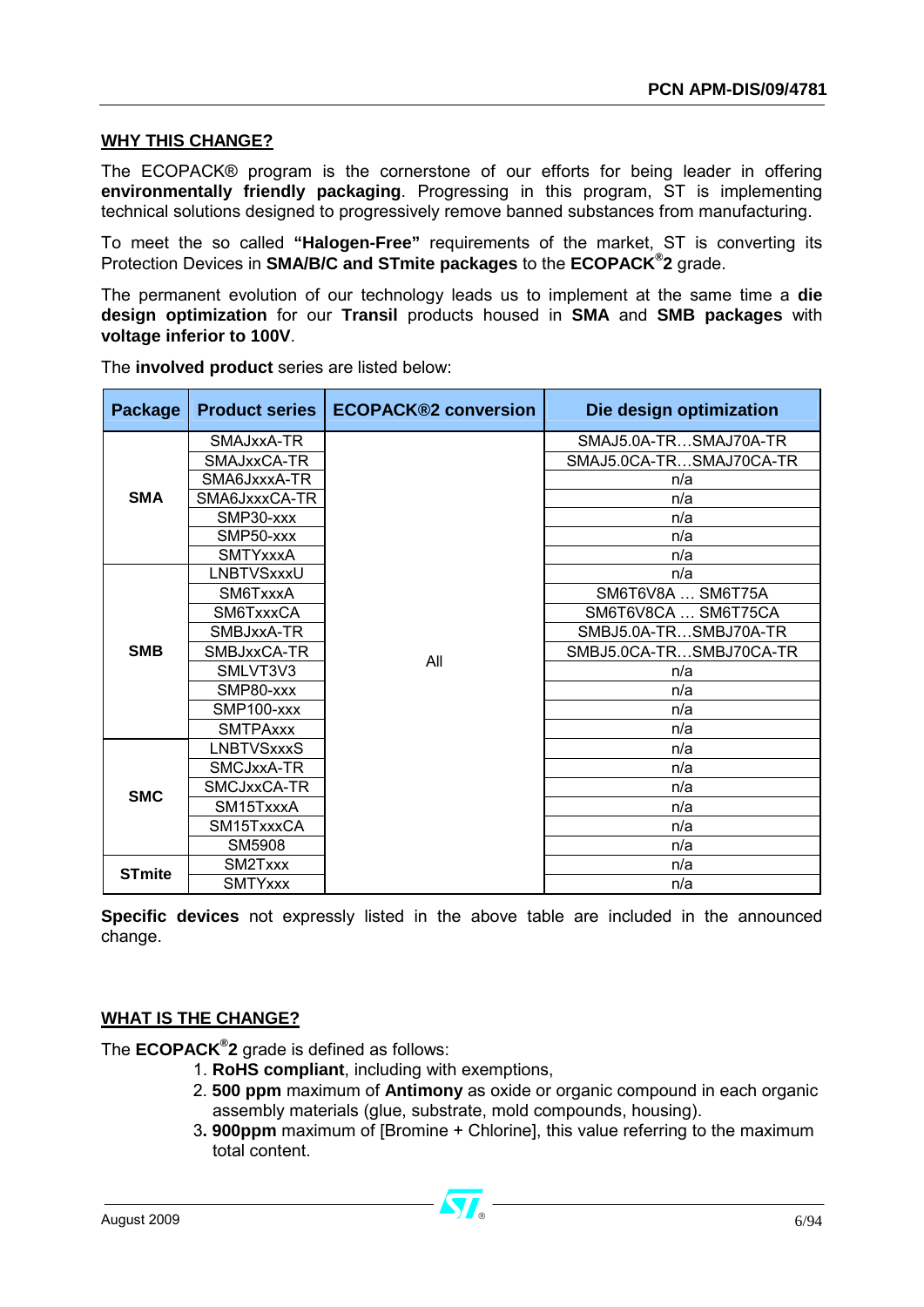## WHY THIS CHANGE?

The ECOPACK® program is the cornerstone of our efforts for being leader in offering **environmentally friendly packaging**. Progressing in this program, ST is implementing technical solutions designed to progressively remove banned substances from manufacturing.

To meet the so called **"Halogen-Free"** requirements of the market, ST is converting its Protection Devices in **SMA/B/C and STmite packages** to the **ECOPACK®2** grade.

The permanent evolution of our technology leads us to implement at the same time a **die design optimization** for our **Transil** products housed in **SMA** and **SMB packages** with **voltage inferior to 100V**.

The **involved product** series are listed below:

| Package | Product series | ECOPACK®2 conversion | Die design optimization |
|---|---|---|---|
| **SMA** | SMAJxxA-TR | All | SMAJ5.0A-TR…SMAJ70A-TR |
| | SMAJxxCA-TR | | SMAJ5.0CA-TR…SMAJ70CA-TR |
| | SMA6JxxxA-TR | | n/a |
| | SMA6JxxxCA-TR | | n/a |
| | SMP30-xxx | | n/a |
| | SMP50-xxx | | n/a |
| | SMTYxxxA | | n/a |
| **SMB** | LNBTVSxxxU | | n/a |
| | SM6TxxxA | | SM6T6V8A … SM6T75A |
| | SM6TxxxCA | | SM6T6V8CA … SM6T75CA |
| | SMBJxxA-TR | | SMBJ5.0A-TR…SMBJ70A-TR |
| | SMBJxxCA-TR | | SMBJ5.0CA-TR…SMBJ70CA-TR |
| | SMLVT3V3 | | n/a |
| | SMP80-xxx | | n/a |
| | SMP100-xxx | | n/a |
| | SMTPAxxx | | n/a |
| **SMC** | LNBTVSxxxS | | n/a |
| | SMCJxxA-TR | | n/a |
| | SMCJxxCA-TR | | n/a |
| | SM15TxxxA | | n/a |
| | SM15TxxxCA | | n/a |
| | SM5908 | | n/a |
| **STmite** | SM2Txxx | | n/a |
| | SMTYxxx | | n/a |

**Specific devices** not expressly listed in the above table are included in the announced change.

## WHAT IS THE CHANGE?

The **ECOPACK®2** grade is defined as follows:

1. **RoHS compliant**, including with exemptions,
2. **500 ppm** maximum of **Antimony** as oxide or organic compound in each organic assembly materials (glue, substrate, mold compounds, housing).
3. **900ppm** maximum of [Bromine + Chlorine], this value referring to the maximum total content.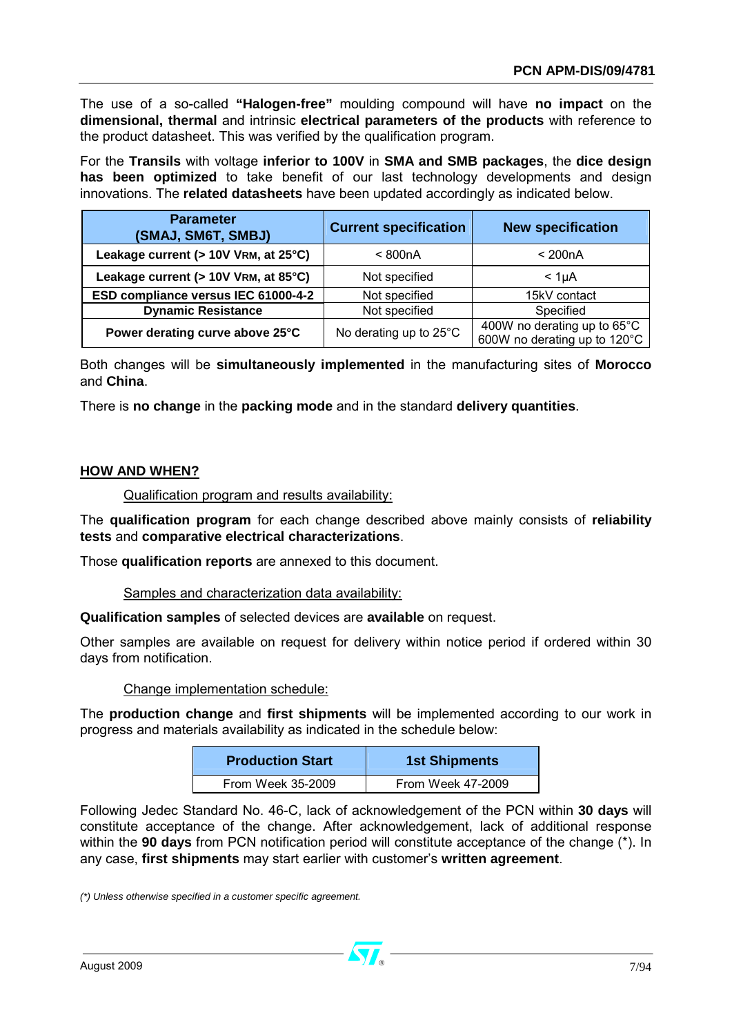The use of a so-called **"Halogen-free"** moulding compound will have **no impact** on the **dimensional, thermal** and intrinsic **electrical parameters of the products** with reference to the product datasheet. This was verified by the qualification program.

For the **Transils** with voltage **inferior to 100V** in **SMA and SMB packages**, the **dice design has been optimized** to take benefit of our last technology developments and design innovations. The **related datasheets** have been updated accordingly as indicated below.

| Parameter (SMAJ, SM6T, SMBJ) | Current specification | New specification |
|---|---|---|
| Leakage current (> 10V $V_{RM}$, at 25°C) | < 800nA | < 200nA |
| Leakage current (> 10V $V_{RM}$, at 85°C) | Not specified | < 1µA |
| ESD compliance versus IEC 61000-4-2 | Not specified | 15kV contact |
| Dynamic Resistance | Not specified | Specified |
| Power derating curve above 25°C | No derating up to 25°C | 400W no derating up to 65°C<br>600W no derating up to 120°C |

Both changes will be **simultaneously implemented** in the manufacturing sites of **Morocco** and **China**.

There is **no change** in the **packing mode** and in the standard **delivery quantities**.

## HOW AND WHEN?

### Qualification program and results availability:

The **qualification program** for each change described above mainly consists of **reliability tests** and **comparative electrical characterizations**.

Those **qualification reports** are annexed to this document.

### Samples and characterization data availability:

**Qualification samples** of selected devices are **available** on request.

Other samples are available on request for delivery within notice period if ordered within 30 days from notification.

### Change implementation schedule:

The **production change** and **first shipments** will be implemented according to our work in progress and materials availability as indicated in the schedule below:

| Production Start | 1st Shipments |
|---|---|
| From Week 35-2009 | From Week 47-2009 |

Following Jedec Standard No. 46-C, lack of acknowledgement of the PCN within **30 days** will constitute acceptance of the change. After acknowledgement, lack of additional response within the **90 days** from PCN notification period will constitute acceptance of the change (*). In any case, **first shipments** may start earlier with customer's **written agreement**.

*(*) Unless otherwise specified in a customer specific agreement.*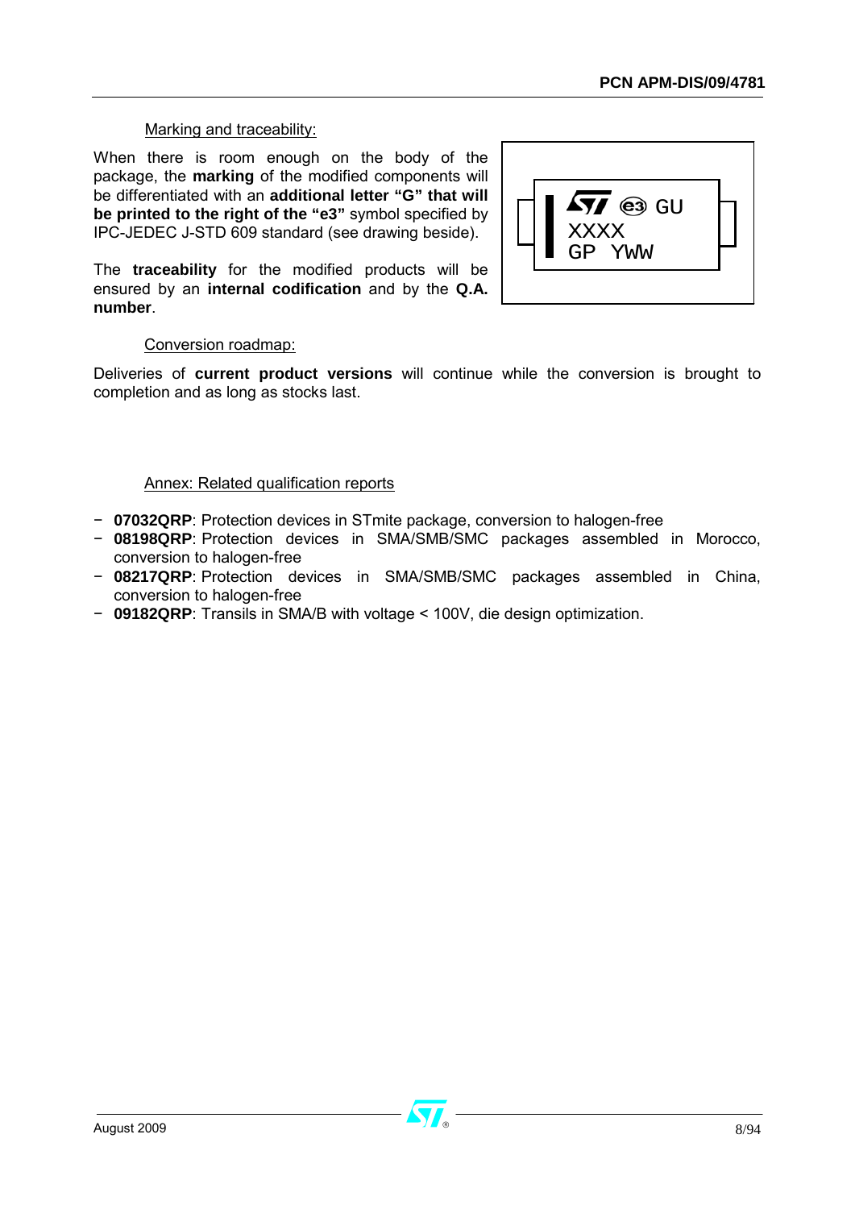Marking and traceability:

When there is room enough on the body of the package, the **marking** of the modified components will be differentiated with an **additional letter "G" that will be printed to the right of the "e3"** symbol specified by IPC-JEDEC J-STD 609 standard (see drawing beside).

The **traceability** for the modified products will be ensured by an **internal codification** and by the **Q.A. number**.

Conversion roadmap:

Deliveries of **current product versions** will continue while the conversion is brought to completion and as long as stocks last.

Annex: Related qualification reports

- **07032QRP**: Protection devices in STmite package, conversion to halogen-free
- **08198QRP**: Protection devices in SMA/SMB/SMC packages assembled in Morocco, conversion to halogen-free
- **08217QRP**: Protection devices in SMA/SMB/SMC packages assembled in China, conversion to halogen-free
- **09182QRP**: Transils in SMA/B with voltage < 100V, die design optimization.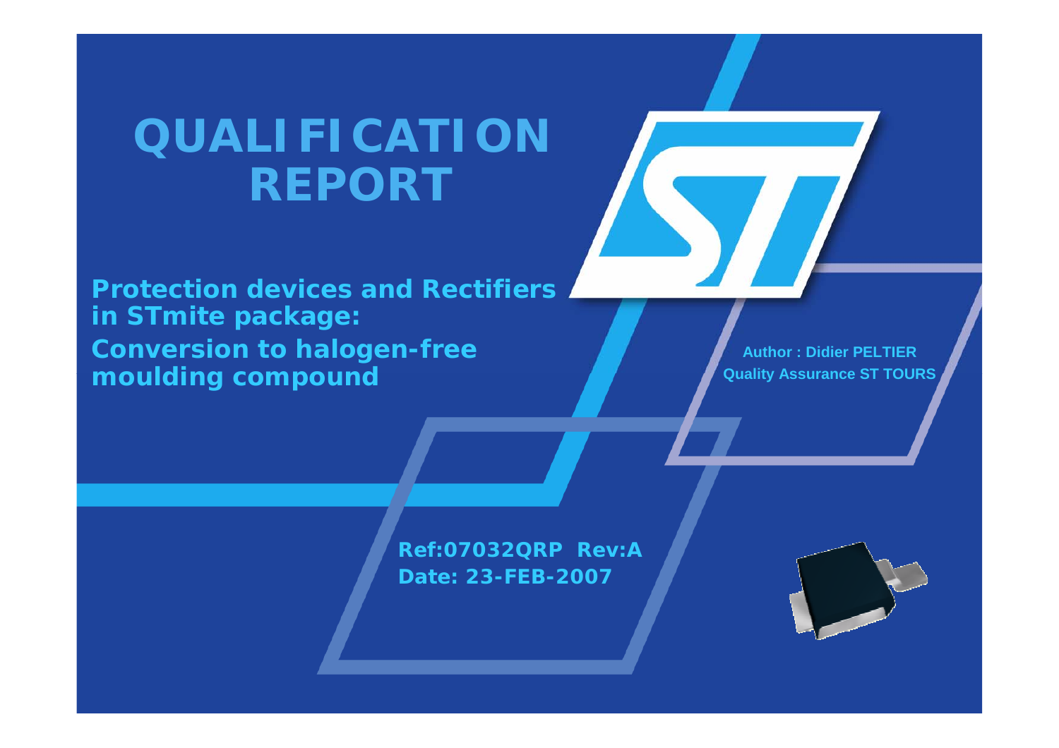# QUALIFICATION REPORT

**Protection devices and Rectifiers in STmite package: Conversion to halogen-free moulding compound**

**Author : Didier PELTIER**
**Quality Assurance ST TOURS**

**Ref:07032QRP Rev:A**
**Date: 23-FEB-2007**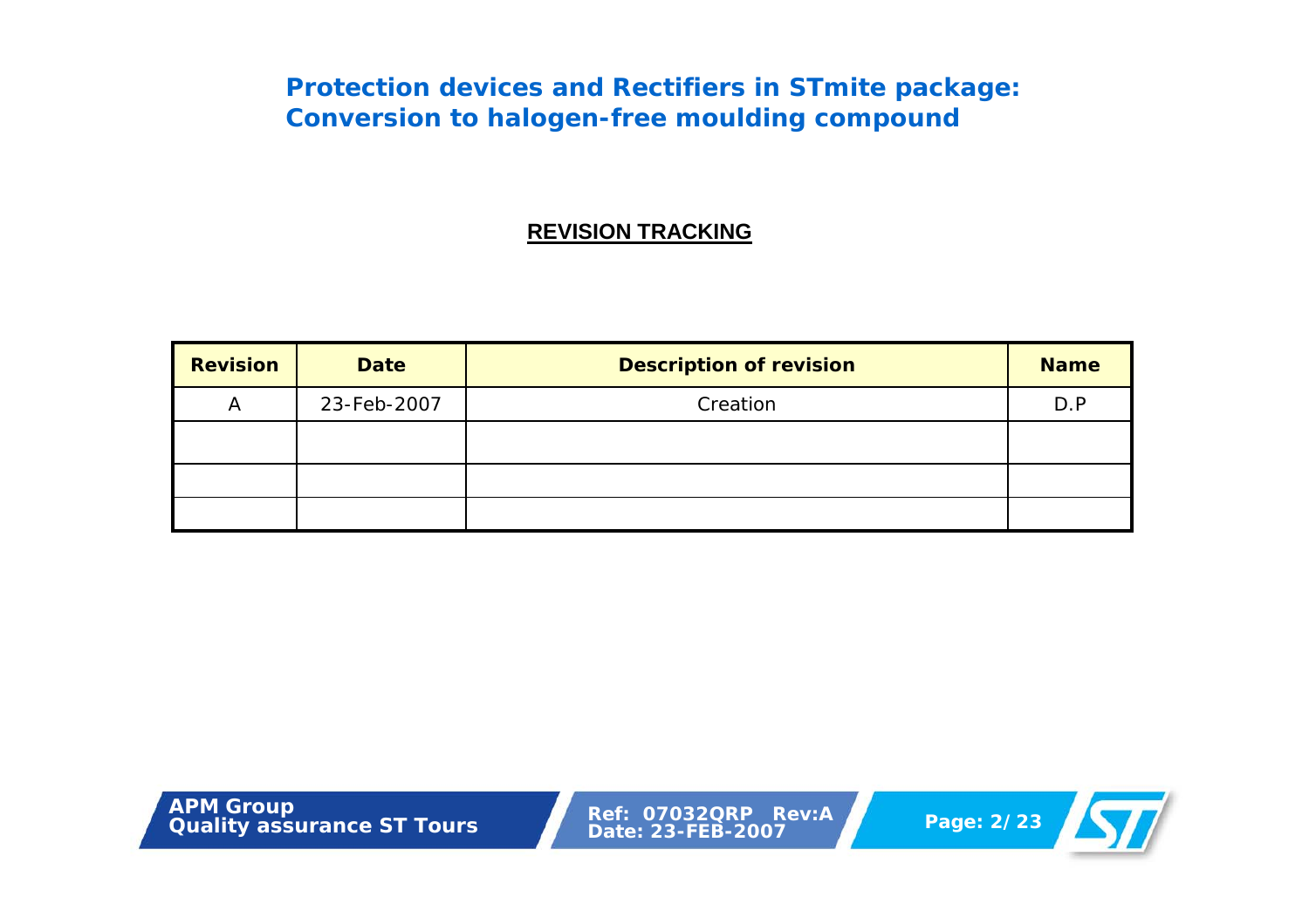# Protection devices and Rectifiers in STmite package: Conversion to halogen-free moulding compound

## REVISION TRACKING

| Revision | Date | Description of revision | Name |
|---|---|---|---|
| A | 23-Feb-2007 | Creation | D.P |
| | | | |
| | | | |
| | | | |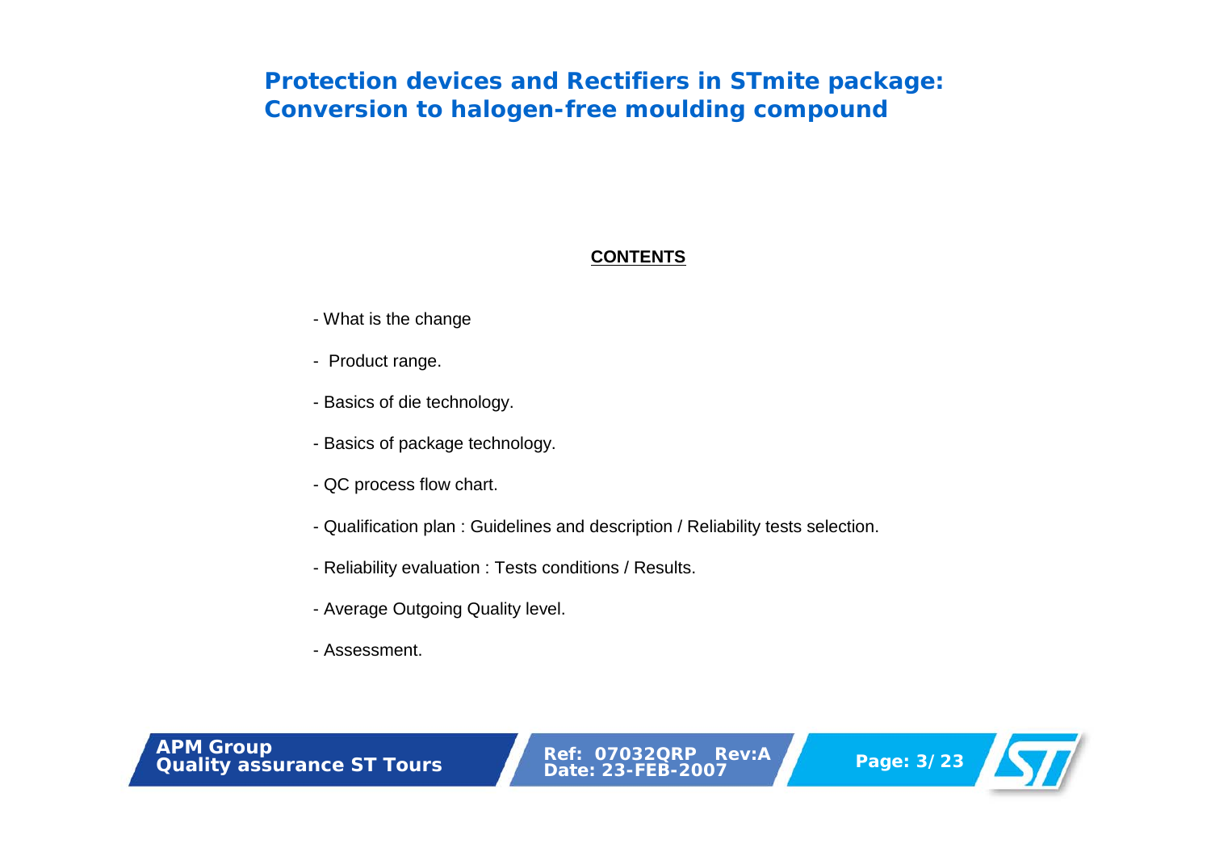# Protection devices and Rectifiers in STmite package: Conversion to halogen-free moulding compound

## CONTENTS

- What is the change
- Product range.
- Basics of die technology.
- Basics of package technology.
- QC process flow chart.
- Qualification plan : Guidelines and description / Reliability tests selection.
- Reliability evaluation : Tests conditions / Results.
- Average Outgoing Quality level.
- Assessment.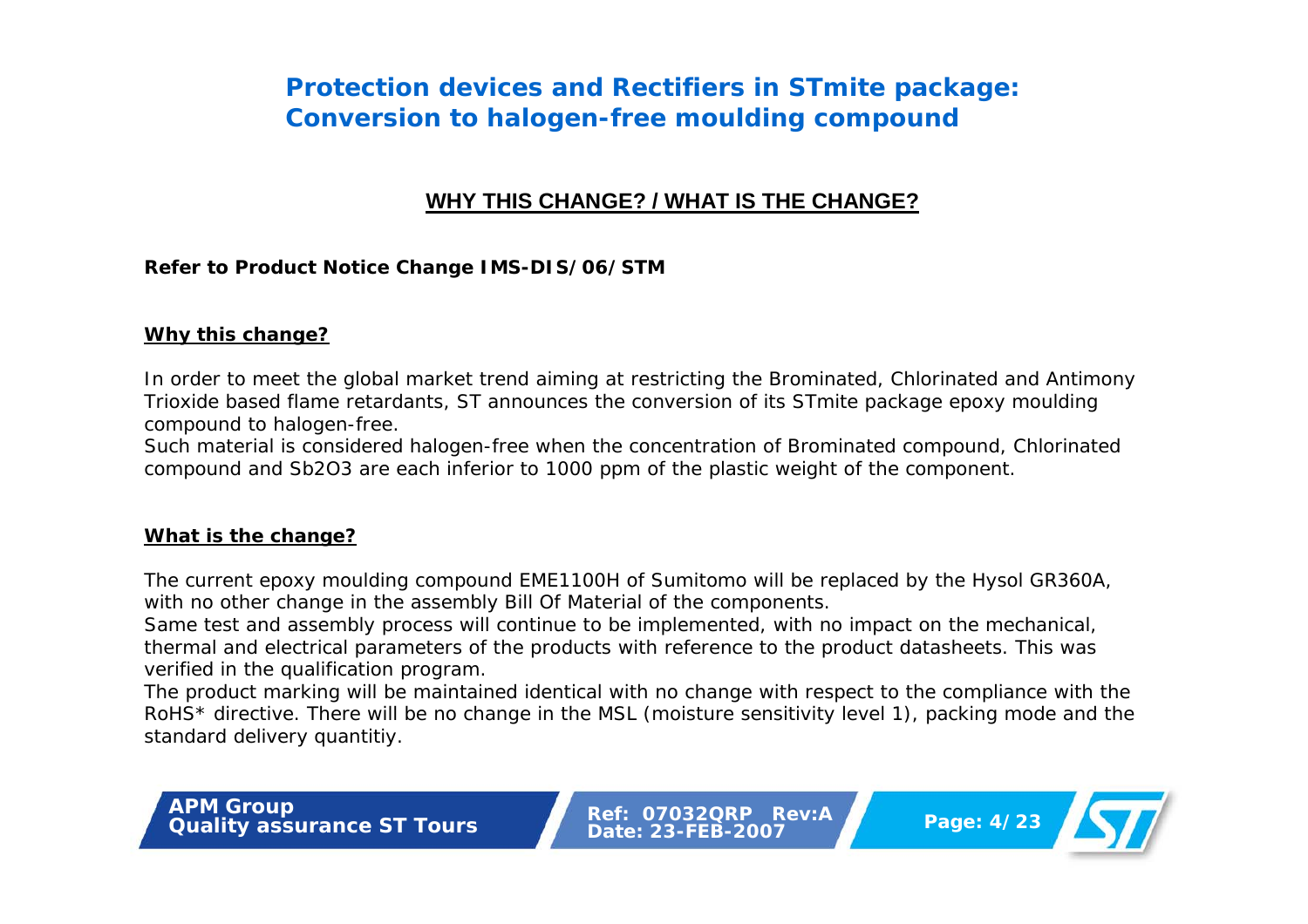# Protection devices and Rectifiers in STmite package: Conversion to halogen-free moulding compound

## WHY THIS CHANGE? / WHAT IS THE CHANGE?

**Refer to Product Notice Change IMS-DIS/06/STM**

**Why this change?**

In order to meet the global market trend aiming at restricting the Brominated, Chlorinated and Antimony Trioxide based flame retardants, ST announces the conversion of its STmite package epoxy moulding compound to halogen-free.

Such material is considered halogen-free when the concentration of Brominated compound, Chlorinated compound and $Sb_2O_3$ are each inferior to 1000 ppm of the plastic weight of the component.

**What is the change?**

The current epoxy moulding compound EME1100H of Sumitomo will be replaced by the Hysol GR360A, with no other change in the assembly Bill Of Material of the components.

Same test and assembly process will continue to be implemented, with no impact on the mechanical, thermal and electrical parameters of the products with reference to the product datasheets. This was verified in the qualification program.

The product marking will be maintained identical with no change with respect to the compliance with the RoHS* directive. There will be no change in the MSL (moisture sensitivity level 1), packing mode and the standard delivery quantitiy.

APM Group
Quality assurance ST Tours

Ref: 07032QRP Rev:A
Date: 23-FEB-2007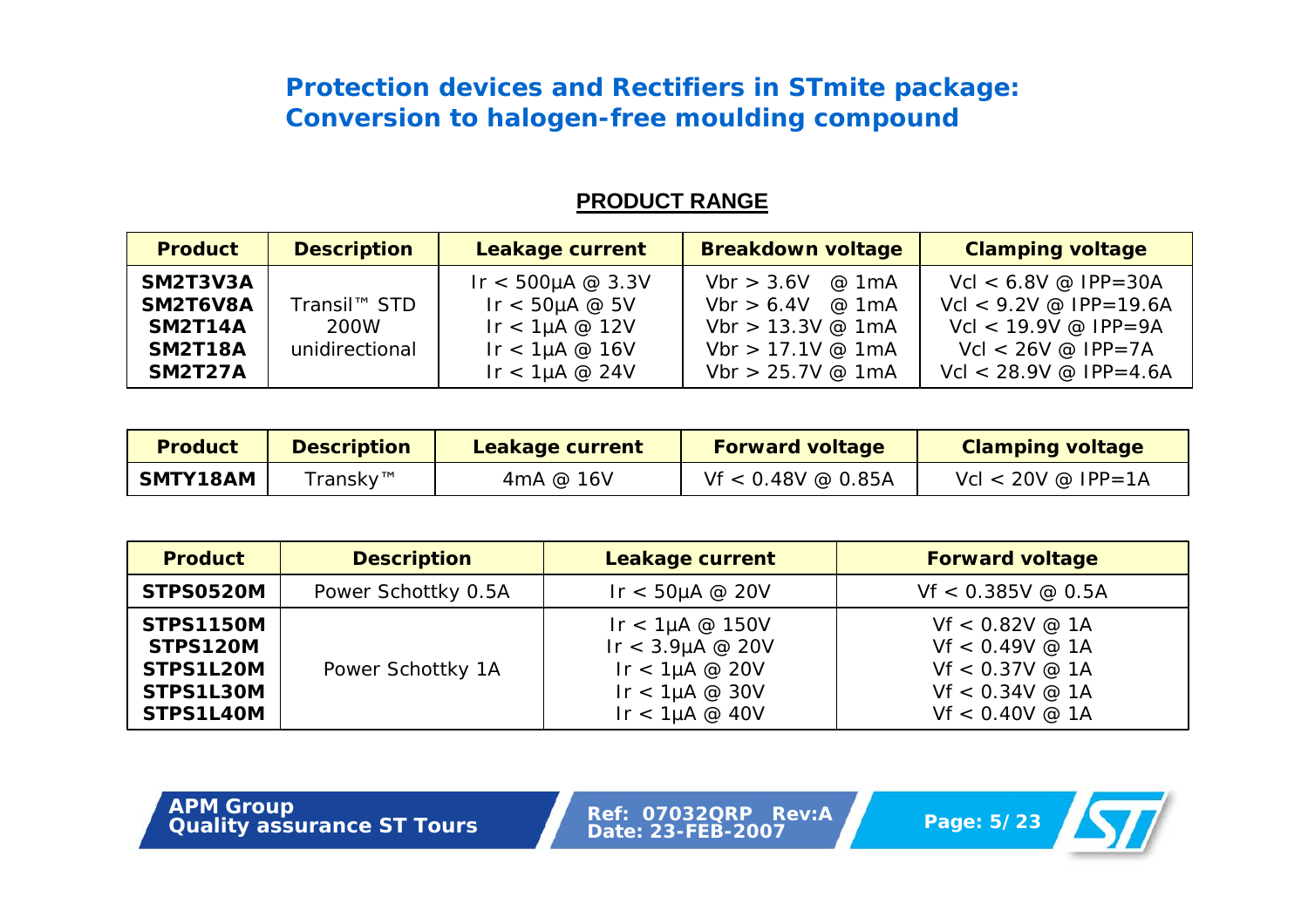# Protection devices and Rectifiers in STmite package: Conversion to halogen-free moulding compound

## PRODUCT RANGE

| Product | Description | Leakage current | Breakdown voltage | Clamping voltage |
|---|---|---|---|---|
| **SM2T3V3A** | Transil™ STD 200W unidirectional | Ir < 500µA @ 3.3V | Vbr > 3.6V @ 1mA | Vcl < 6.8V @ IPP=30A |
| **SM2T6V8A** | | Ir < 50µA @ 5V | Vbr > 6.4V @ 1mA | Vcl < 9.2V @ IPP=19.6A |
| **SM2T14A** | | Ir < 1µA @ 12V | Vbr > 13.3V @ 1mA | Vcl < 19.9V @ IPP=9A |
| **SM2T18A** | | Ir < 1µA @ 16V | Vbr > 17.1V @ 1mA | Vcl < 26V @ IPP=7A |
| **SM2T27A** | | Ir < 1µA @ 24V | Vbr > 25.7V @ 1mA | Vcl < 28.9V @ IPP=4.6A |

| Product | Description | Leakage current | Forward voltage | Clamping voltage |
|---|---|---|---|---|
| **SMTY18AM** | Transky™ | 4mA @ 16V | Vf < 0.48V @ 0.85A | Vcl < 20V @ IPP=1A |

| Product | Description | Leakage current | Forward voltage |
|---|---|---|---|
| **STPS0520M** | Power Schottky 0.5A | Ir < 50µA @ 20V | Vf < 0.385V @ 0.5A |
| **STPS1150M** | Power Schottky 1A | Ir < 1µA @ 150V | Vf < 0.82V @ 1A |
| **STPS120M** | | Ir < 3.9µA @ 20V | Vf < 0.49V @ 1A |
| **STPS1L20M** | | Ir < 1µA @ 20V | Vf < 0.37V @ 1A |
| **STPS1L30M** | | Ir < 1µA @ 30V | Vf < 0.34V @ 1A |
| **STPS1L40M** | | Ir < 1µA @ 40V | Vf < 0.40V @ 1A |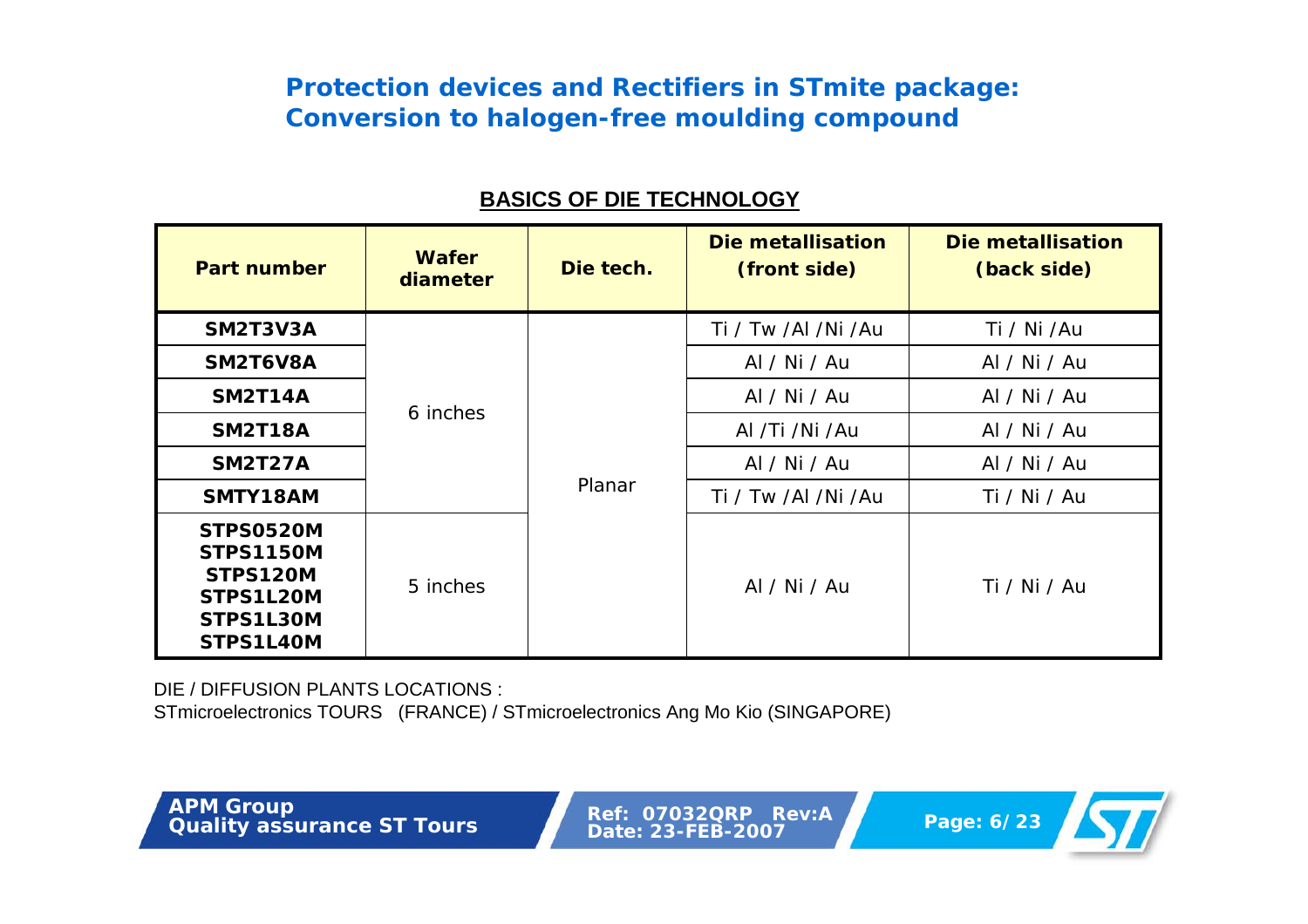## Protection devices and Rectifiers in STmite package: Conversion to halogen-free moulding compound

### BASICS OF DIE TECHNOLOGY

| Part number | Wafer diameter | Die tech. | Die metallisation (front side) | Die metallisation (back side) |
|---|---|---|---|---|
| SM2T3V3A | 6 inches | Planar | Ti / Tw /Al /Ni /Au | Ti / Ni /Au |
| SM2T6V8A | | | Al / Ni / Au | Al / Ni / Au |
| SM2T14A | | | Al / Ni / Au | Al / Ni / Au |
| SM2T18A | | | Al /Ti /Ni /Au | Al / Ni / Au |
| SM2T27A | | | Al / Ni / Au | Al / Ni / Au |
| SMTY18AM | | | Ti / Tw /Al /Ni /Au | Ti / Ni / Au |
| STPS0520M<br>STPS1150M<br>STPS120M<br>STPS1L20M<br>STPS1L30M<br>STPS1L40M | 5 inches | | Al / Ni / Au | Ti / Ni / Au |

DIE / DIFFUSION PLANTS LOCATIONS :
STmicroelectronics TOURS (FRANCE) / STmicroelectronics Ang Mo Kio (SINGAPORE)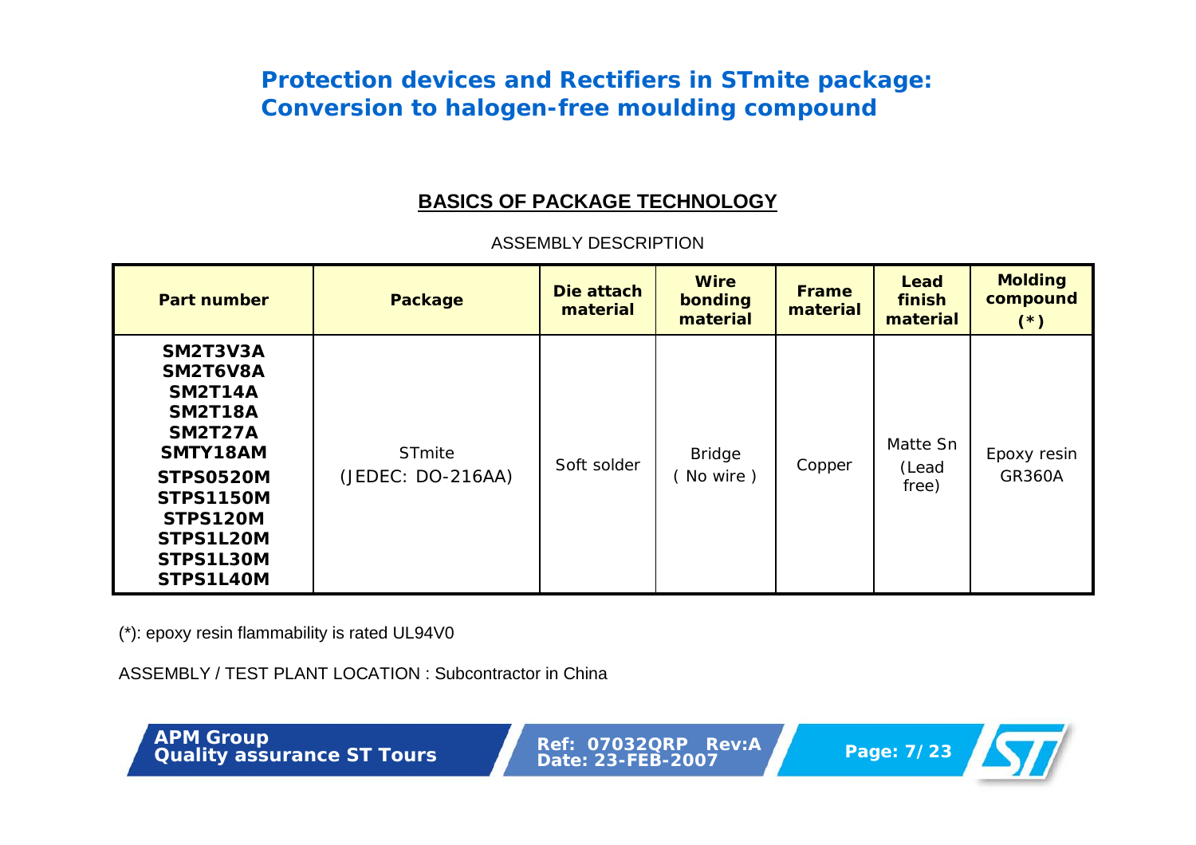# Protection devices and Rectifiers in STmite package: Conversion to halogen-free moulding compound

## BASICS OF PACKAGE TECHNOLOGY

ASSEMBLY DESCRIPTION

| Part number | Package | Die attach material | Wire bonding material | Frame material | Lead finish material | Molding compound (*) |
|---|---|---|---|---|---|---|
| SM2T3V3A<br>SM2T6V8A<br>SM2T14A<br>SM2T18A<br>SM2T27A<br>SMTY18AM<br>STPS0520M<br>STPS1150M<br>STPS120M<br>STPS1L20M<br>STPS1L30M<br>STPS1L40M | STmite<br>(JEDEC: DO-216AA) | Soft solder | Bridge<br>( No wire ) | Copper | Matte Sn<br>(Lead free) | Epoxy resin<br>GR360A |

(*): epoxy resin flammability is rated UL94V0

ASSEMBLY / TEST PLANT LOCATION : Subcontractor in China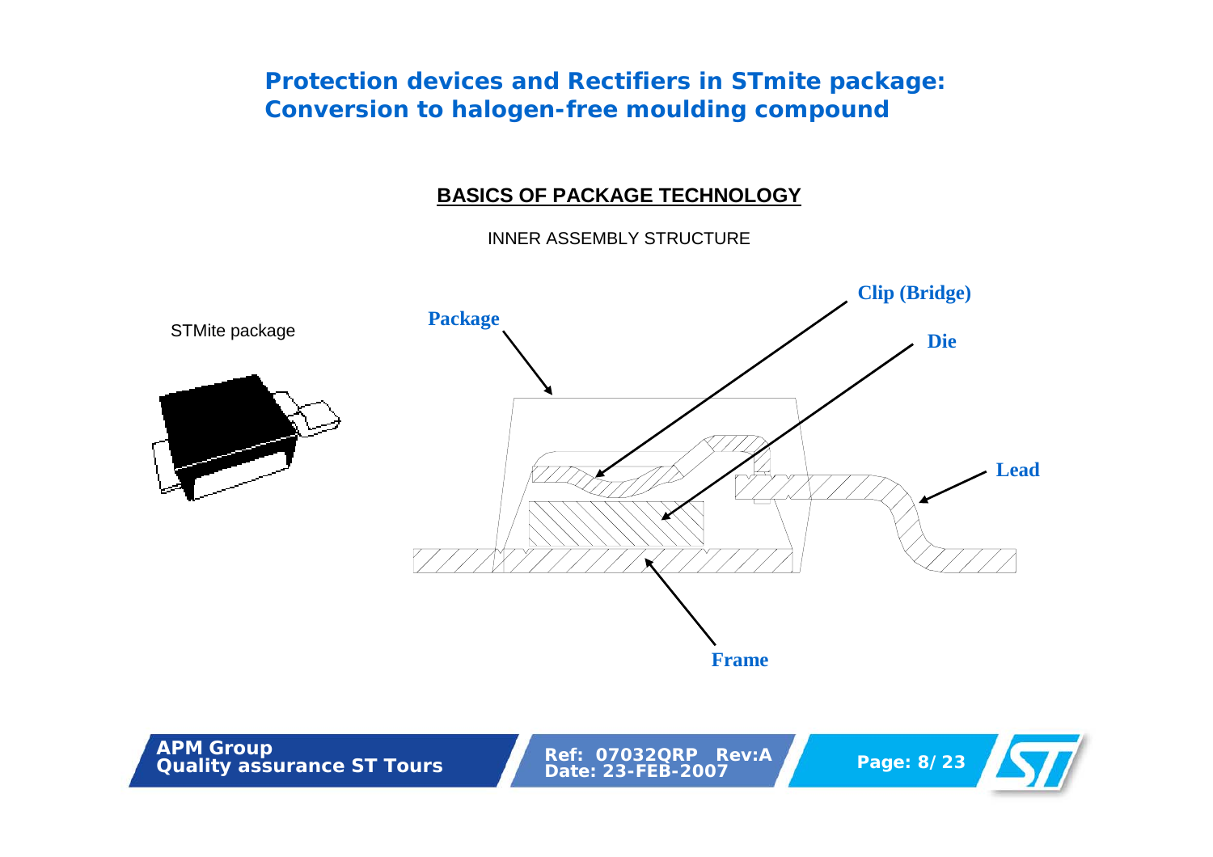# Protection devices and Rectifiers in STmite package: Conversion to halogen-free moulding compound

## BASICS OF PACKAGE TECHNOLOGY

INNER ASSEMBLY STRUCTURE

STMite package

Package

Clip (Bridge)

Die

Lead

Frame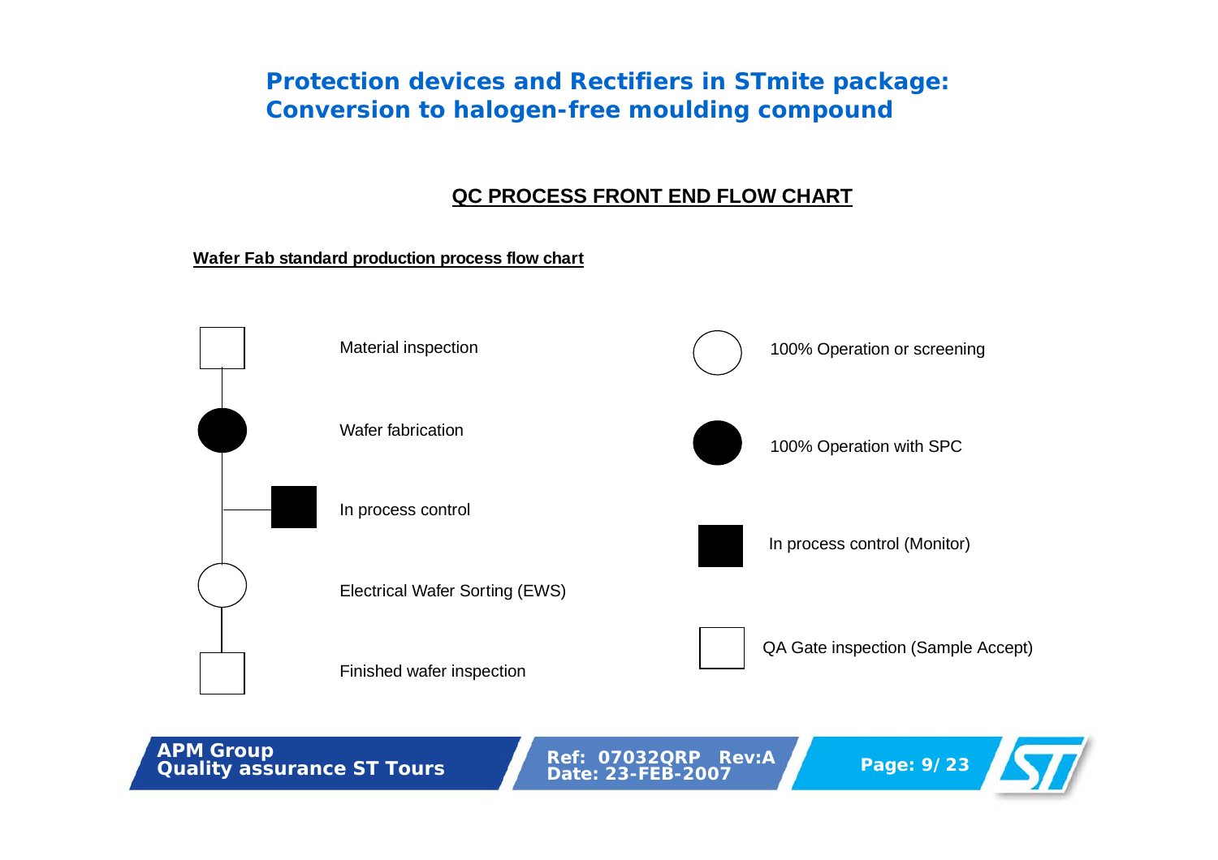# Protection devices and Rectifiers in STmite package: Conversion to halogen-free moulding compound

## QC PROCESS FRONT END FLOW CHART

**Wafer Fab standard production process flow chart**

Material inspection

Wafer fabrication

In process control

Electrical Wafer Sorting (EWS)

Finished wafer inspection

100% Operation or screening

100% Operation with SPC

In process control (Monitor)

QA Gate inspection (Sample Accept)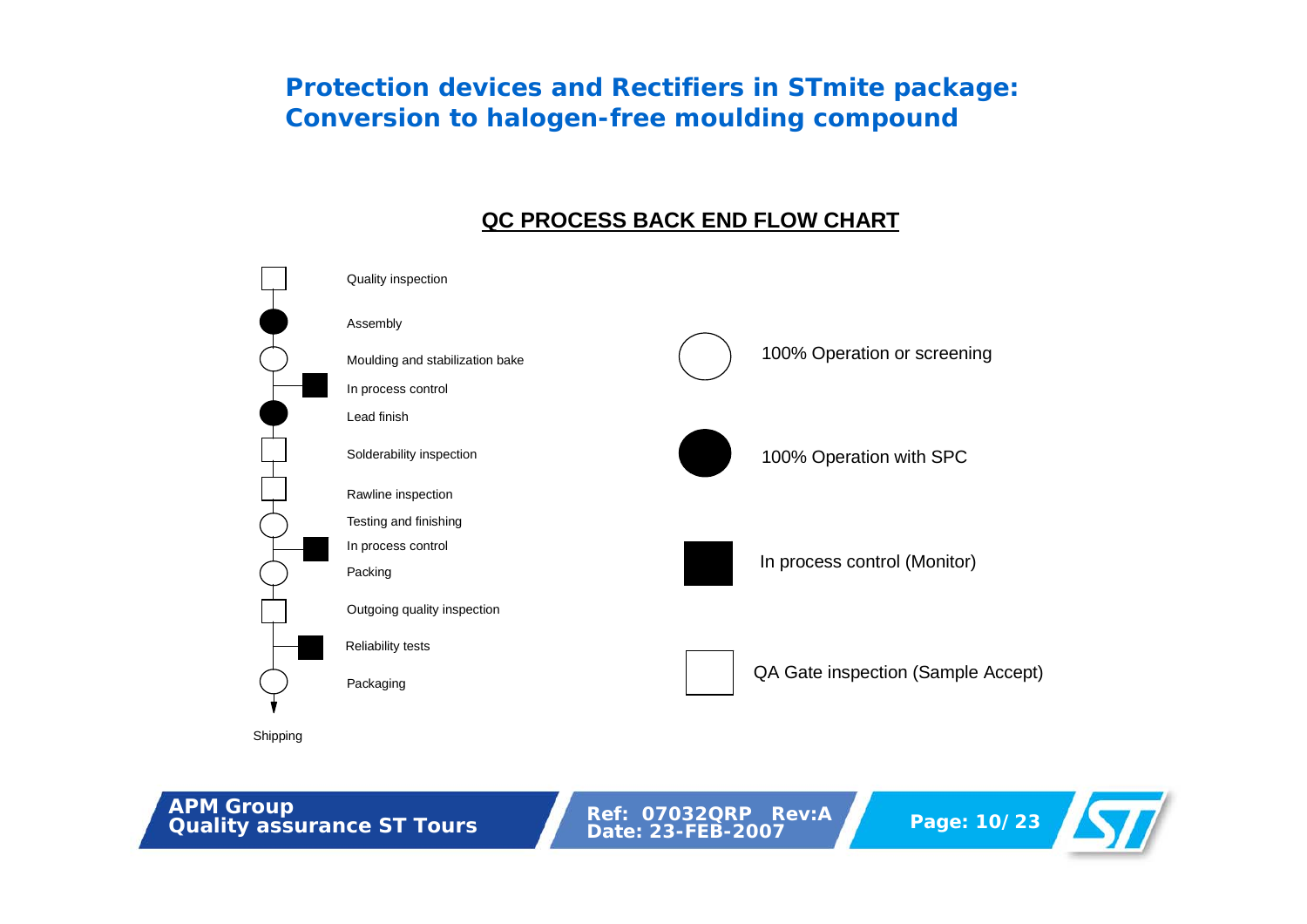# Protection devices and Rectifiers in STmite package: Conversion to halogen-free moulding compound

## QC PROCESS BACK END FLOW CHART

| Symbol | Step |
|---|---|
| QA Gate inspection (Sample Accept) | Quality inspection |
| 100% Operation with SPC | Assembly |
| 100% Operation or screening | Moulding and stabilization bake |
| In process control (Monitor) | In process control |
| 100% Operation with SPC | Lead finish |
| QA Gate inspection (Sample Accept) | Solderability inspection |
| QA Gate inspection (Sample Accept) | Rawline inspection |
| 100% Operation or screening | Testing and finishing |
| In process control (Monitor) | In process control |
| 100% Operation or screening | Packing |
| QA Gate inspection (Sample Accept) | Outgoing quality inspection |
| In process control (Monitor) | Reliability tests |
| 100% Operation or screening | Packaging |
| | Shipping |

**Legend:**

- ○ 100% Operation or screening
- ● 100% Operation with SPC
- ■ In process control (Monitor)
- □ QA Gate inspection (Sample Accept)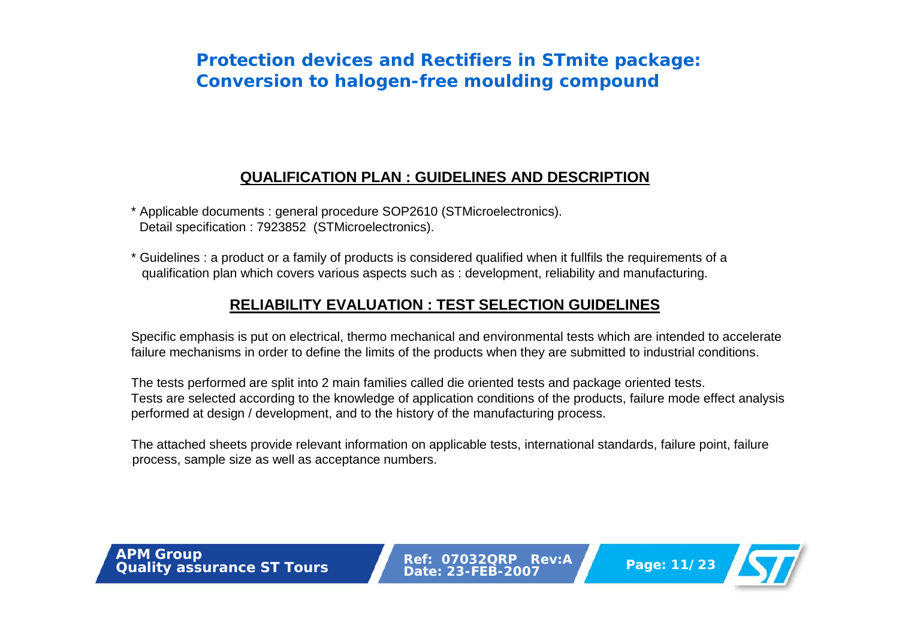# Protection devices and Rectifiers in STmite package: Conversion to halogen-free moulding compound

## QUALIFICATION PLAN : GUIDELINES AND DESCRIPTION

* Applicable documents : general procedure SOP2610 (STMicroelectronics).
  Detail specification : 7923852 (STMicroelectronics).

* Guidelines : a product or a family of products is considered qualified when it fullfils the requirements of a qualification plan which covers various aspects such as : development, reliability and manufacturing.

## RELIABILITY EVALUATION : TEST SELECTION GUIDELINES

Specific emphasis is put on electrical, thermo mechanical and environmental tests which are intended to accelerate failure mechanisms in order to define the limits of the products when they are submitted to industrial conditions.

The tests performed are split into 2 main families called die oriented tests and package oriented tests.
Tests are selected according to the knowledge of application conditions of the products, failure mode effect analysis performed at design / development, and to the history of the manufacturing process.

The attached sheets provide relevant information on applicable tests, international standards, failure point, failure process, sample size as well as acceptance numbers.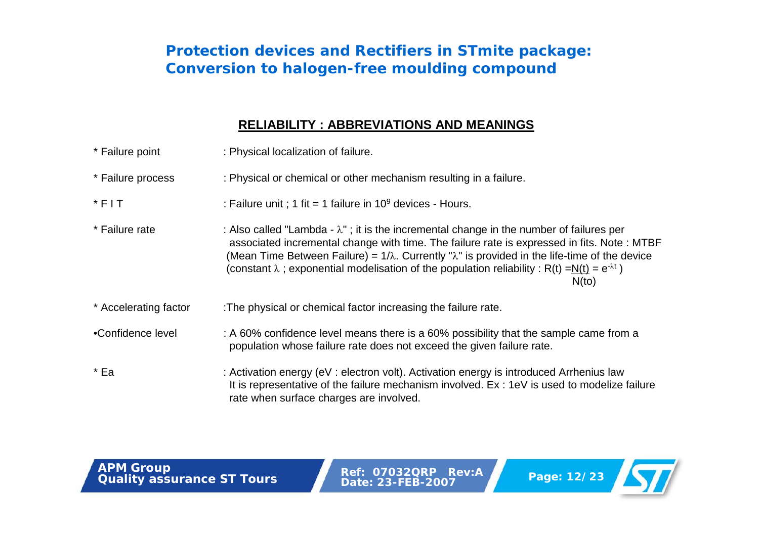## RELIABILITY : ABBREVIATIONS AND MEANINGS

* Failure point : Physical localization of failure.

* Failure process : Physical or chemical or other mechanism resulting in a failure.

* F I T : Failure unit ; 1 fit = 1 failure in $10^9$ devices - Hours.

* Failure rate : Also called "Lambda - $\lambda$" ; it is the incremental change in the number of failures per associated incremental change with time. The failure rate is expressed in fits. Note : MTBF (Mean Time Between Failure) = $1/\lambda$. Currently "$\lambda$" is provided in the life-time of the device (constant $\lambda$ ; exponential modelisation of the population reliability : $R(t) = \frac{N(t)}{N(to)} = e^{-\lambda t}$ )

* Accelerating factor :The physical or chemical factor increasing the failure rate.

•Confidence level : A 60% confidence level means there is a 60% possibility that the sample came from a population whose failure rate does not exceed the given failure rate.

* Ea : Activation energy (eV : electron volt). Activation energy is introduced Arrhenius law It is representative of the failure mechanism involved. Ex : 1eV is used to modelize failure rate when surface charges are involved.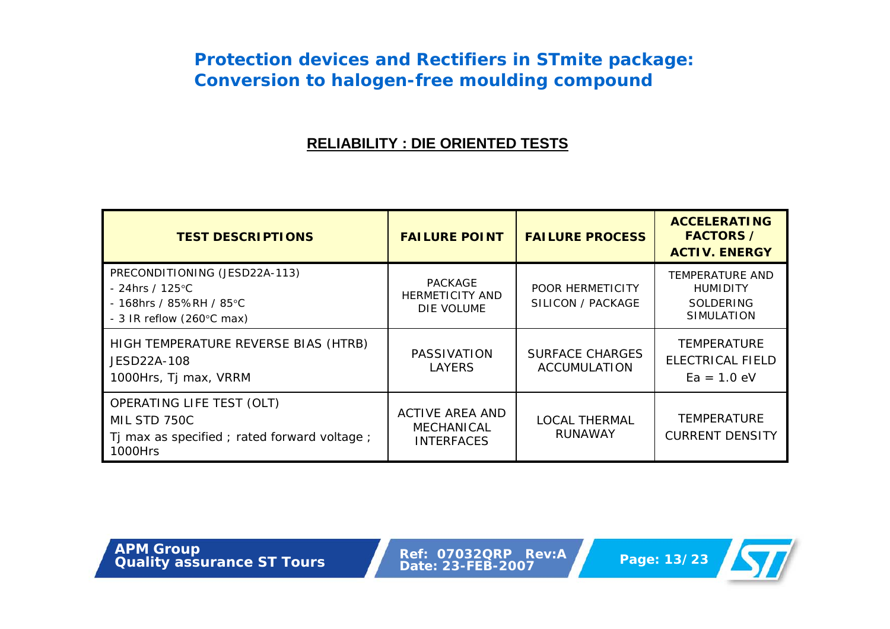# Protection devices and Rectifiers in STmite package: Conversion to halogen-free moulding compound

## RELIABILITY : DIE ORIENTED TESTS

| TEST DESCRIPTIONS | FAILURE POINT | FAILURE PROCESS | ACCELERATING FACTORS / ACTIV. ENERGY |
|---|---|---|---|
| PRECONDITIONING (JESD22A-113)<br>- 24hrs / 125°C<br>- 168hrs / 85%RH / 85°C<br>- 3 IR reflow (260°C max) | PACKAGE HERMETICITY AND DIE VOLUME | POOR HERMETICITY SILICON / PACKAGE | TEMPERATURE AND HUMIDITY SOLDERING SIMULATION |
| HIGH TEMPERATURE REVERSE BIAS (HTRB)<br>JESD22A-108<br>1000Hrs, Tj max, VRRM | PASSIVATION LAYERS | SURFACE CHARGES ACCUMULATION | TEMPERATURE<br>ELECTRICAL FIELD<br>Ea = 1.0 eV |
| OPERATING LIFE TEST (OLT)<br>MIL STD 750C<br>Tj max as specified ; rated forward voltage ; 1000Hrs | ACTIVE AREA AND MECHANICAL INTERFACES | LOCAL THERMAL RUNAWAY | TEMPERATURE<br>CURRENT DENSITY |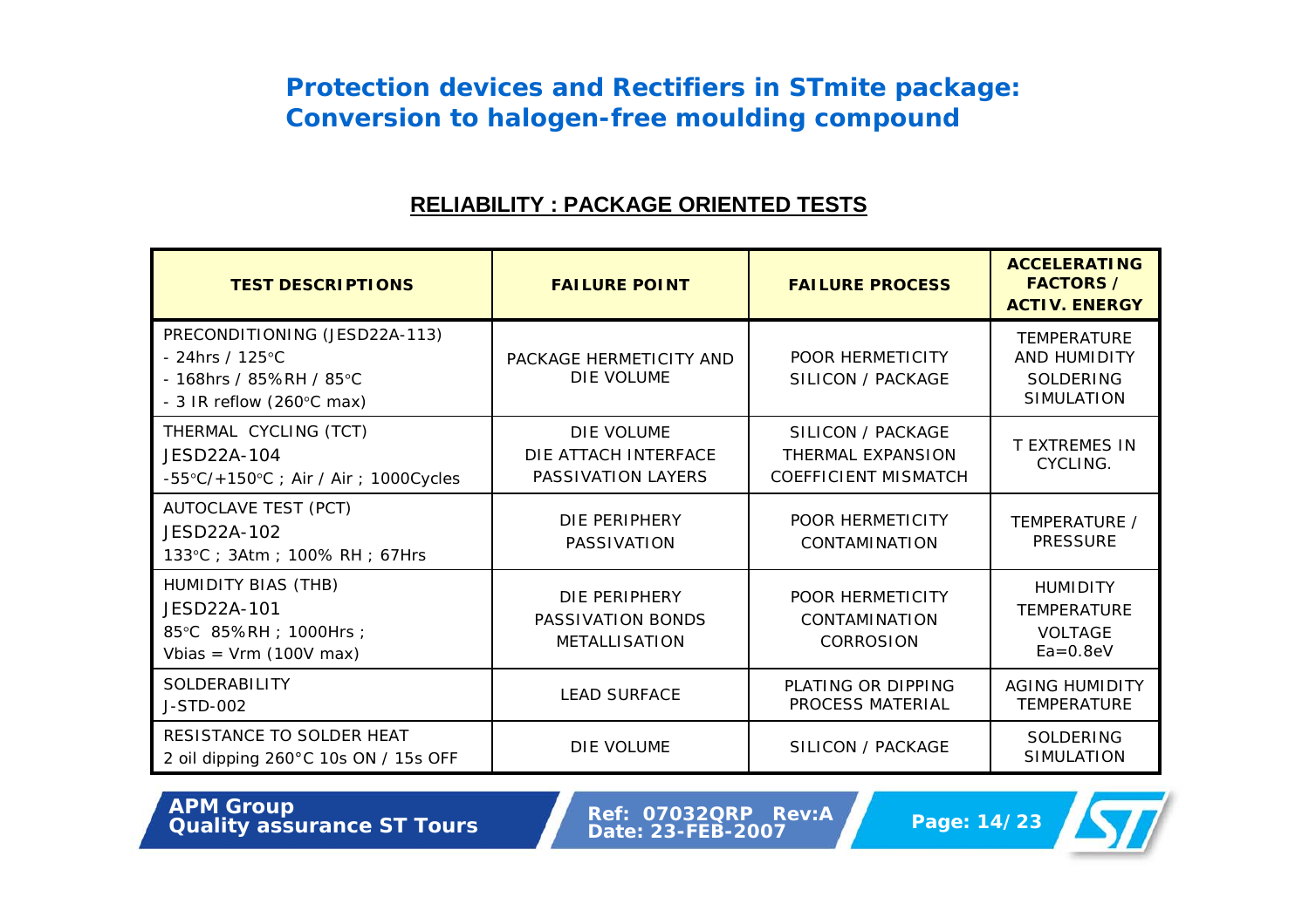# Protection devices and Rectifiers in STmite package: Conversion to halogen-free moulding compound

## RELIABILITY : PACKAGE ORIENTED TESTS

| TEST DESCRIPTIONS | FAILURE POINT | FAILURE PROCESS | ACCELERATING FACTORS / ACTIV. ENERGY |
|---|---|---|---|
| PRECONDITIONING (JESD22A-113)<br>- 24hrs / 125°C<br>- 168hrs / 85%RH / 85°C<br>- 3 IR reflow (260°C max) | PACKAGE HERMETICITY AND DIE VOLUME | POOR HERMETICITY SILICON / PACKAGE | TEMPERATURE AND HUMIDITY SOLDERING SIMULATION |
| THERMAL CYCLING (TCT)<br>JESD22A-104<br>-55°C/+150°C ; Air / Air ; 1000Cycles | DIE VOLUME<br>DIE ATTACH INTERFACE<br>PASSIVATION LAYERS | SILICON / PACKAGE THERMAL EXPANSION COEFFICIENT MISMATCH | T EXTREMES IN CYCLING. |
| AUTOCLAVE TEST (PCT)<br>JESD22A-102<br>133°C ; 3Atm ; 100% RH ; 67Hrs | DIE PERIPHERY PASSIVATION | POOR HERMETICITY CONTAMINATION | TEMPERATURE / PRESSURE |
| HUMIDITY BIAS (THB)<br>JESD22A-101<br>85°C 85%RH ; 1000Hrs ;<br>Vbias = Vrm (100V max) | DIE PERIPHERY PASSIVATION BONDS METALLISATION | POOR HERMETICITY CONTAMINATION CORROSION | HUMIDITY<br>TEMPERATURE<br>VOLTAGE<br>Ea=0.8eV |
| SOLDERABILITY<br>J-STD-002 | LEAD SURFACE | PLATING OR DIPPING PROCESS MATERIAL | AGING HUMIDITY TEMPERATURE |
| RESISTANCE TO SOLDER HEAT<br>2 oil dipping 260°C 10s ON / 15s OFF | DIE VOLUME | SILICON / PACKAGE | SOLDERING SIMULATION |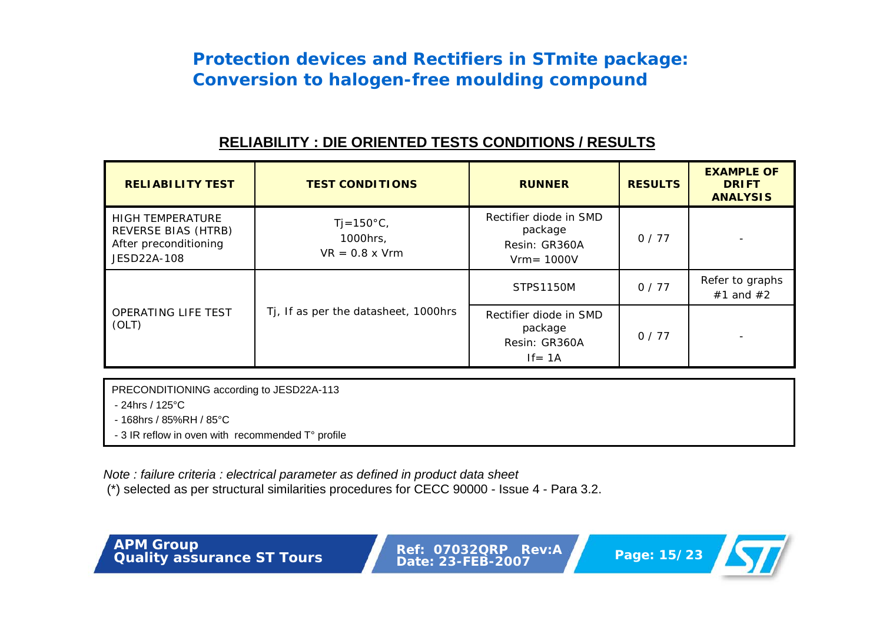# Protection devices and Rectifiers in STmite package: Conversion to halogen-free moulding compound

## RELIABILITY : DIE ORIENTED TESTS CONDITIONS / RESULTS

| RELIABILITY TEST | TEST CONDITIONS | RUNNER | RESULTS | EXAMPLE OF DRIFT ANALYSIS |
|---|---|---|---|---|
| HIGH TEMPERATURE REVERSE BIAS (HTRB) After preconditioning JESD22A-108 | Tj=150°C, 1000hrs, VR = 0.8 x Vrm | Rectifier diode in SMD package Resin: GR360A Vrm= 1000V | 0 / 77 | - |
| OPERATING LIFE TEST (OLT) | Tj, If as per the datasheet, 1000hrs | STPS1150M | 0 / 77 | Refer to graphs #1 and #2 |
| | | Rectifier diode in SMD package Resin: GR360A If= 1A | 0 / 77 | - |

PRECONDITIONING according to JESD22A-113
- 24hrs / 125°C
- 168hrs / 85%RH / 85°C
- 3 IR reflow in oven with recommended T° profile

*Note : failure criteria : electrical parameter as defined in product data sheet*

(*) selected as per structural similarities procedures for CECC 90000 - Issue 4 - Para 3.2.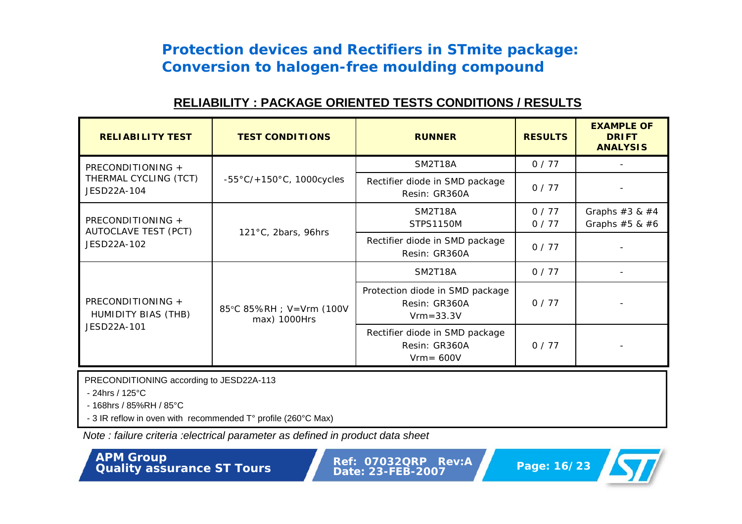# Protection devices and Rectifiers in STmite package: Conversion to halogen-free moulding compound

## RELIABILITY : PACKAGE ORIENTED TESTS CONDITIONS / RESULTS

| RELIABILITY TEST | TEST CONDITIONS | RUNNER | RESULTS | EXAMPLE OF DRIFT ANALYSIS |
|---|---|---|---|---|
| PRECONDITIONING + THERMAL CYCLING (TCT) JESD22A-104 | -55°C/+150°C, 1000cycles | SM2T18A | 0 / 77 | - |
| | | Rectifier diode in SMD package Resin: GR360A | 0 / 77 | - |
| PRECONDITIONING + AUTOCLAVE TEST (PCT) JESD22A-102 | 121°C, 2bars, 96hrs | SM2T18A<br>STPS1150M | 0 / 77<br>0 / 77 | Graphs #3 & #4<br>Graphs #5 & #6 |
| | | Rectifier diode in SMD package Resin: GR360A | 0 / 77 | - |
| PRECONDITIONING + HUMIDITY BIAS (THB) JESD22A-101 | 85°C 85%RH ; V=Vrm (100V max) 1000Hrs | SM2T18A | 0 / 77 | - |
| | | Protection diode in SMD package Resin: GR360A Vrm=33.3V | 0 / 77 | - |
| | | Rectifier diode in SMD package Resin: GR360A Vrm= 600V | 0 / 77 | - |

PRECONDITIONING according to JESD22A-113

- 24hrs / 125°C
- 168hrs / 85%RH / 85°C
- 3 IR reflow in oven with recommended T° profile (260°C Max)

*Note : failure criteria :electrical parameter as defined in product data sheet*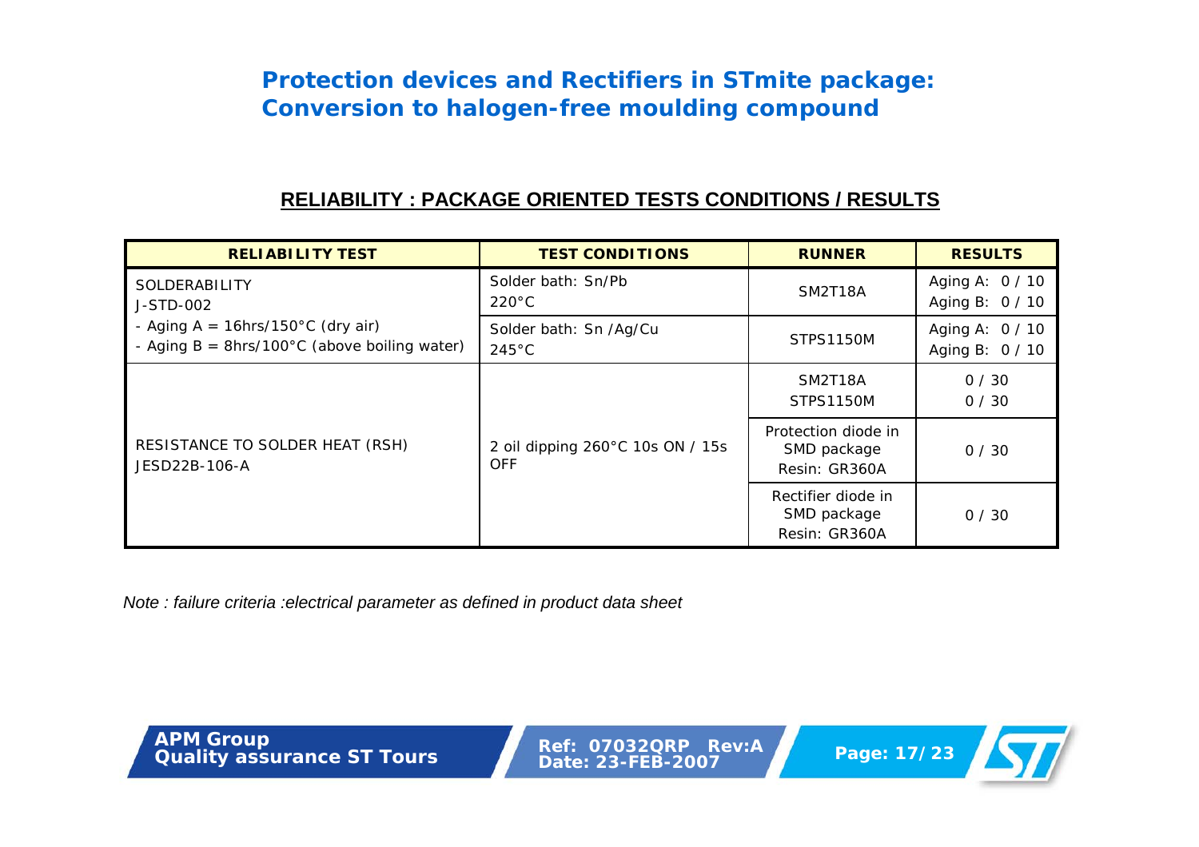# Protection devices and Rectifiers in STmite package: Conversion to halogen-free moulding compound

## RELIABILITY : PACKAGE ORIENTED TESTS CONDITIONS / RESULTS

| RELIABILITY TEST | TEST CONDITIONS | RUNNER | RESULTS |
|---|---|---|---|
| SOLDERABILITY<br>J-STD-002<br>- Aging A = 16hrs/150°C (dry air)<br>- Aging B = 8hrs/100°C (above boiling water) | Solder bath: Sn/Pb<br>220°C | SM2T18A | Aging A: 0 / 10<br>Aging B: 0 / 10 |
| | Solder bath: Sn /Ag/Cu<br>245°C | STPS1150M | Aging A: 0 / 10<br>Aging B: 0 / 10 |
| RESISTANCE TO SOLDER HEAT (RSH)<br>JESD22B-106-A | 2 oil dipping 260°C 10s ON / 15s OFF | SM2T18A<br>STPS1150M | 0 / 30<br>0 / 30 |
| | | Protection diode in SMD package<br>Resin: GR360A | 0 / 30 |
| | | Rectifier diode in SMD package<br>Resin: GR360A | 0 / 30 |

*Note : failure criteria :electrical parameter as defined in product data sheet*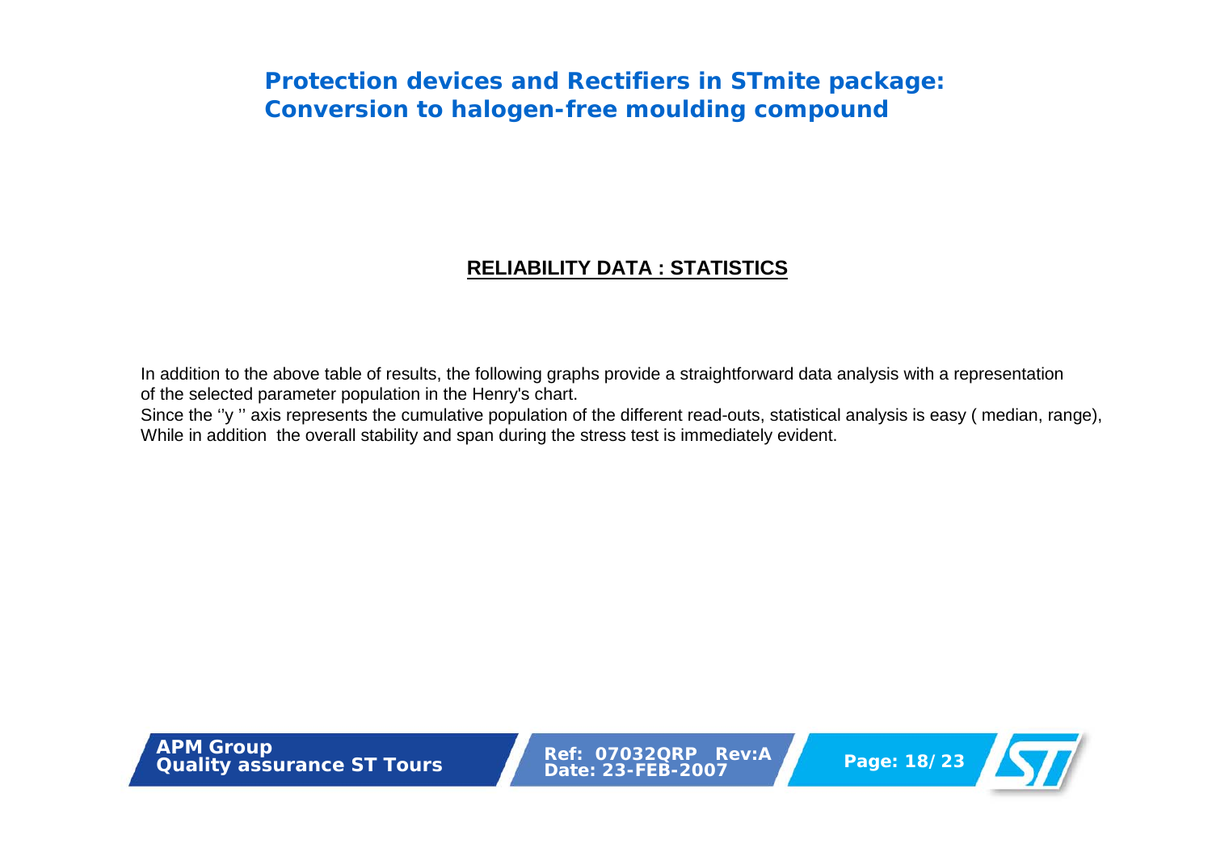## RELIABILITY DATA : STATISTICS

In addition to the above table of results, the following graphs provide a straightforward data analysis with a representation of the selected parameter population in the Henry's chart.

Since the ''y '' axis represents the cumulative population of the different read-outs, statistical analysis is easy ( median, range), While in addition the overall stability and span during the stress test is immediately evident.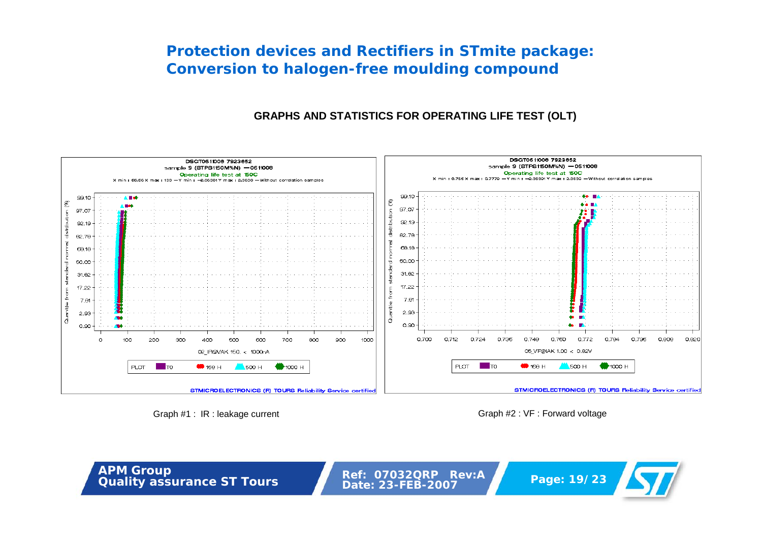# Protection devices and Rectifiers in STmite package: Conversion to halogen-free moulding compound

## GRAPHS AND STATISTICS FOR OPERATING LIFE TEST (OLT)

Graph #1 : IR : leakage current

Graph #2 : VF : Forward voltage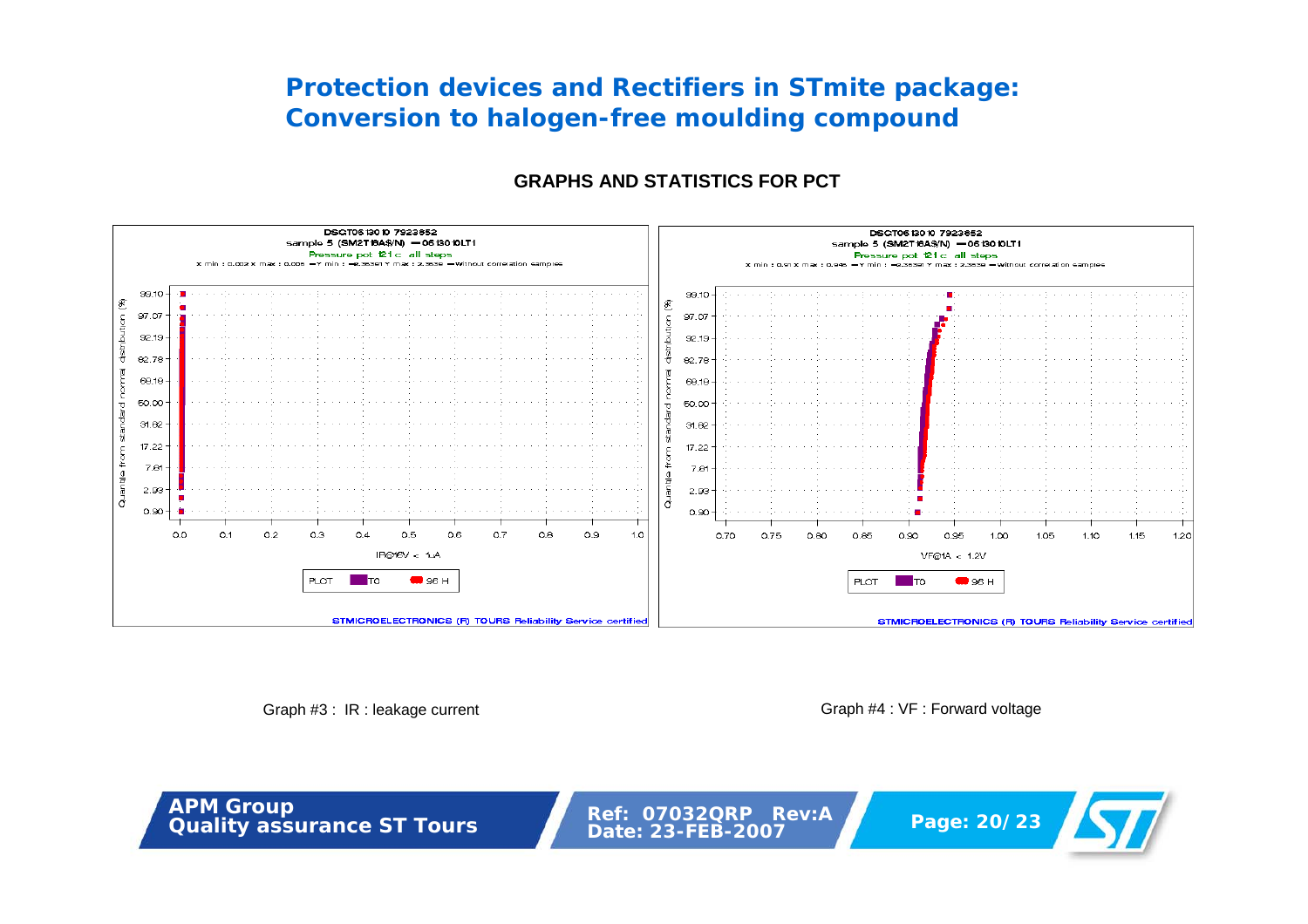# Protection devices and Rectifiers in STmite package: Conversion to halogen-free moulding compound

## GRAPHS AND STATISTICS FOR PCT

Graph #3 : IR : leakage current

Graph #4 : VF : Forward voltage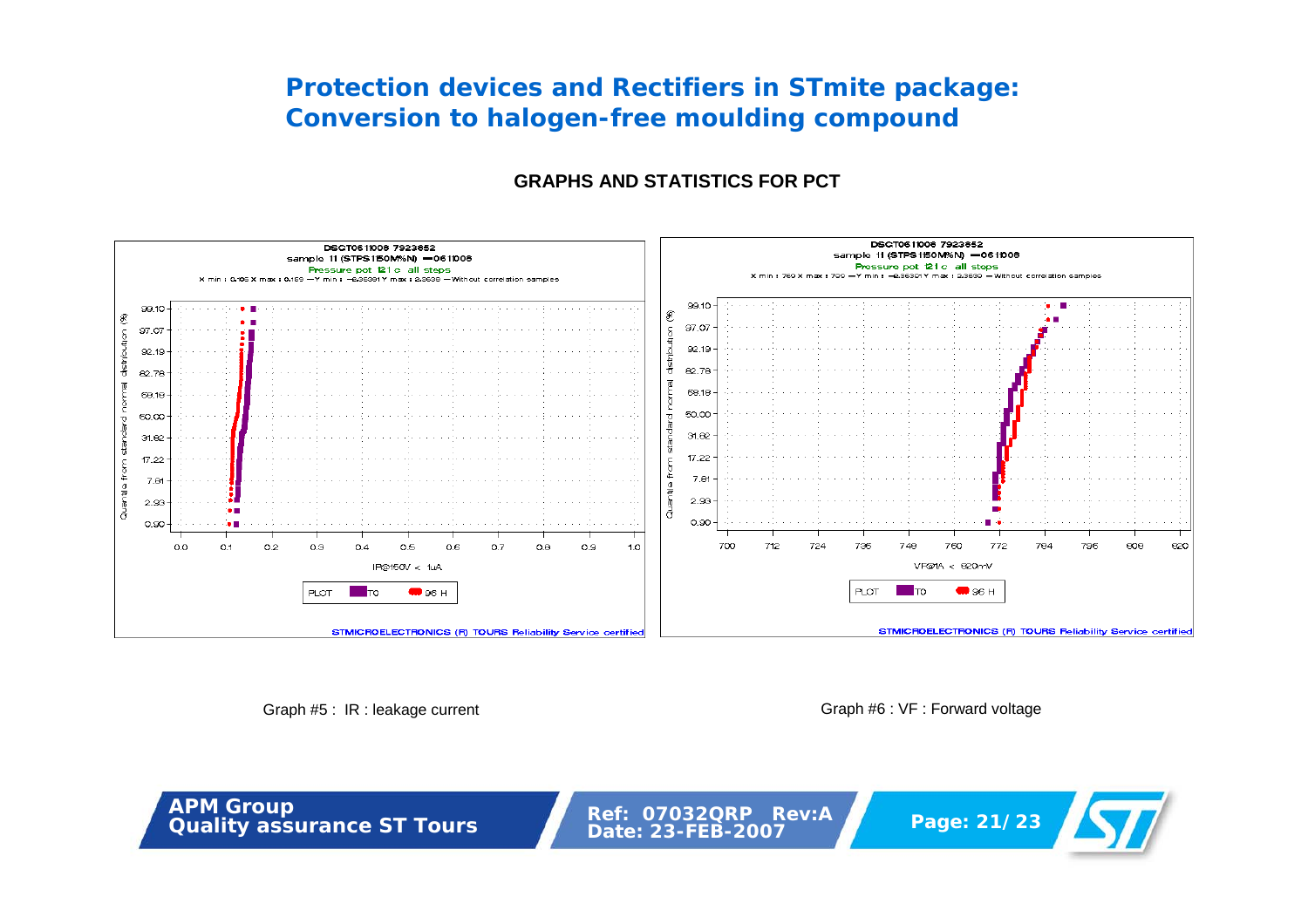# Protection devices and Rectifiers in STmite package: Conversion to halogen-free moulding compound

**GRAPHS AND STATISTICS FOR PCT**

Graph #5 : IR : leakage current

Graph #6 : VF : Forward voltage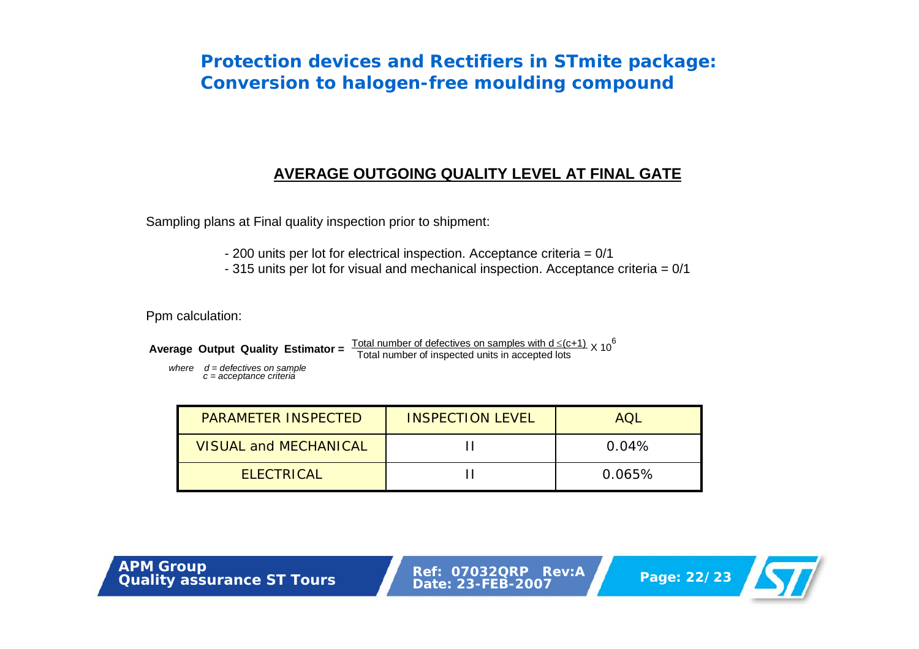# Protection devices and Rectifiers in STmite package: Conversion to halogen-free moulding compound

## AVERAGE OUTGOING QUALITY LEVEL AT FINAL GATE

Sampling plans at Final quality inspection prior to shipment:

- 200 units per lot for electrical inspection. Acceptance criteria = 0/1
- 315 units per lot for visual and mechanical inspection. Acceptance criteria = 0/1

Ppm calculation:

$$\textbf{Average Output Quality Estimator} = \frac{\text{Total number of defectives on samples with } d \leq (c+1)}{\text{Total number of inspected units in accepted lots}} \times 10^6$$

*where d = defectives on sample*
*c = acceptance criteria*

| PARAMETER INSPECTED | INSPECTION LEVEL | AQL |
|---|---|---|
| VISUAL and MECHANICAL | II | 0.04% |
| ELECTRICAL | II | 0.065% |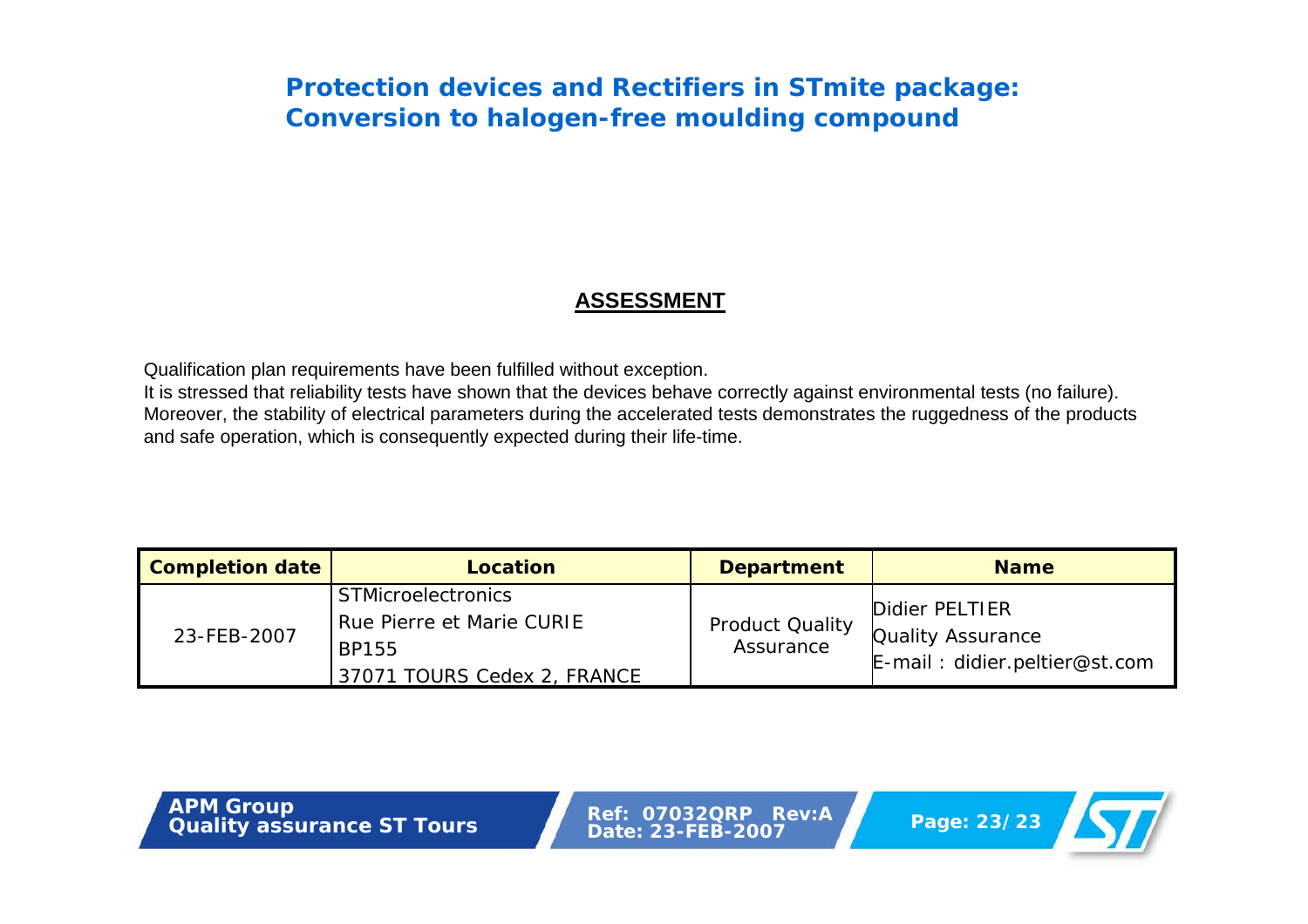# Protection devices and Rectifiers in STmite package: Conversion to halogen-free moulding compound

## ASSESSMENT

Qualification plan requirements have been fulfilled without exception.
It is stressed that reliability tests have shown that the devices behave correctly against environmental tests (no failure).
Moreover, the stability of electrical parameters during the accelerated tests demonstrates the ruggedness of the products and safe operation, which is consequently expected during their life-time.

| Completion date | Location | Department | Name |
|---|---|---|---|
| 23-FEB-2007 | STMicroelectronics<br>Rue Pierre et Marie CURIE<br>BP155<br>37071 TOURS Cedex 2, FRANCE | Product Quality Assurance | Didier PELTIER<br>Quality Assurance<br>E-mail : didier.peltier@st.com |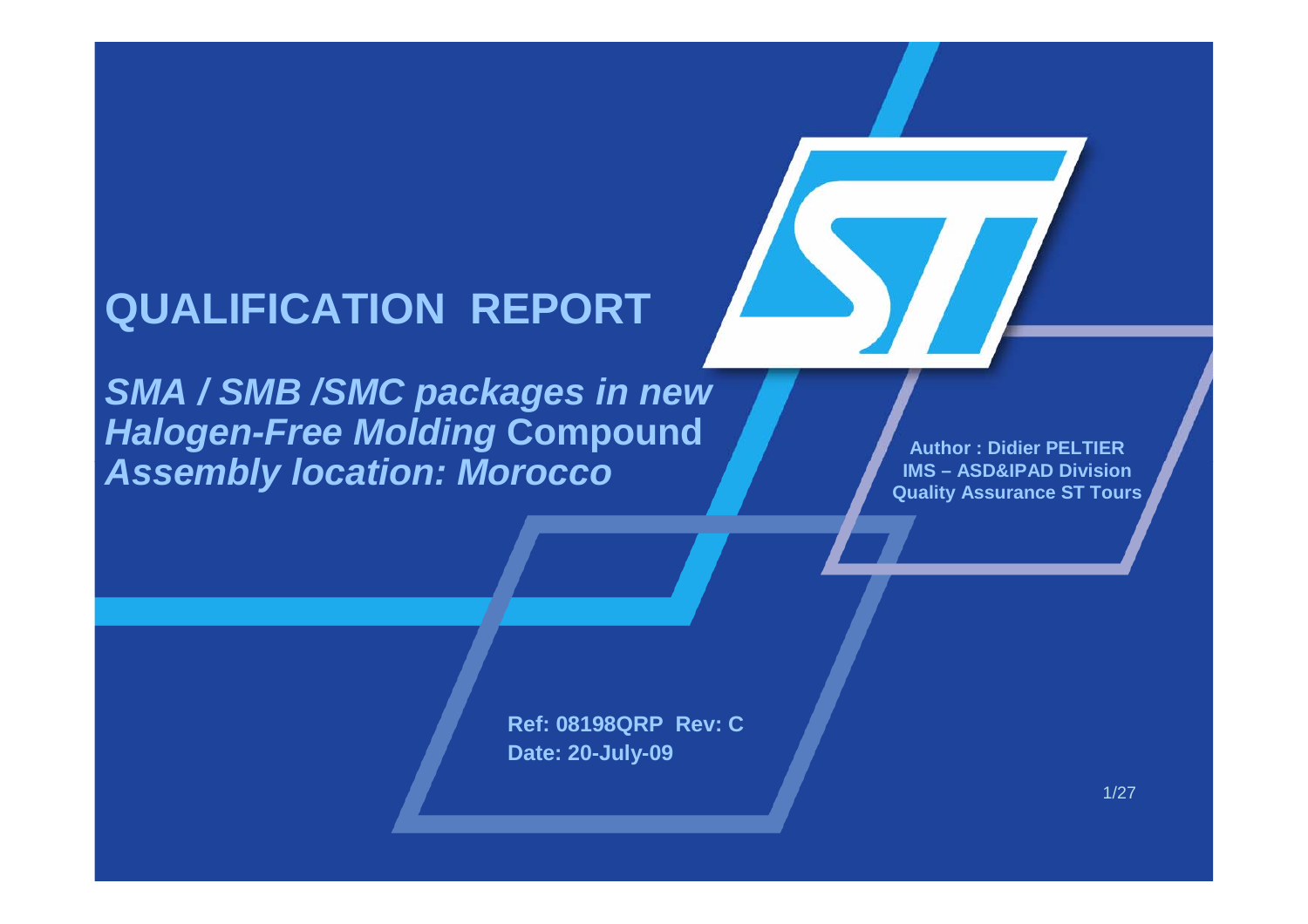# QUALIFICATION REPORT

***SMA / SMB /SMC packages in new Halogen-Free Molding* Compound**
***Assembly location: Morocco***

**Author : Didier PELTIER**
**IMS – ASD&IPAD Division**
**Quality Assurance ST Tours**

**Ref: 08198QRP Rev: C**
**Date: 20-July-09**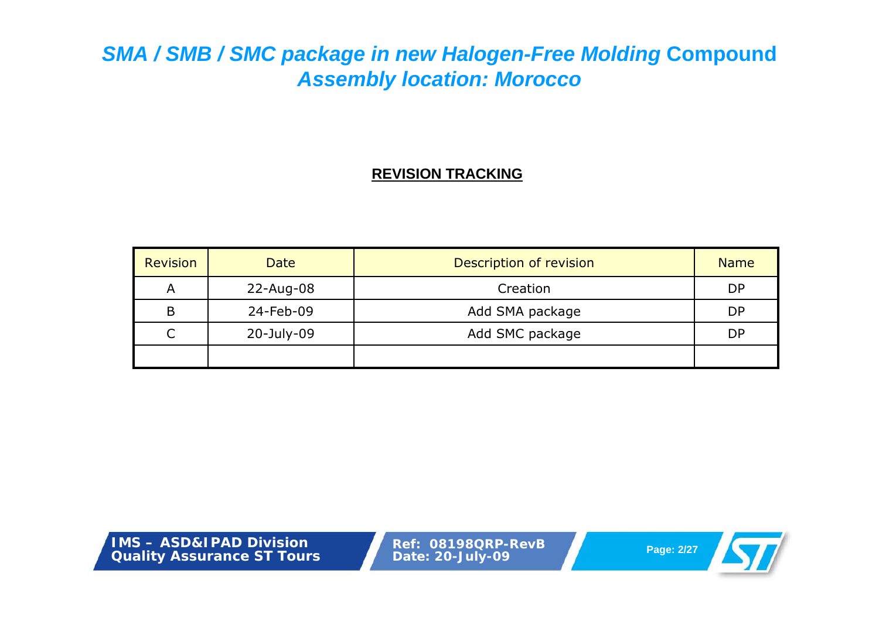# *SMA / SMB / SMC package in new Halogen-Free Molding* Compound
# *Assembly location: Morocco*

**REVISION TRACKING**

| Revision | Date | Description of revision | Name |
|---|---|---|---|
| A | 22-Aug-08 | Creation | DP |
| B | 24-Feb-09 | Add SMA package | DP |
| C | 20-July-09 | Add SMC package | DP |
| | | | |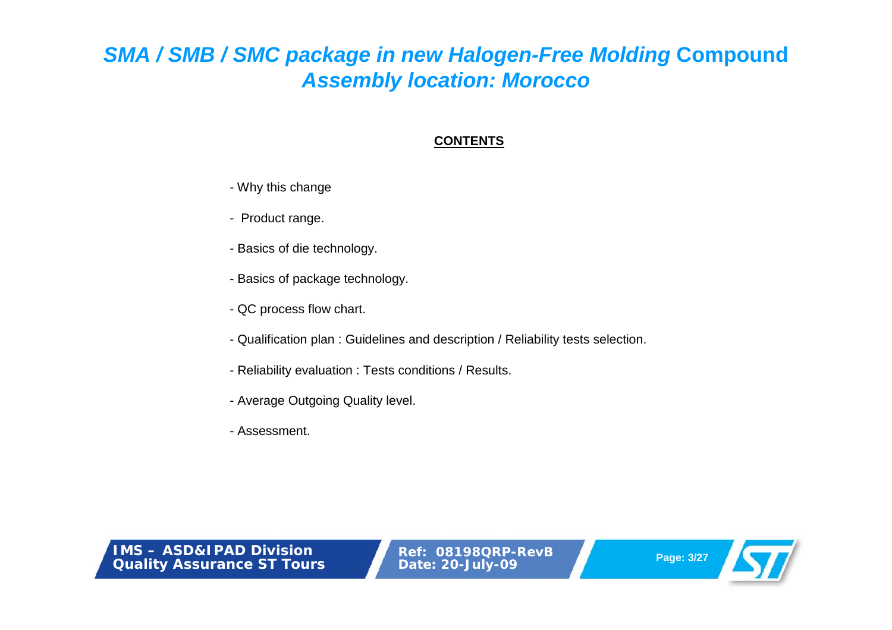# *SMA / SMB / SMC package in new Halogen-Free Molding* Compound
# *Assembly location: Morocco*

**CONTENTS**

- Why this change
- Product range.
- Basics of die technology.
- Basics of package technology.
- QC process flow chart.
- Qualification plan : Guidelines and description / Reliability tests selection.
- Reliability evaluation : Tests conditions / Results.
- Average Outgoing Quality level.
- Assessment.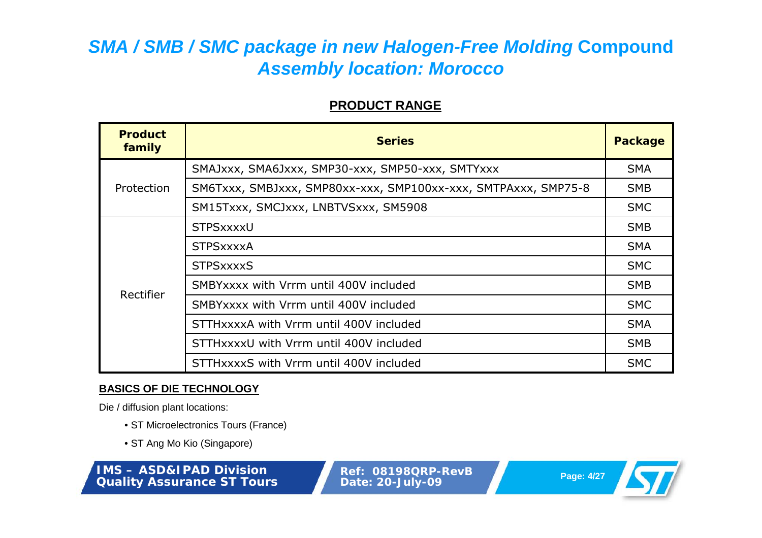# *SMA / SMB / SMC package in new Halogen-Free Molding* Compound *Assembly location: Morocco*

## PRODUCT RANGE

| Product family | Series | Package |
|---|---|---|
| Protection | SMAJxxx, SMA6Jxxx, SMP30-xxx, SMP50-xxx, SMTYxxx | SMA |
| | SM6Txxx, SMBJxxx, SMP80xx-xxx, SMP100xx-xxx, SMTPAxxx, SMP75-8 | SMB |
| | SM15Txxx, SMCJxxx, LNBTVSxxx, SM5908 | SMC |
| Rectifier | STPSxxxxU | SMB |
| | STPSxxxxA | SMA |
| | STPSxxxxS | SMC |
| | SMBYxxxx with Vrrm until 400V included | SMB |
| | SMBYxxxx with Vrrm until 400V included | SMC |
| | STTHxxxxA with Vrrm until 400V included | SMA |
| | STTHxxxxU with Vrrm until 400V included | SMB |
| | STTHxxxxS with Vrrm until 400V included | SMC |

## BASICS OF DIE TECHNOLOGY

Die / diffusion plant locations:

- ST Microelectronics Tours (France)
- ST Ang Mo Kio (Singapore)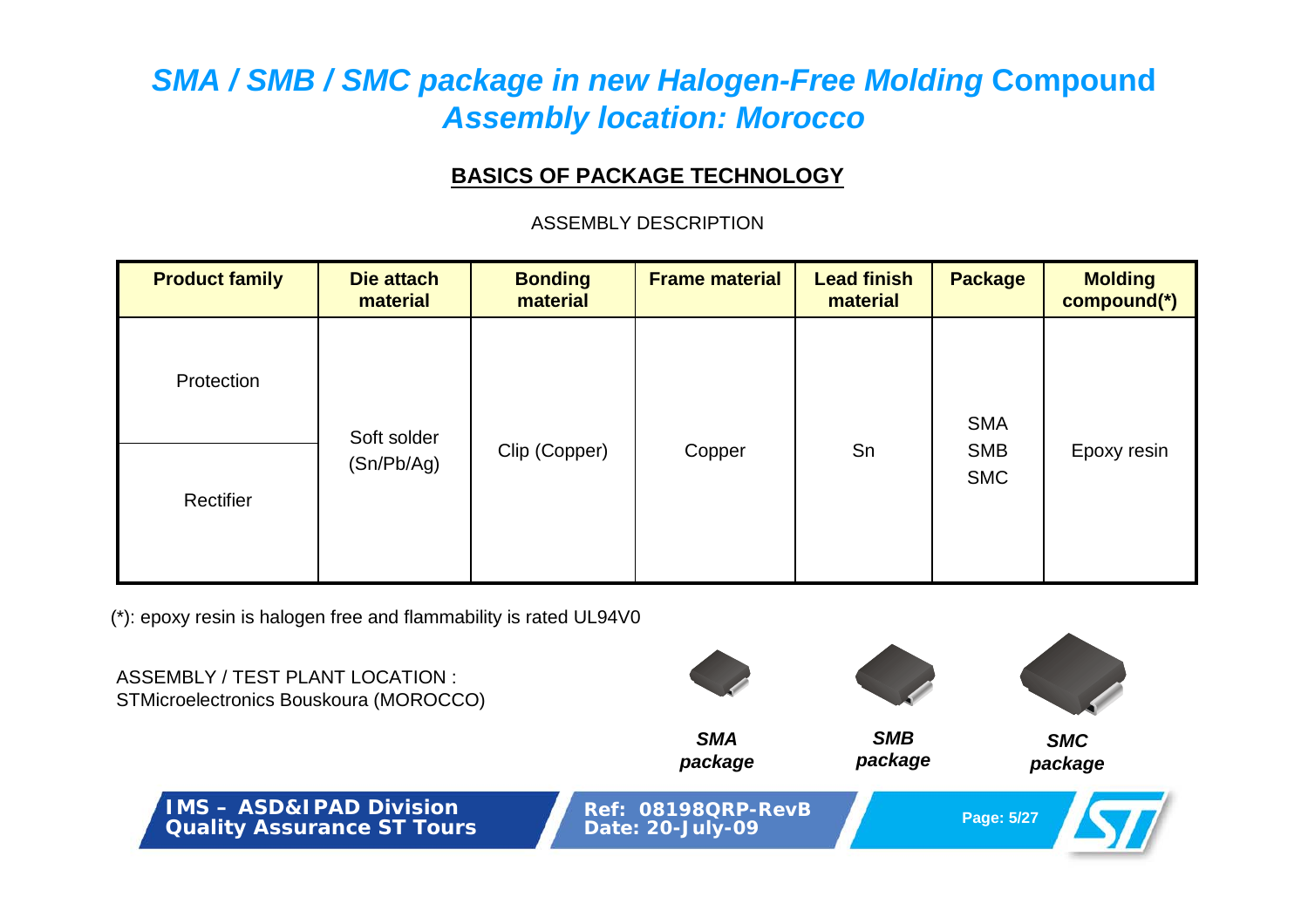# *SMA / SMB / SMC package in new Halogen-Free Molding* Compound
# *Assembly location: Morocco*

## BASICS OF PACKAGE TECHNOLOGY

ASSEMBLY DESCRIPTION

| Product family | Die attach material | Bonding material | Frame material | Lead finish material | Package | Molding compound(*) |
|---|---|---|---|---|---|---|
| Protection | Soft solder (Sn/Pb/Ag) | Clip (Copper) | Copper | Sn | SMA SMB SMC | Epoxy resin |
| Rectifier | | | | | | |

(*): epoxy resin is halogen free and flammability is rated UL94V0

ASSEMBLY / TEST PLANT LOCATION :
STMicroelectronics Bouskoura (MOROCCO)

***SMA package***

***SMB package***

***SMC package***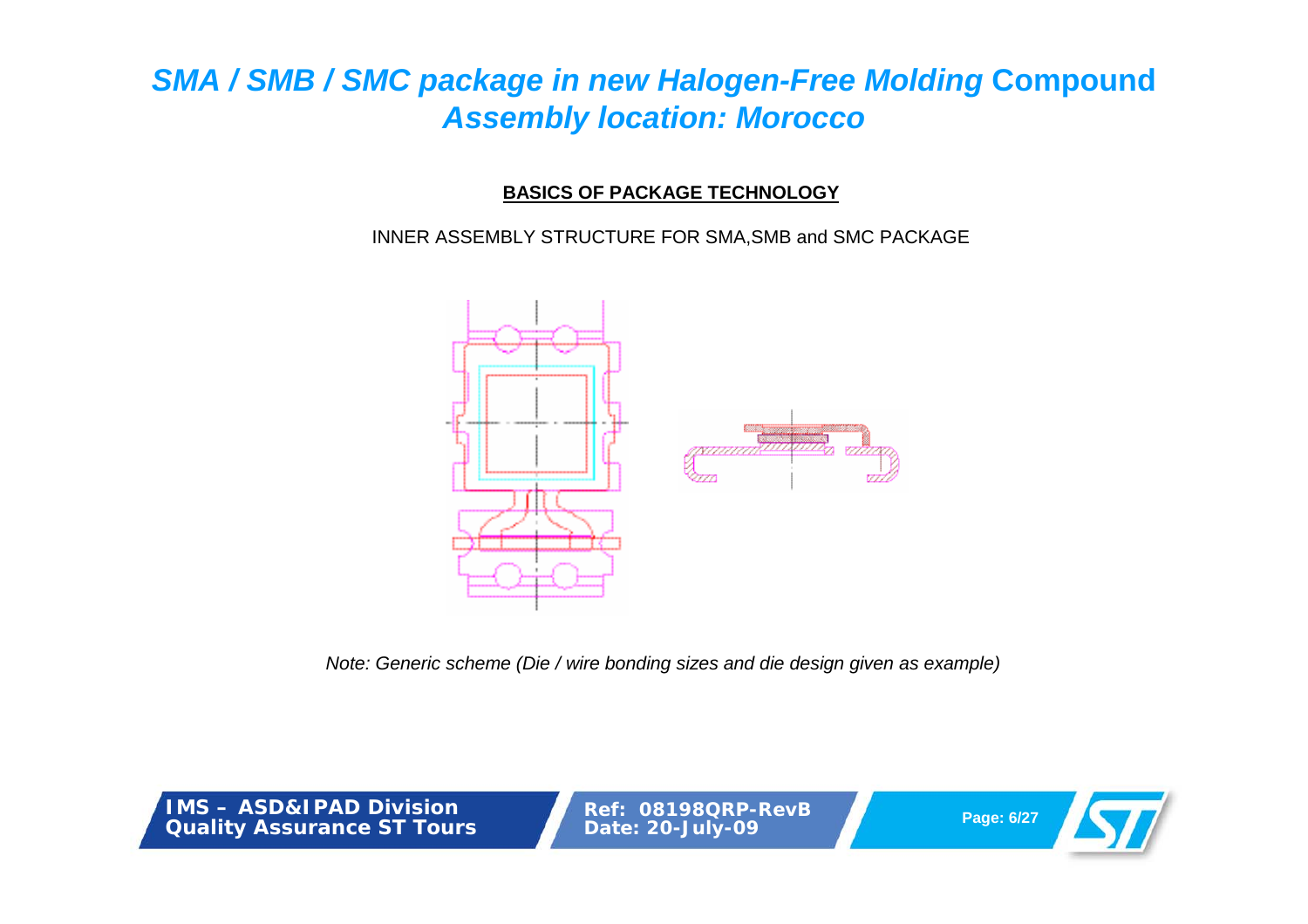# *SMA / SMB / SMC package in new Halogen-Free Molding* **Compound** *Assembly location: Morocco*

**BASICS OF PACKAGE TECHNOLOGY**

INNER ASSEMBLY STRUCTURE FOR SMA,SMB and SMC PACKAGE

*Note: Generic scheme (Die / wire bonding sizes and die design given as example)*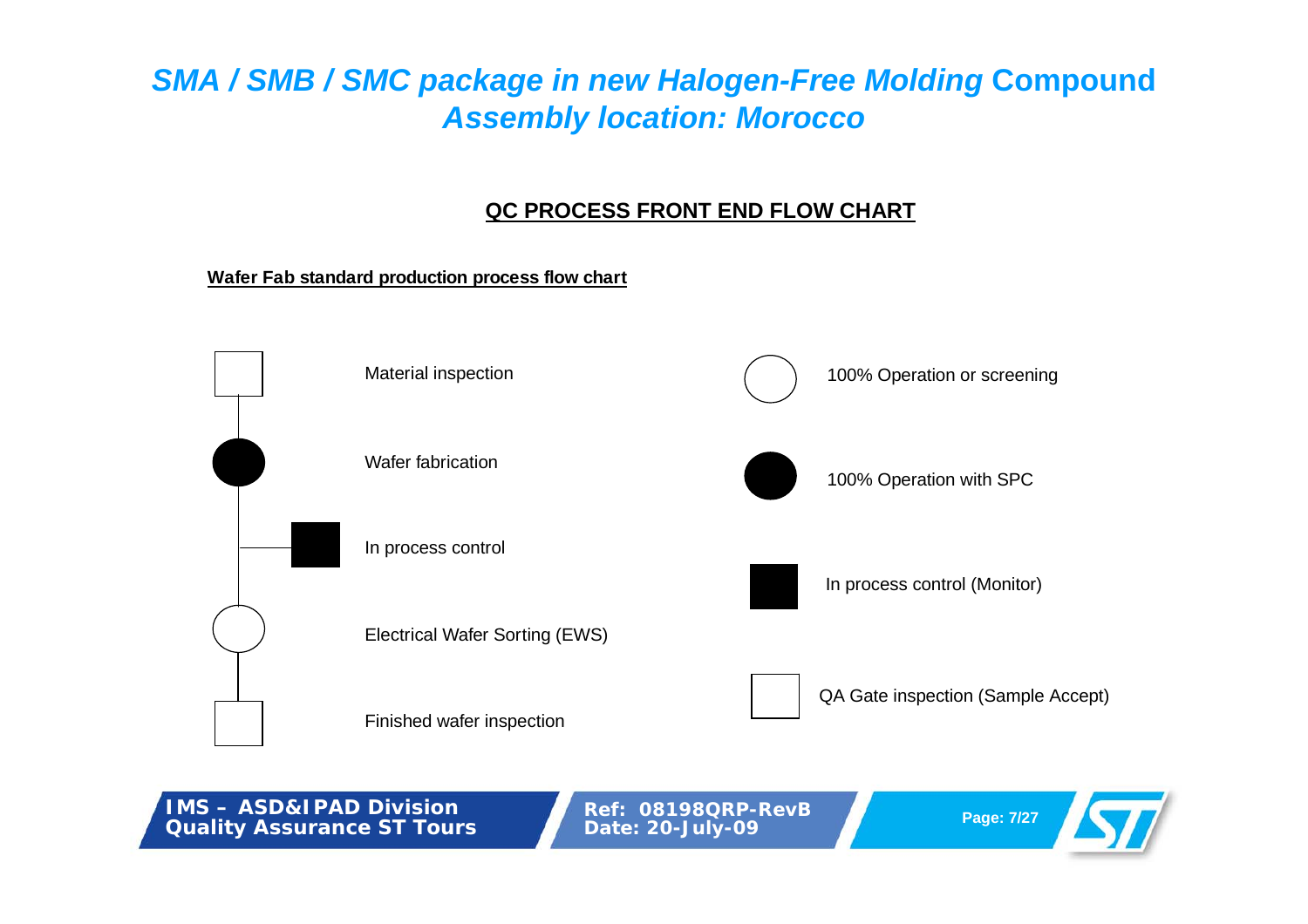# *SMA / SMB / SMC package in new Halogen-Free Molding* Compound
## *Assembly location: Morocco*

### QC PROCESS FRONT END FLOW CHART

**Wafer Fab standard production process flow chart**

- Material inspection
- Wafer fabrication
- In process control
- Electrical Wafer Sorting (EWS)
- Finished wafer inspection

Legend:

- 100% Operation or screening
- 100% Operation with SPC
- In process control (Monitor)
- QA Gate inspection (Sample Accept)

IMS – ASD&IPAD Division
Quality Assurance ST Tours

Ref: 08198QRP-RevB
Date: 20-July-09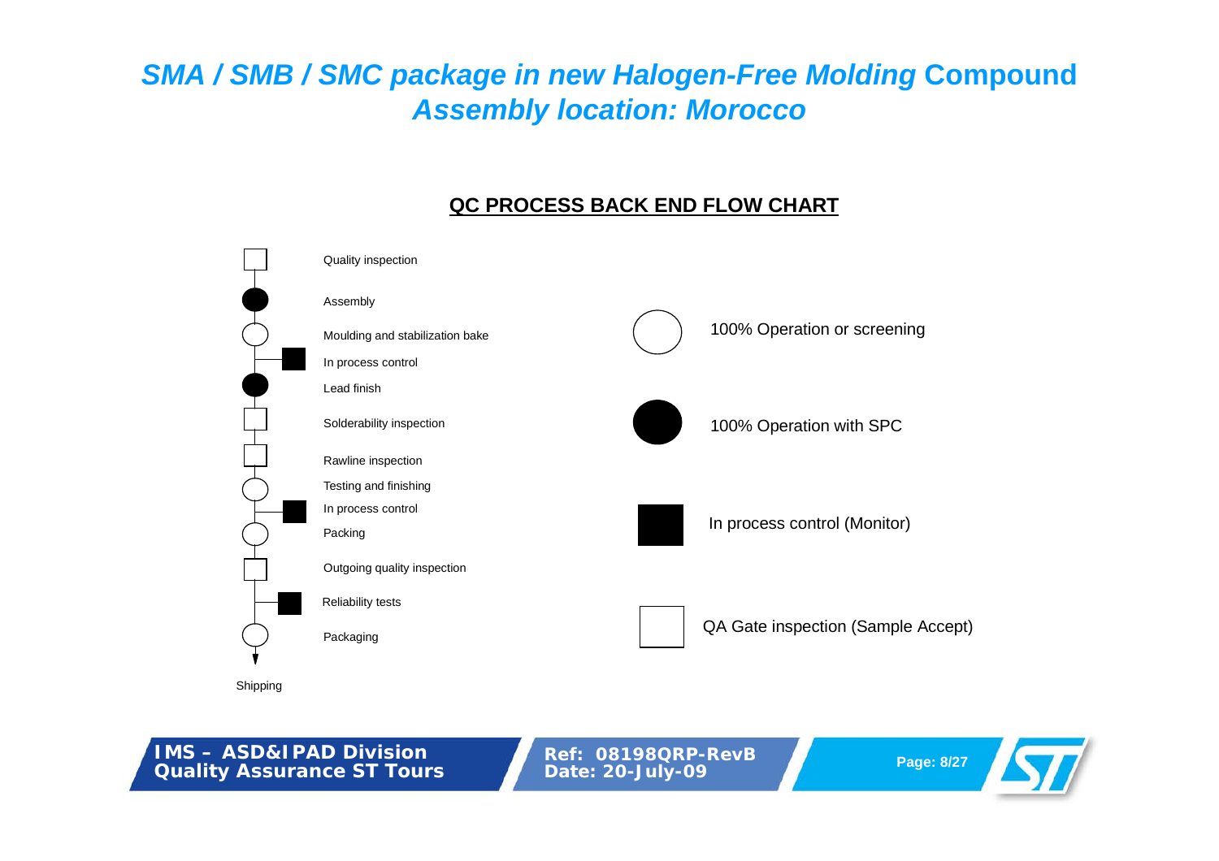# *SMA / SMB / SMC package in new Halogen-Free Molding* Compound
## *Assembly location: Morocco*

### QC PROCESS BACK END FLOW CHART

- Quality inspection
- Assembly
- Moulding and stabilization bake
- In process control
- Lead finish
- Solderability inspection
- Rawline inspection
- Testing and finishing
- In process control
- Packing
- Outgoing quality inspection
- Reliability tests
- Packaging

Shipping

Legend:

- 100% Operation or screening
- 100% Operation with SPC
- In process control (Monitor)
- QA Gate inspection (Sample Accept)

**IMS – ASD&IPAD Division**
**Quality Assurance ST Tours**

**Ref: 08198QRP-RevB**
**Date: 20-July-09**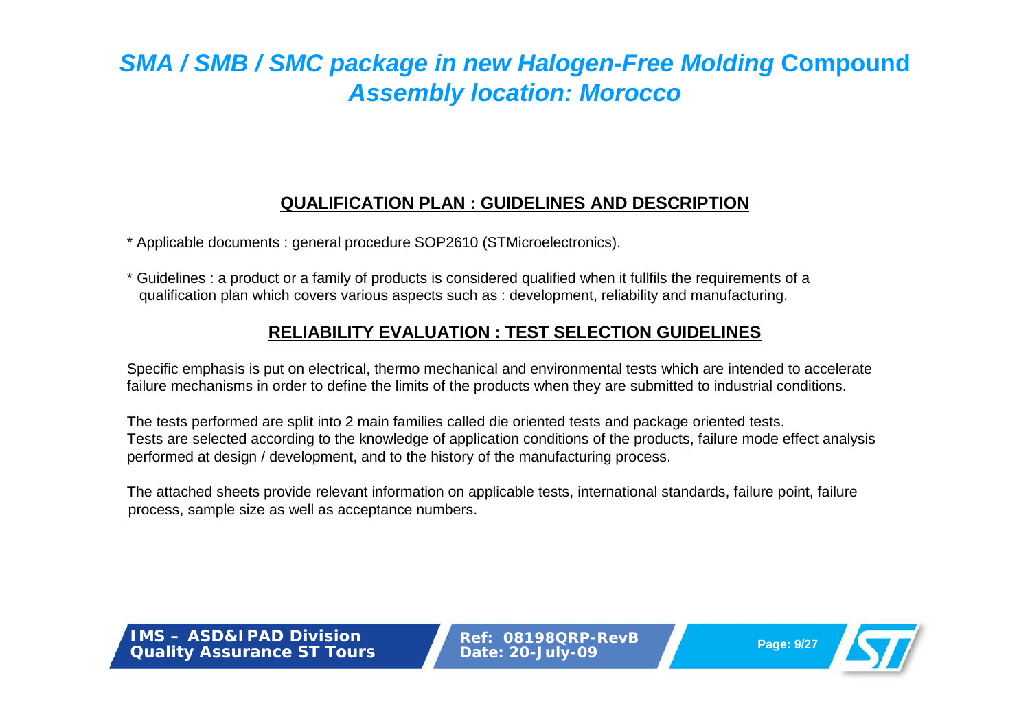# *SMA / SMB / SMC package in new Halogen-Free Molding* Compound *Assembly location: Morocco*

## QUALIFICATION PLAN : GUIDELINES AND DESCRIPTION

* Applicable documents : general procedure SOP2610 (STMicroelectronics).

* Guidelines : a product or a family of products is considered qualified when it fullfils the requirements of a qualification plan which covers various aspects such as : development, reliability and manufacturing.

## RELIABILITY EVALUATION : TEST SELECTION GUIDELINES

Specific emphasis is put on electrical, thermo mechanical and environmental tests which are intended to accelerate failure mechanisms in order to define the limits of the products when they are submitted to industrial conditions.

The tests performed are split into 2 main families called die oriented tests and package oriented tests.
Tests are selected according to the knowledge of application conditions of the products, failure mode effect analysis performed at design / development, and to the history of the manufacturing process.

The attached sheets provide relevant information on applicable tests, international standards, failure point, failure process, sample size as well as acceptance numbers.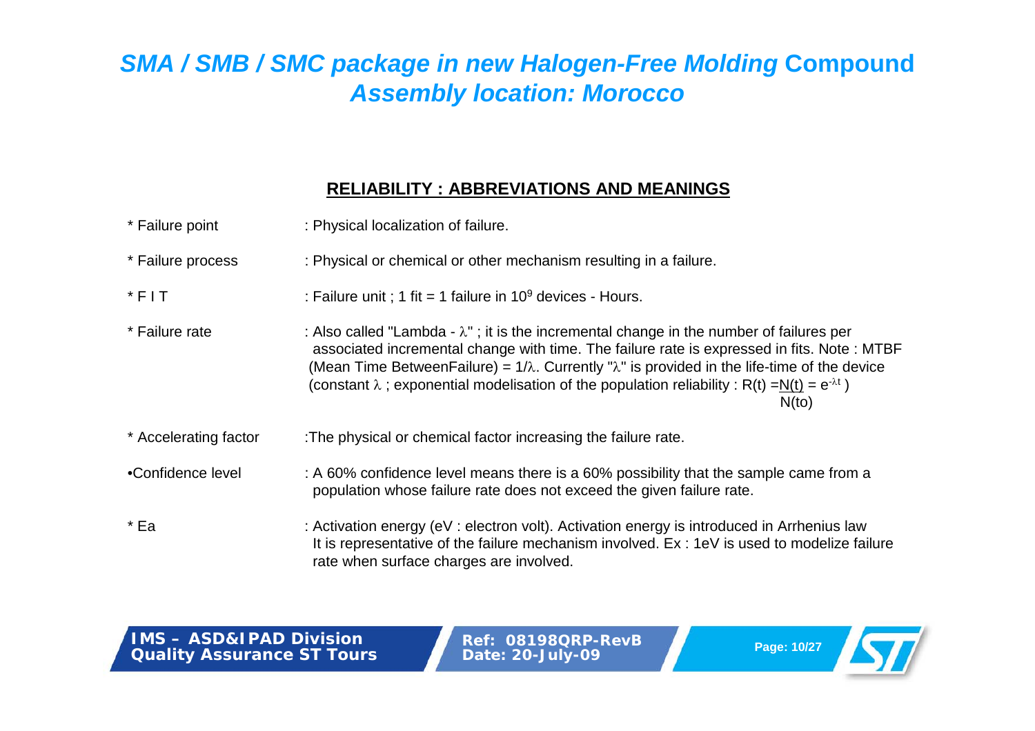# *SMA / SMB / SMC package in new Halogen-Free Molding* Compound *Assembly location: Morocco*

## RELIABILITY : ABBREVIATIONS AND MEANINGS

| | |
|---|---|
| * Failure point | : Physical localization of failure. |
| * Failure process | : Physical or chemical or other mechanism resulting in a failure. |
| * F I T | : Failure unit ; 1 fit = 1 failure in $10^9$ devices - Hours. |
| * Failure rate | : Also called "Lambda - $\lambda$" ; it is the incremental change in the number of failures per associated incremental change with time. The failure rate is expressed in fits. Note : MTBF (Mean Time BetweenFailure) = $1/\lambda$. Currently "$\lambda$" is provided in the life-time of the device (constant $\lambda$ ; exponential modelisation of the population reliability : $R(t) = \frac{N(t)}{N(to)} = e^{-\lambda t}$ ) |
| * Accelerating factor | :The physical or chemical factor increasing the failure rate. |
| •Confidence level | : A 60% confidence level means there is a 60% possibility that the sample came from a population whose failure rate does not exceed the given failure rate. |
| * Ea | : Activation energy (eV : electron volt). Activation energy is introduced in Arrhenius law It is representative of the failure mechanism involved. Ex : 1eV is used to modelize failure rate when surface charges are involved. |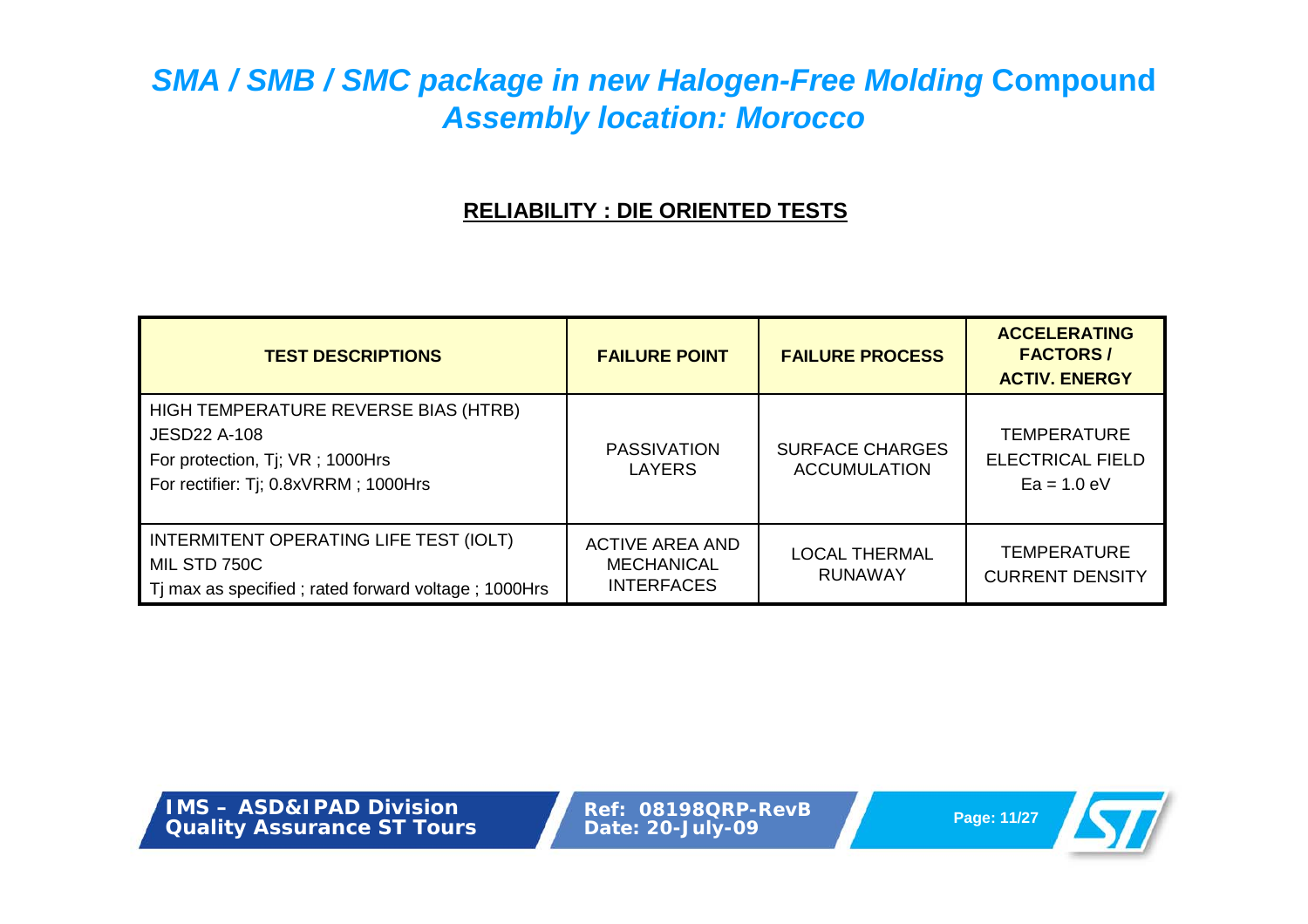# *SMA / SMB / SMC package in new Halogen-Free Molding* Compound
# *Assembly location: Morocco*

## RELIABILITY : DIE ORIENTED TESTS

| TEST DESCRIPTIONS | FAILURE POINT | FAILURE PROCESS | ACCELERATING FACTORS / ACTIV. ENERGY |
|---|---|---|---|
| HIGH TEMPERATURE REVERSE BIAS (HTRB)<br>JESD22 A-108<br>For protection, Tj; VR ; 1000Hrs<br>For rectifier: Tj; 0.8xVRRM ; 1000Hrs | PASSIVATION LAYERS | SURFACE CHARGES ACCUMULATION | TEMPERATURE<br>ELECTRICAL FIELD<br>Ea = 1.0 eV |
| INTERMITENT OPERATING LIFE TEST (IOLT)<br>MIL STD 750C<br>Tj max as specified ; rated forward voltage ; 1000Hrs | ACTIVE AREA AND MECHANICAL INTERFACES | LOCAL THERMAL RUNAWAY | TEMPERATURE<br>CURRENT DENSITY |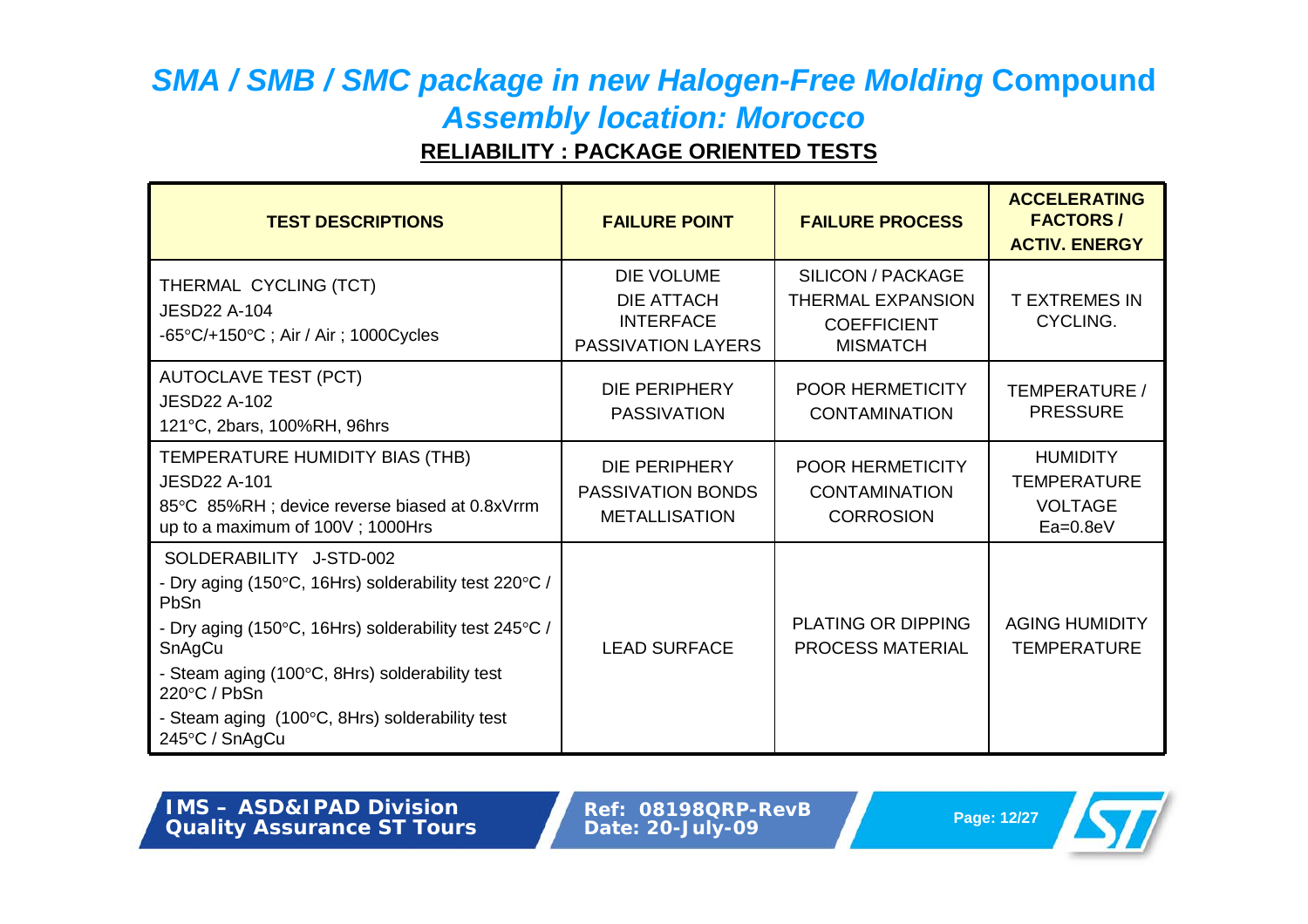# *SMA / SMB / SMC package in new Halogen-Free Molding* Compound
## *Assembly location: Morocco*

**RELIABILITY : PACKAGE ORIENTED TESTS**

| TEST DESCRIPTIONS | FAILURE POINT | FAILURE PROCESS | ACCELERATING FACTORS / ACTIV. ENERGY |
|---|---|---|---|
| THERMAL CYCLING (TCT)<br>JESD22 A-104<br>-65°C/+150°C ; Air / Air ; 1000Cycles | DIE VOLUME<br>DIE ATTACH INTERFACE<br>PASSIVATION LAYERS | SILICON / PACKAGE THERMAL EXPANSION COEFFICIENT MISMATCH | T EXTREMES IN CYCLING. |
| AUTOCLAVE TEST (PCT)<br>JESD22 A-102<br>121°C, 2bars, 100%RH, 96hrs | DIE PERIPHERY PASSIVATION | POOR HERMETICITY CONTAMINATION | TEMPERATURE / PRESSURE |
| TEMPERATURE HUMIDITY BIAS (THB)<br>JESD22 A-101<br>85°C 85%RH ; device reverse biased at 0.8xVrrm up to a maximum of 100V ; 1000Hrs | DIE PERIPHERY PASSIVATION BONDS METALLISATION | POOR HERMETICITY CONTAMINATION CORROSION | HUMIDITY TEMPERATURE VOLTAGE Ea=0.8eV |
| SOLDERABILITY J-STD-002<br>- Dry aging (150°C, 16Hrs) solderability test 220°C / PbSn<br>- Dry aging (150°C, 16Hrs) solderability test 245°C / SnAgCu<br>- Steam aging (100°C, 8Hrs) solderability test 220°C / PbSn<br>- Steam aging (100°C, 8Hrs) solderability test 245°C / SnAgCu | LEAD SURFACE | PLATING OR DIPPING PROCESS MATERIAL | AGING HUMIDITY TEMPERATURE |

IMS – ASD&IPAD Division
Quality Assurance ST Tours

Ref: 08198QRP-RevB
Date: 20-July-09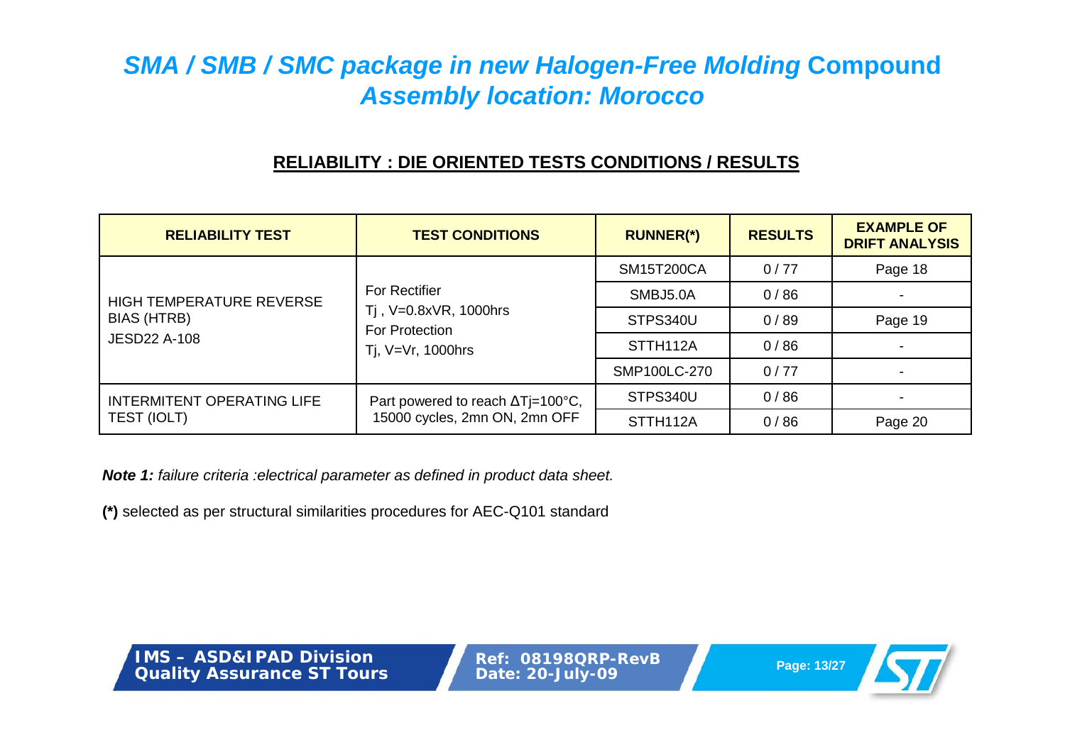# *SMA / SMB / SMC package in new Halogen-Free Molding* Compound *Assembly location: Morocco*

## RELIABILITY : DIE ORIENTED TESTS CONDITIONS / RESULTS

| RELIABILITY TEST | TEST CONDITIONS | RUNNER(*) | RESULTS | EXAMPLE OF DRIFT ANALYSIS |
|---|---|---|---|---|
| HIGH TEMPERATURE REVERSE BIAS (HTRB) JESD22 A-108 | For Rectifier Tj , V=0.8xVR, 1000hrs For Protection Tj, V=Vr, 1000hrs | SM15T200CA | 0 / 77 | Page 18 |
| | | SMBJ5.0A | 0 / 86 | - |
| | | STPS340U | 0 / 89 | Page 19 |
| | | STTH112A | 0 / 86 | - |
| | | SMP100LC-270 | 0 / 77 | - |
| INTERMITENT OPERATING LIFE TEST (IOLT) | Part powered to reach ΔTj=100°C, 15000 cycles, 2mn ON, 2mn OFF | STPS340U | 0 / 86 | - |
| | | STTH112A | 0 / 86 | Page 20 |

***Note 1:*** *failure criteria :electrical parameter as defined in product data sheet.*

**(*)** selected as per structural similarities procedures for AEC-Q101 standard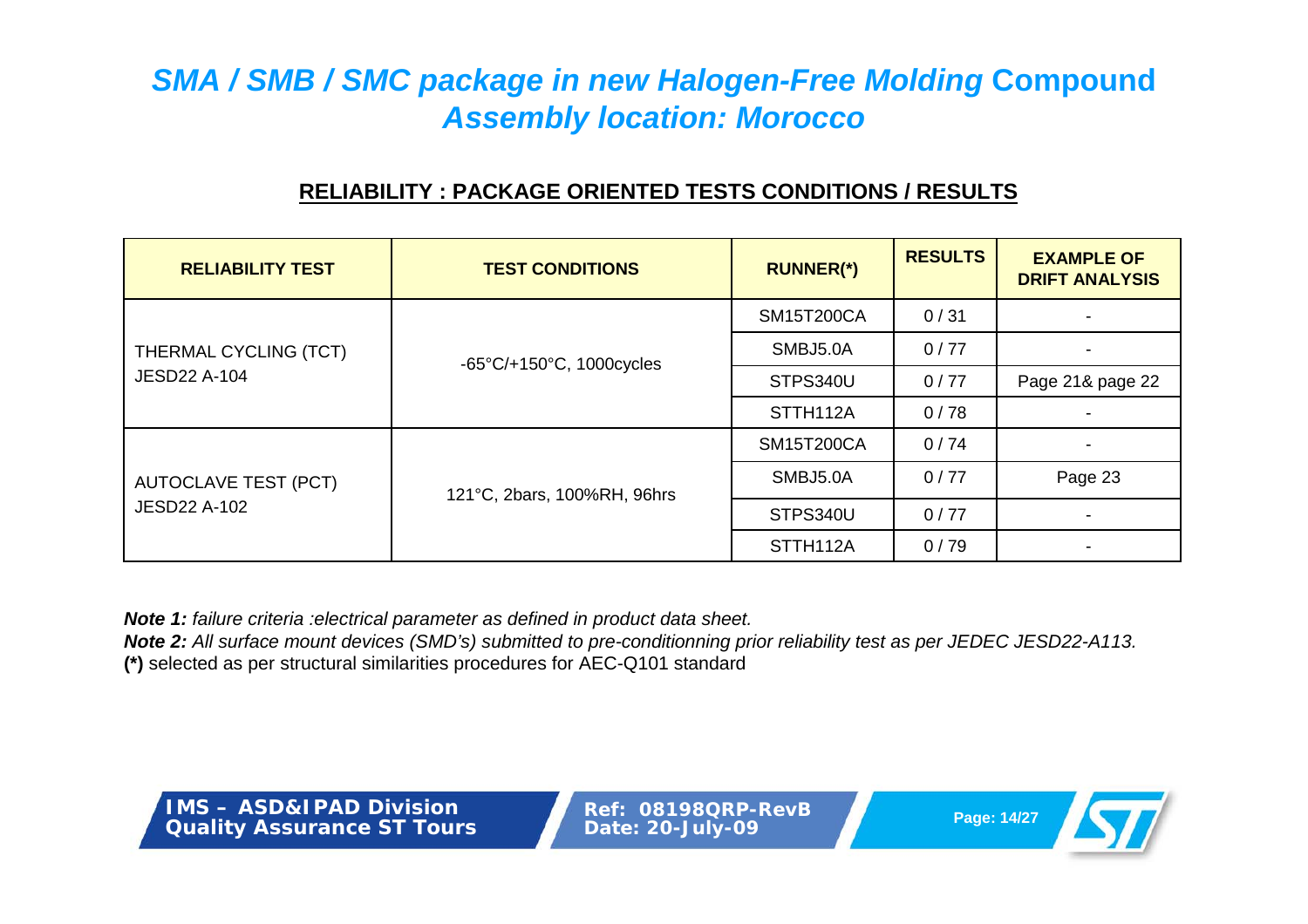# *SMA / SMB / SMC package in new Halogen-Free Molding* Compound *Assembly location: Morocco*

## RELIABILITY : PACKAGE ORIENTED TESTS CONDITIONS / RESULTS

| RELIABILITY TEST | TEST CONDITIONS | RUNNER(*) | RESULTS | EXAMPLE OF DRIFT ANALYSIS |
|---|---|---|---|---|
| THERMAL CYCLING (TCT) JESD22 A-104 | -65°C/+150°C, 1000cycles | SM15T200CA | 0 / 31 | - |
| | | SMBJ5.0A | 0 / 77 | - |
| | | STPS340U | 0 / 77 | Page 21& page 22 |
| | | STTH112A | 0 / 78 | - |
| AUTOCLAVE TEST (PCT) JESD22 A-102 | 121°C, 2bars, 100%RH, 96hrs | SM15T200CA | 0 / 74 | - |
| | | SMBJ5.0A | 0 / 77 | Page 23 |
| | | STPS340U | 0 / 77 | - |
| | | STTH112A | 0 / 79 | - |

***Note 1:*** *failure criteria :electrical parameter as defined in product data sheet.*
***Note 2:*** *All surface mount devices (SMD's) submitted to pre-conditionning prior reliability test as per JEDEC JESD22-A113.*
**(*)** selected as per structural similarities procedures for AEC-Q101 standard

IMS – ASD&IPAD Division Quality Assurance ST Tours

Ref: 08198QRP-RevB Date: 20-July-09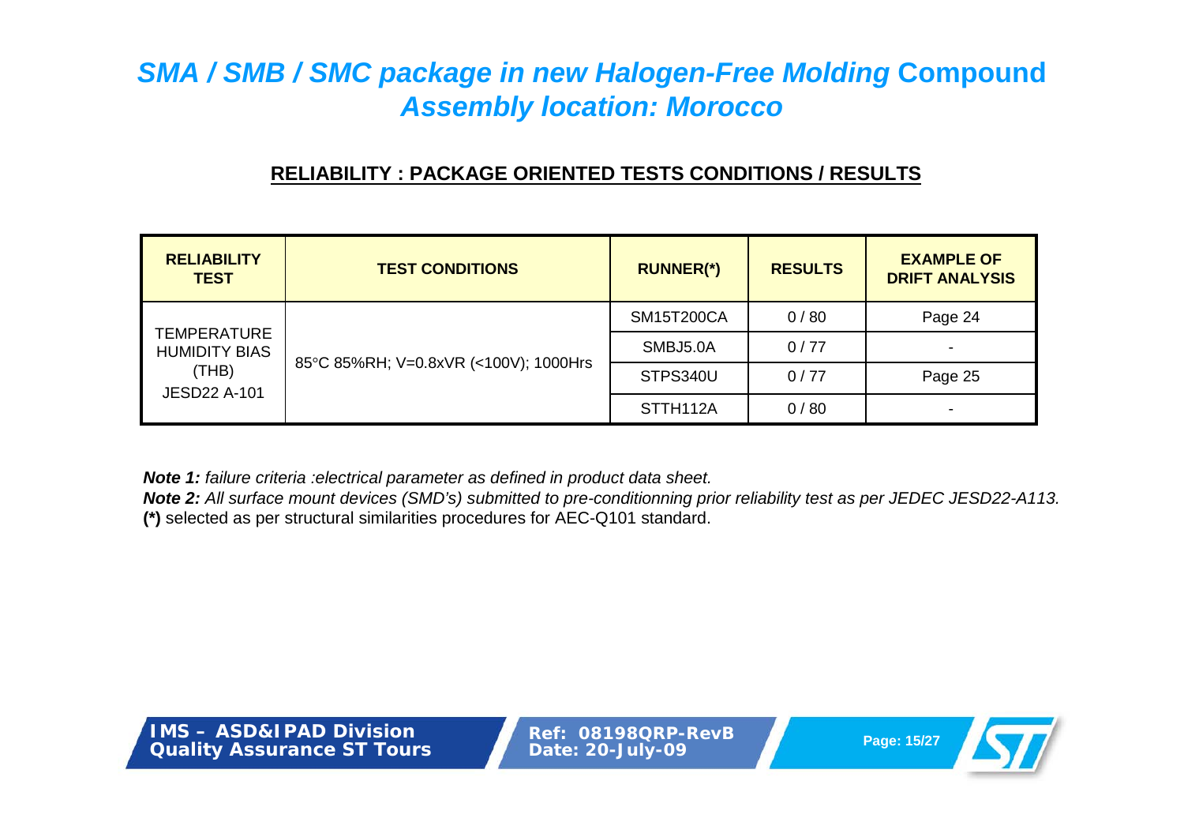# *SMA / SMB / SMC package in new Halogen-Free Molding* Compound *Assembly location: Morocco*

## RELIABILITY : PACKAGE ORIENTED TESTS CONDITIONS / RESULTS

| RELIABILITY TEST | TEST CONDITIONS | RUNNER(*) | RESULTS | EXAMPLE OF DRIFT ANALYSIS |
|---|---|---|---|---|
| TEMPERATURE HUMIDITY BIAS (THB) JESD22 A-101 | 85°C 85%RH; V=0.8xVR (<100V); 1000Hrs | SM15T200CA | 0 / 80 | Page 24 |
| | | SMBJ5.0A | 0 / 77 | - |
| | | STPS340U | 0 / 77 | Page 25 |
| | | STTH112A | 0 / 80 | - |

***Note 1:*** *failure criteria :electrical parameter as defined in product data sheet.*
***Note 2:*** *All surface mount devices (SMD's) submitted to pre-conditionning prior reliability test as per JEDEC JESD22-A113.*
**(*)** selected as per structural similarities procedures for AEC-Q101 standard.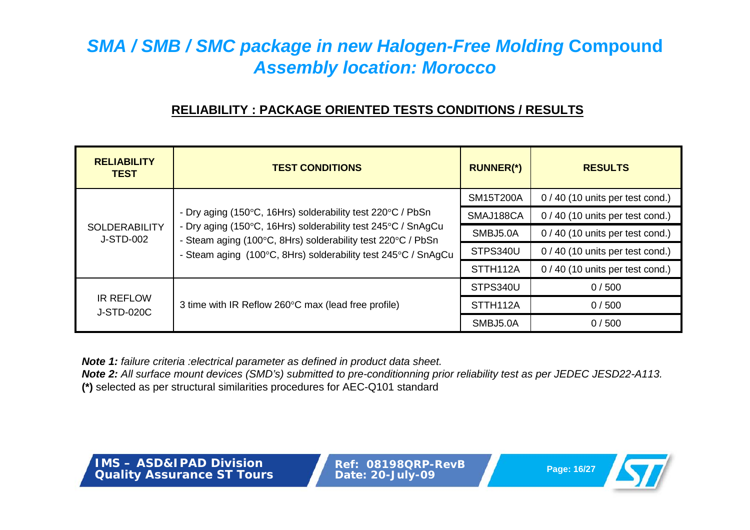# *SMA / SMB / SMC package in new Halogen-Free Molding* Compound *Assembly location: Morocco*

## RELIABILITY : PACKAGE ORIENTED TESTS CONDITIONS / RESULTS

| RELIABILITY TEST | TEST CONDITIONS | RUNNER(*) | RESULTS |
|---|---|---|---|
| SOLDERABILITY J-STD-002 | - Dry aging (150°C, 16Hrs) solderability test 220°C / PbSn<br>- Dry aging (150°C, 16Hrs) solderability test 245°C / SnAgCu<br>- Steam aging (100°C, 8Hrs) solderability test 220°C / PbSn<br>- Steam aging (100°C, 8Hrs) solderability test 245°C / SnAgCu | SM15T200A | 0 / 40 (10 units per test cond.) |
| | | SMAJ188CA | 0 / 40 (10 units per test cond.) |
| | | SMBJ5.0A | 0 / 40 (10 units per test cond.) |
| | | STPS340U | 0 / 40 (10 units per test cond.) |
| | | STTH112A | 0 / 40 (10 units per test cond.) |
| IR REFLOW J-STD-020C | 3 time with IR Reflow 260°C max (lead free profile) | STPS340U | 0 / 500 |
| | | STTH112A | 0 / 500 |
| | | SMBJ5.0A | 0 / 500 |

***Note 1:*** *failure criteria :electrical parameter as defined in product data sheet.*

***Note 2:*** *All surface mount devices (SMD's) submitted to pre-conditionning prior reliability test as per JEDEC JESD22-A113.*

**(*)** selected as per structural similarities procedures for AEC-Q101 standard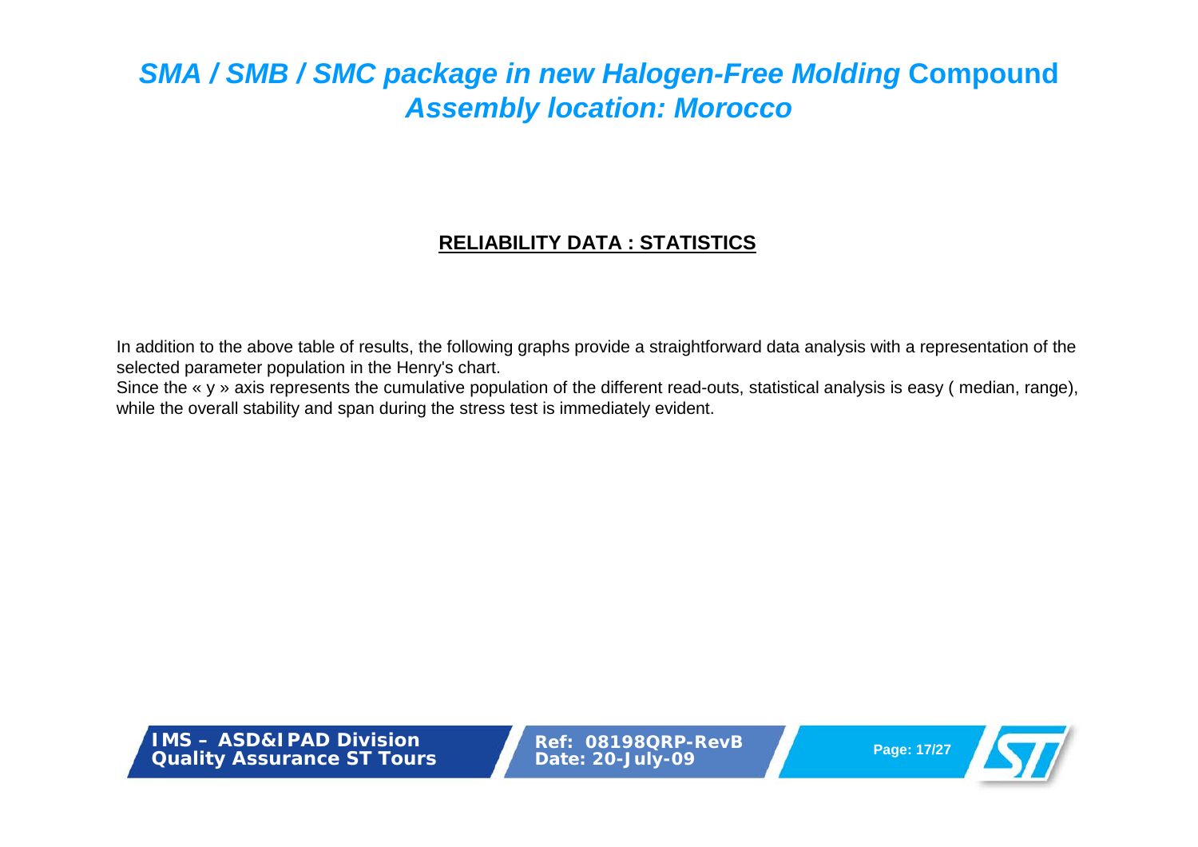# *SMA / SMB / SMC package in new Halogen-Free Molding* Compound *Assembly location: Morocco*

## RELIABILITY DATA : STATISTICS

In addition to the above table of results, the following graphs provide a straightforward data analysis with a representation of the selected parameter population in the Henry's chart.

Since the « y » axis represents the cumulative population of the different read-outs, statistical analysis is easy ( median, range), while the overall stability and span during the stress test is immediately evident.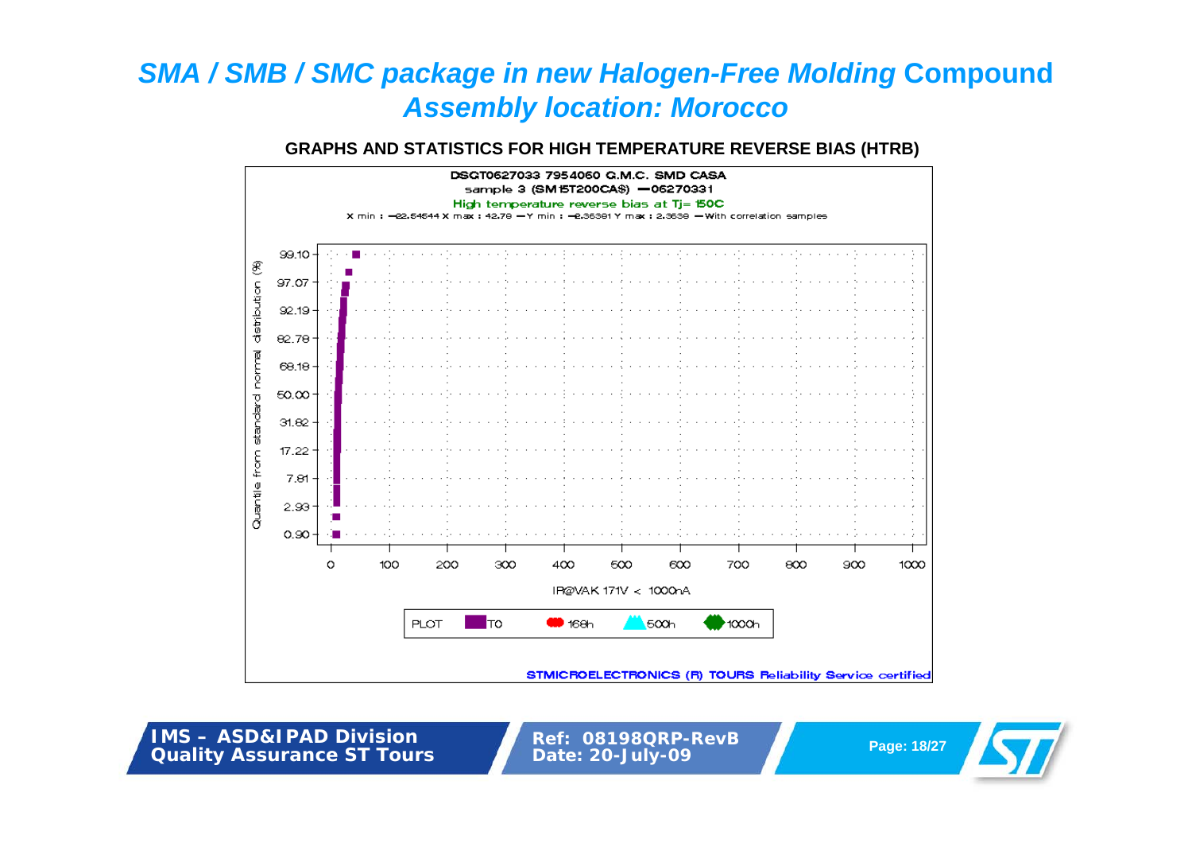# *SMA / SMB / SMC package in new Halogen-Free Molding* Compound *Assembly location: Morocco*

**GRAPHS AND STATISTICS FOR HIGH TEMPERATURE REVERSE BIAS (HTRB)**

DSGT0627033 7954060 G.M.C. SMD CASA
sample 3 (SM15T200CA$) –06270331
High temperature reverse bias at Tj= 150C
X min : –22.54544 X max : 42.78 –Y min : –2.36391 Y max : 2.3639 –With correlation samples

Quantile from standard normal distribution (%)

99.10
97.07
92.19
82.78
68.18
50.00
31.82
17.22
7.81
2.93
0.90

0 100 200 300 400 500 600 700 800 900 1000

IR@VAK 171V < 1000nA

PLOT T0 168h 500h 1000h

STMICROELECTRONICS (R) TOURS Reliability Service certified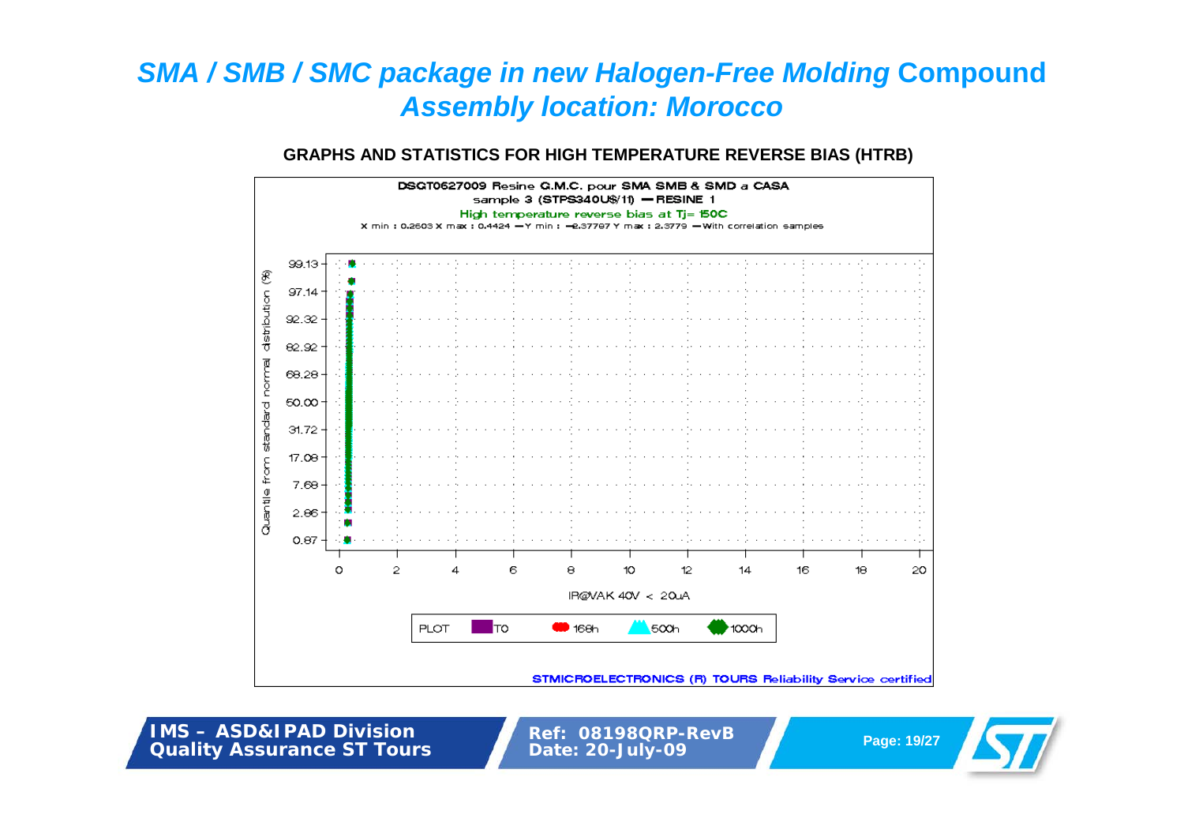# SMA / SMB / SMC package in new Halogen-Free Molding Compound
## Assembly location: Morocco

**GRAPHS AND STATISTICS FOR HIGH TEMPERATURE REVERSE BIAS (HTRB)**

DSGT0627009 Resine G.M.C. pour SMA SMB & SMD a CASA
sample 3 (STPS340U$/11) — RESINE 1
High temperature reverse bias at Tj= 150C
X min : 0.2603 X max : 0.4424 — Y min : −2.37797 Y max : 2.3779 — With correlation samples

Quantile from standard normal distribution (%): 99.13, 97.14, 92.32, 82.92, 68.28, 50.00, 31.72, 17.08, 7.68, 2.86, 0.87

IR@VAK 40V < 20uA: 0, 2, 4, 6, 8, 10, 12, 14, 16, 18, 20

PLOT: T0, 168h, 500h, 1000h

STMICROELECTRONICS (R) TOURS Reliability Service certified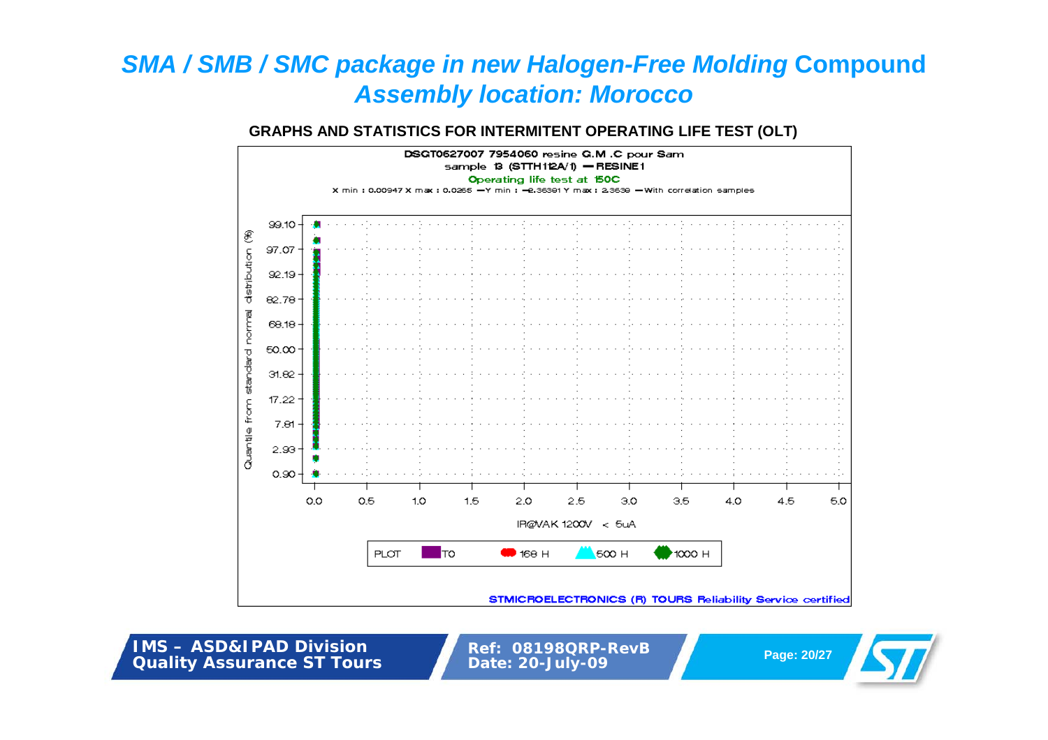# *SMA / SMB / SMC package in new Halogen-Free Molding* Compound *Assembly location: Morocco*

**GRAPHS AND STATISTICS FOR INTERMITENT OPERATING LIFE TEST (OLT)**

DSGT0627007 7954060 resine G.M .C pour Sam
sample 13 (STTH112A/1) — RESINE1
Operating life test at 150C
X min : 0.00947 X max : 0.0265 —Y min : −2.36391 Y max : 2.3639 —With correlation samples

Quantile from standard normal distribution (%): 99.10, 97.07, 92.19, 82.78, 68.18, 50.00, 31.82, 17.22, 7.81, 2.93, 0.90

IR@VAK 1200V < 5uA: 0.0, 0.5, 1.0, 1.5, 2.0, 2.5, 3.0, 3.5, 4.0, 4.5, 5.0

PLOT: T0, 168 H, 500 H, 1000 H

STMICROELECTRONICS (R) TOURS Reliability Service certified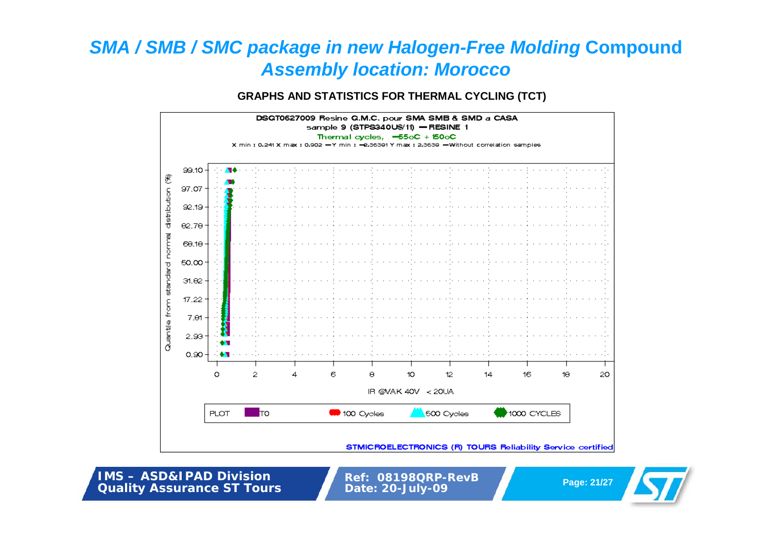# *SMA / SMB / SMC package in new Halogen-Free Molding* Compound
## *Assembly location: Morocco*

**GRAPHS AND STATISTICS FOR THERMAL CYCLING (TCT)**

DSGT0627009 Resine G.M.C. pour SMA SMB & SMD a CASA
sample 9 (STPS340U$/11) – RESINE 1
Thermal cycles, –55oC + 150oC
X min : 0.241 X max : 0.902 – Y min : –2.36391 Y max : 2.3639 – Without correlation samples

Quantile from standard normal distribution (%): 99.10, 97.07, 92.19, 82.78, 68.18, 50.00, 31.82, 17.22, 7.81, 2.93, 0.90

IR @VAK 40V < 20UA: 0, 2, 4, 6, 8, 10, 12, 14, 16, 18, 20

PLOT: T0, 100 Cycles, 500 Cycles, 1000 CYCLES

STMICROELECTRONICS (R) TOURS Reliability Service certified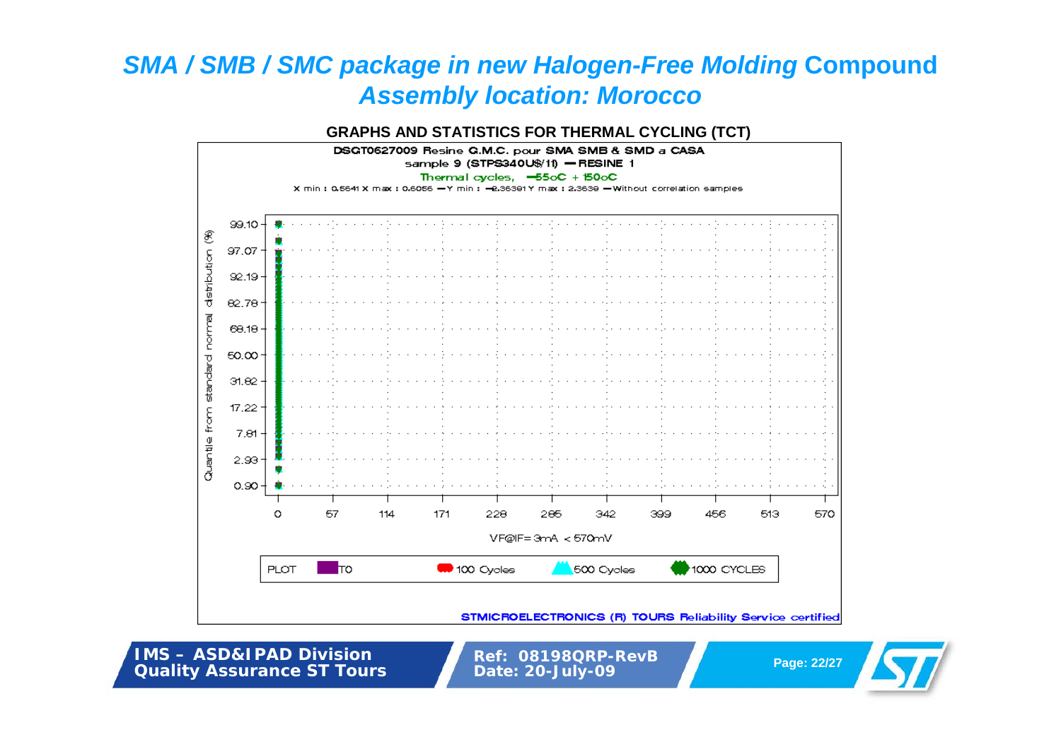# *SMA / SMB / SMC package in new Halogen-Free Molding* Compound *Assembly location: Morocco*

**GRAPHS AND STATISTICS FOR THERMAL CYCLING (TCT)**

DSGT0627009 Resine G.M.C. pour SMA SMB & SMD a CASA
sample 9 (STPS340U$/11) — RESINE 1
Thermal cycles, −55oC + 150oC
X min : 0.5641 X max : 0.6056 — Y min : −2.36391 Y max : 2.3639 — Without correlation samples

Quantile from standard normal distribution (%): 99.10, 97.07, 92.19, 82.78, 68.18, 50.00, 31.82, 17.22, 7.81, 2.93, 0.90

VF@IF= 3mA < 570mV: 0, 57, 114, 171, 228, 285, 342, 399, 456, 513, 570

PLOT: T0, 100 Cycles, 500 Cycles, 1000 CYCLES

STMICROELECTRONICS (R) TOURS Reliability Service certified

**IMS – ASD&IPAD Division Quality Assurance ST Tours**

**Ref: 08198QRP-RevB Date: 20-July-09**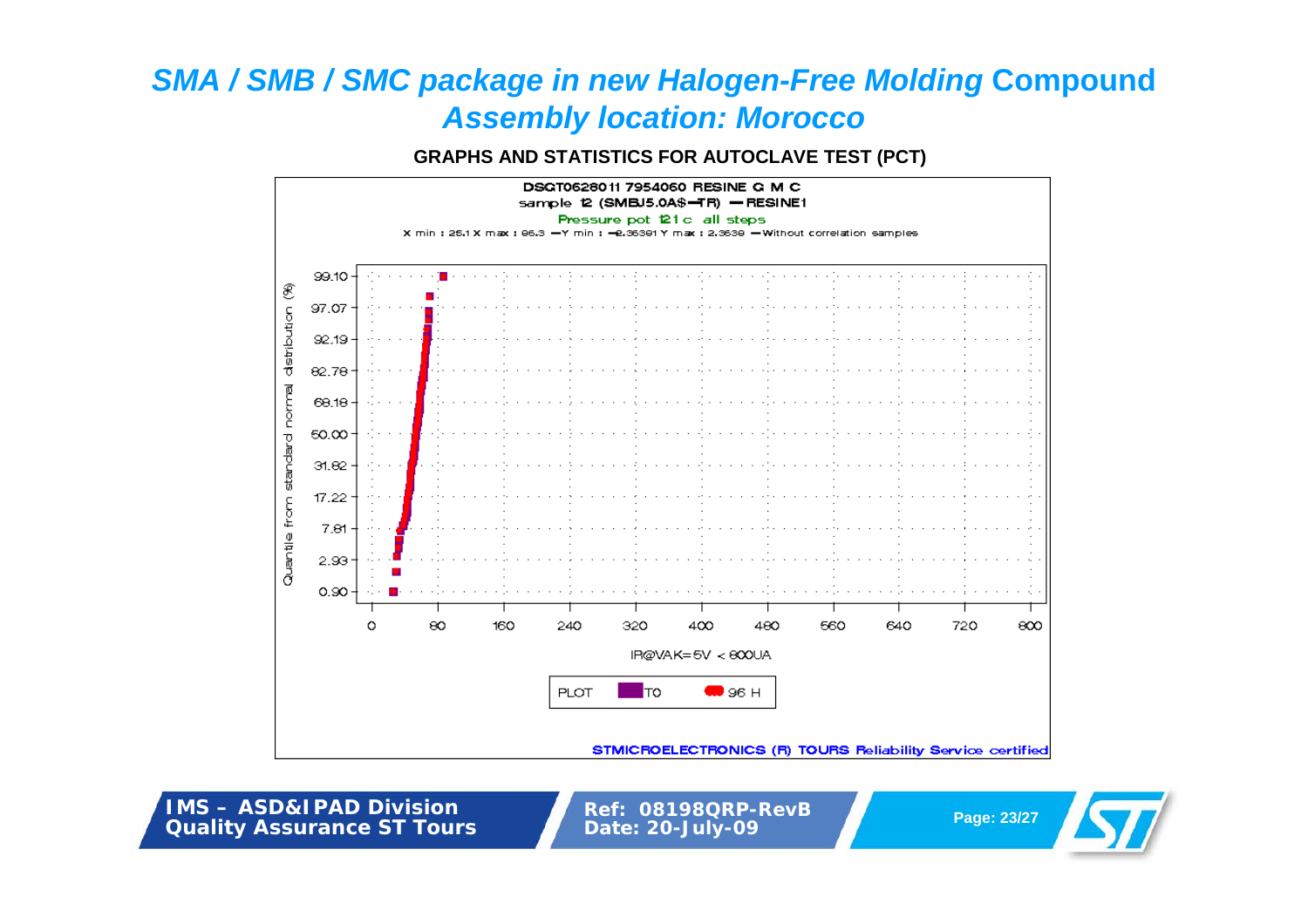# *SMA / SMB / SMC package in new Halogen-Free Molding* Compound *Assembly location: Morocco*

**GRAPHS AND STATISTICS FOR AUTOCLAVE TEST (PCT)**

DSGT0628011 7954060 RESINE G M C
sample 12 (SMBJ5.0A$–TR) – RESINE1
Pressure pot 121c all steps
X min : 25.1 X max : 86.3 – Y min : –2.36391 Y max : 2.3639 – Without correlation samples

Quantile from standard normal distribution (%): 0.90, 2.93, 7.81, 17.22, 31.82, 50.00, 68.18, 82.78, 92.19, 97.07, 99.10

IR@VAK=5V < 800UA: 0, 80, 160, 240, 320, 400, 480, 560, 640, 720, 800

PLOT: T0, 96 H

STMICROELECTRONICS (R) TOURS Reliability Service certified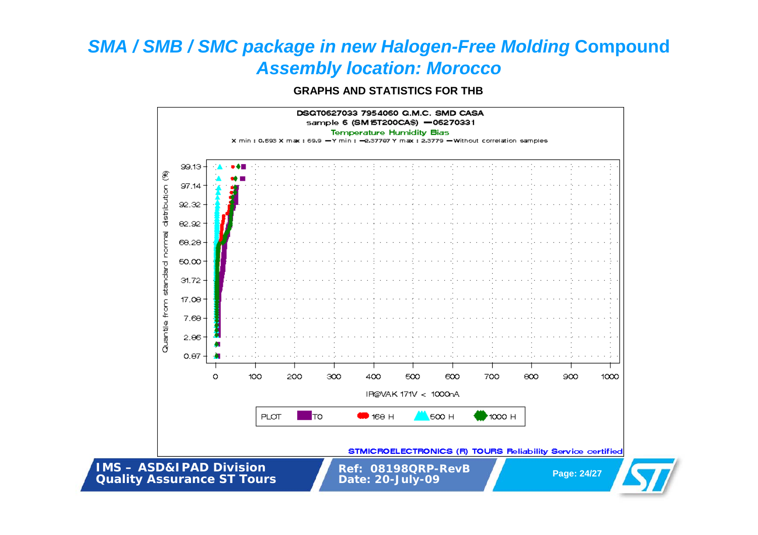# *SMA / SMB / SMC package in new Halogen-Free Molding* Compound
## *Assembly location: Morocco*

**GRAPHS AND STATISTICS FOR THB**

DSQT0627033 7954060 Q.M.C. SMD CASA
sample 6 (SM15T200CA$) —06270331
Temperature Humidity Bias
X min : 0.593 X max : 69.9 —Y min : −2.37797 Y max : 2.3779 —Without correlation samples

Quantile from standard normal distribution (%): 0.87, 2.86, 7.68, 17.08, 31.72, 50.00, 68.28, 82.92, 92.32, 97.14, 99.13

IR@VAK 171V < 1000nA: 0, 100, 200, 300, 400, 500, 600, 700, 800, 900, 1000

PLOT: T0, 168 H, 500 H, 1000 H

STMICROELECTRONICS (R) TOURS Reliability Service certified

IMS – ASD&IPAD Division
Quality Assurance ST Tours

Ref: 08198QRP-RevB
Date: 20-July-09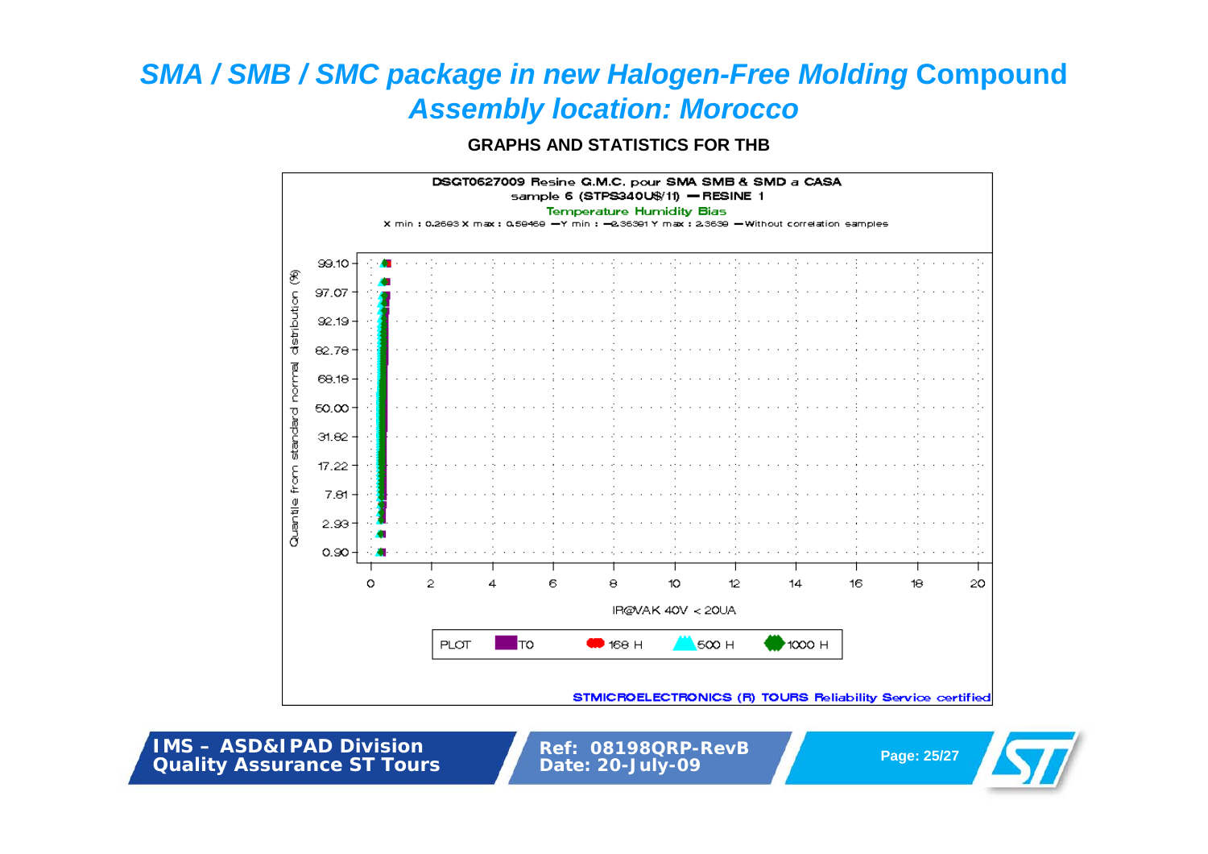# *SMA / SMB / SMC package in new Halogen-Free Molding* Compound *Assembly location: Morocco*

**GRAPHS AND STATISTICS FOR THB**

DSGT0627009 Resine G.M.C. pour SMA SMB & SMD a CASA
sample 6 (STPS340U$/11) — RESINE 1
Temperature Humidity Bias
X min : 0.2693 X max : 0.59469 —Y min : −2.36391 Y max : 2.3639 —Without correlation samples

Quantile from standard normal distribution (%): 99.10, 97.07, 92.19, 82.78, 68.18, 50.00, 31.82, 17.22, 7.81, 2.93, 0.90

IR@VAK 40V < 20UA: 0, 2, 4, 6, 8, 10, 12, 14, 16, 18, 20

PLOT: T0, 168 H, 500 H, 1000 H

STMICROELECTRONICS (R) TOURS Reliability Service certified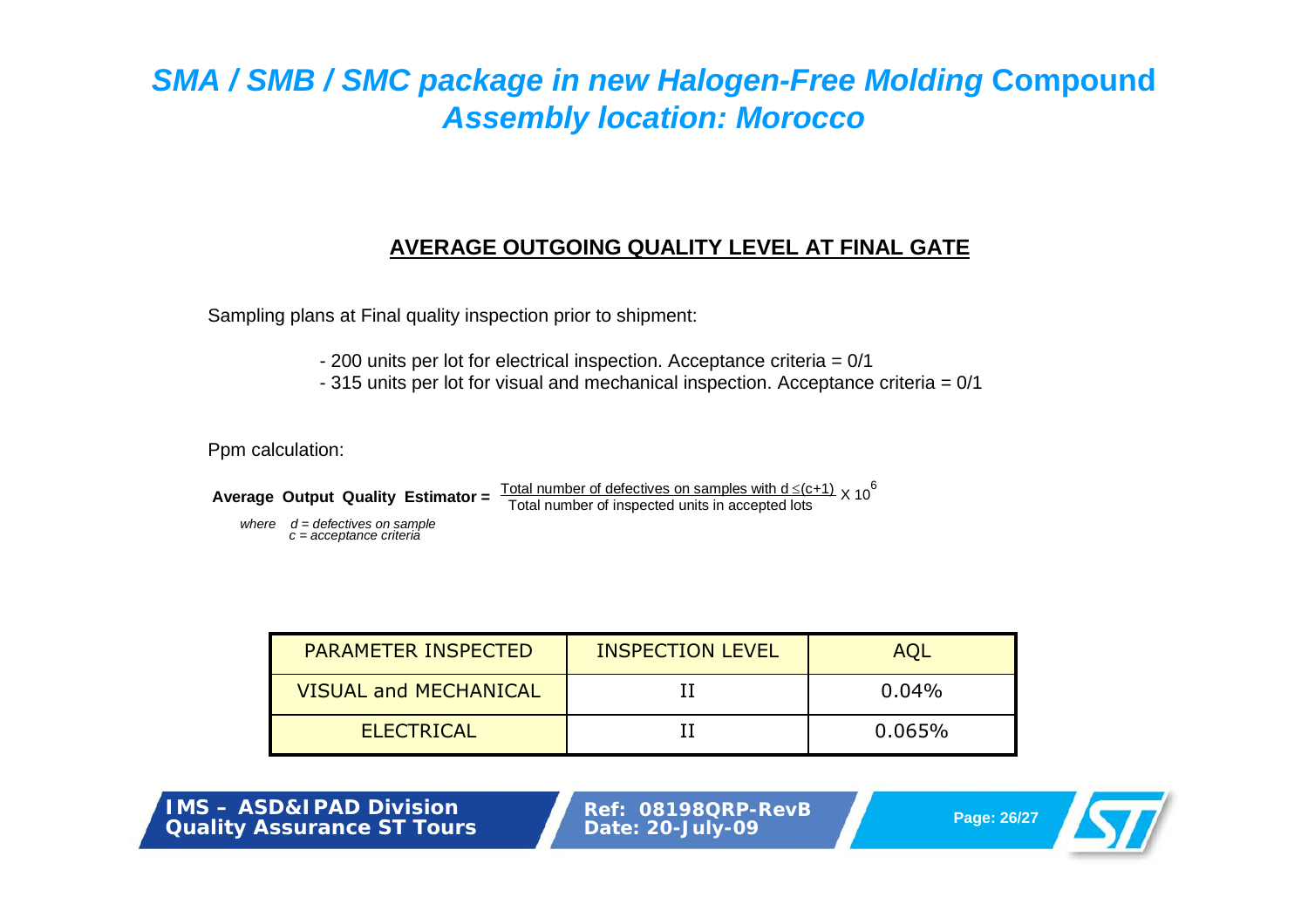# *SMA / SMB / SMC package in new Halogen-Free Molding* Compound *Assembly location: Morocco*

## AVERAGE OUTGOING QUALITY LEVEL AT FINAL GATE

Sampling plans at Final quality inspection prior to shipment:

- 200 units per lot for electrical inspection. Acceptance criteria = 0/1
- 315 units per lot for visual and mechanical inspection. Acceptance criteria = 0/1

Ppm calculation:

$$\textbf{Average Output Quality Estimator} = \frac{\text{Total number of defectives on samples with } d \leq (c+1)}{\text{Total number of inspected units in accepted lots}} \times 10^6$$

*where d = defectives on sample*
*c = acceptance criteria*

| PARAMETER INSPECTED | INSPECTION LEVEL | AQL |
|---|---|---|
| VISUAL and MECHANICAL | II | 0.04% |
| ELECTRICAL | II | 0.065% |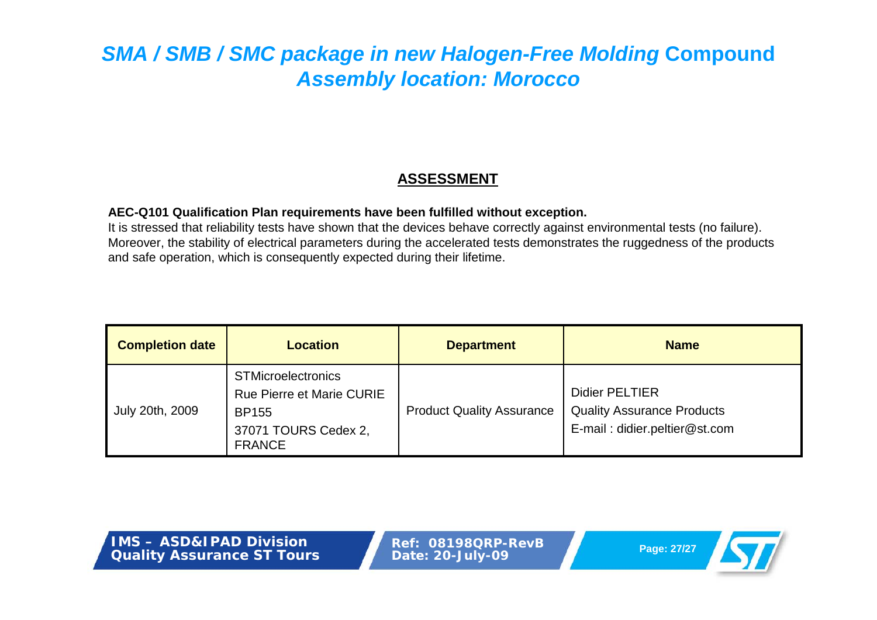# *SMA / SMB / SMC package in new Halogen-Free Molding* Compound *Assembly location: Morocco*

## ASSESSMENT

**AEC-Q101 Qualification Plan requirements have been fulfilled without exception.**
It is stressed that reliability tests have shown that the devices behave correctly against environmental tests (no failure). Moreover, the stability of electrical parameters during the accelerated tests demonstrates the ruggedness of the products and safe operation, which is consequently expected during their lifetime.

| Completion date | Location | Department | Name |
| --- | --- | --- | --- |
| July 20th, 2009 | STMicroelectronics<br>Rue Pierre et Marie CURIE<br>BP155<br>37071 TOURS Cedex 2, FRANCE | Product Quality Assurance | Didier PELTIER<br>Quality Assurance Products<br>E-mail : didier.peltier@st.com |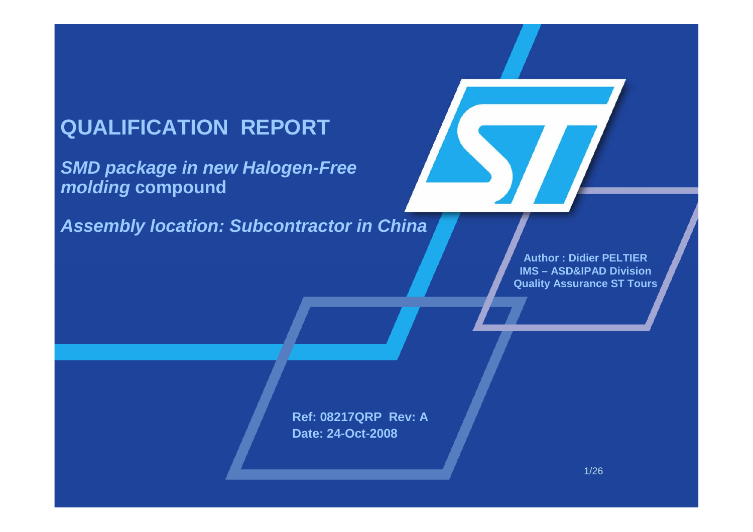# QUALIFICATION REPORT

***SMD package in new Halogen-Free molding* compound**

***Assembly location: Subcontractor in China***

**Author : Didier PELTIER**
**IMS – ASD&IPAD Division**
**Quality Assurance ST Tours**

**Ref: 08217QRP Rev: A**
**Date: 24-Oct-2008**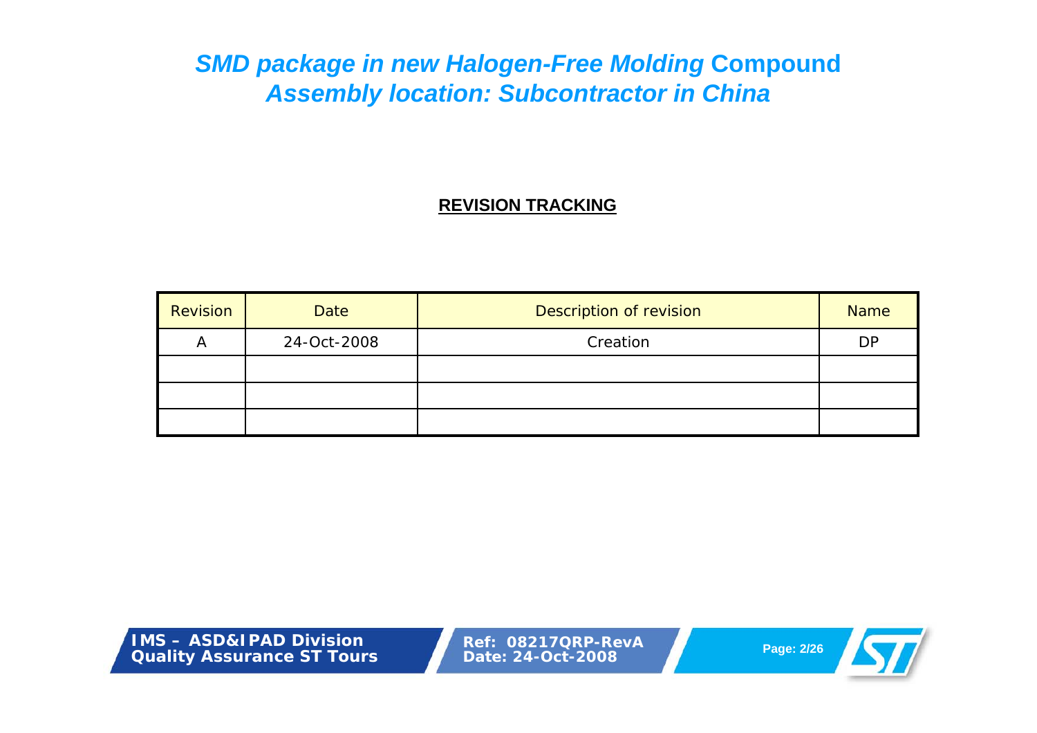# *SMD package in new Halogen-Free Molding* Compound
# *Assembly location: Subcontractor in China*

## REVISION TRACKING

| Revision | Date | Description of revision | Name |
|---|---|---|---|
| A | 24-Oct-2008 | Creation | DP |
| | | | |
| | | | |
| | | | |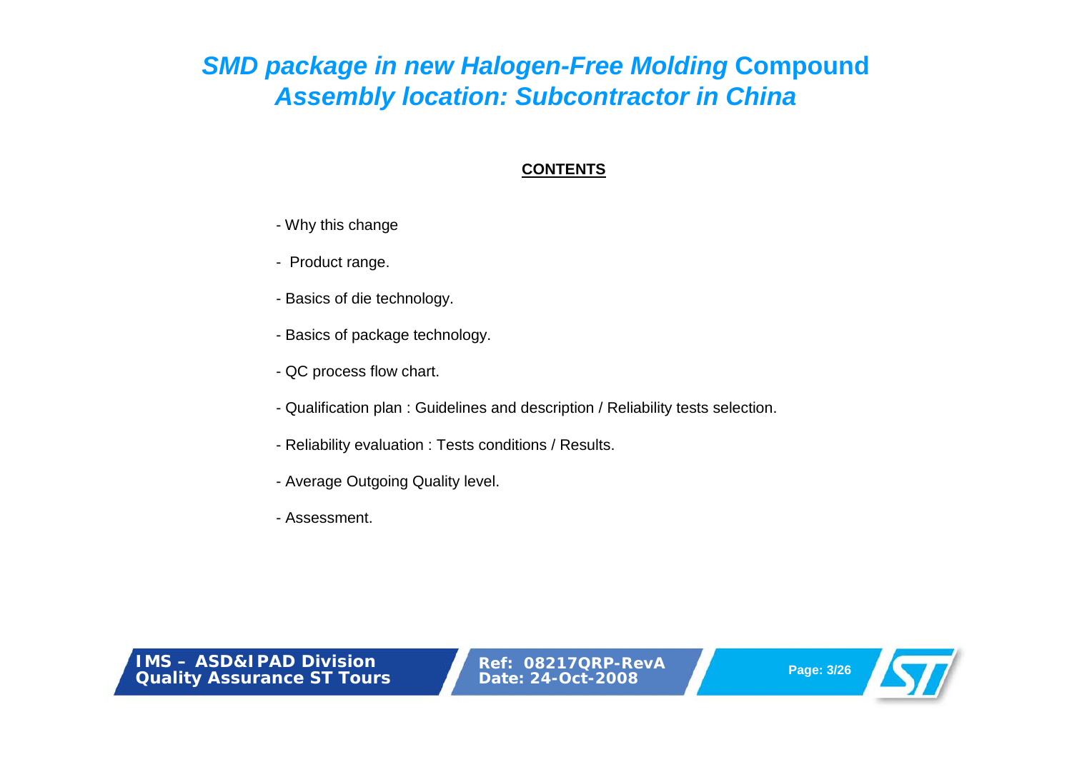# *SMD package in new Halogen-Free Molding* Compound
# *Assembly location: Subcontractor in China*

**CONTENTS**

- Why this change
- Product range.
- Basics of die technology.
- Basics of package technology.
- QC process flow chart.
- Qualification plan : Guidelines and description / Reliability tests selection.
- Reliability evaluation : Tests conditions / Results.
- Average Outgoing Quality level.
- Assessment.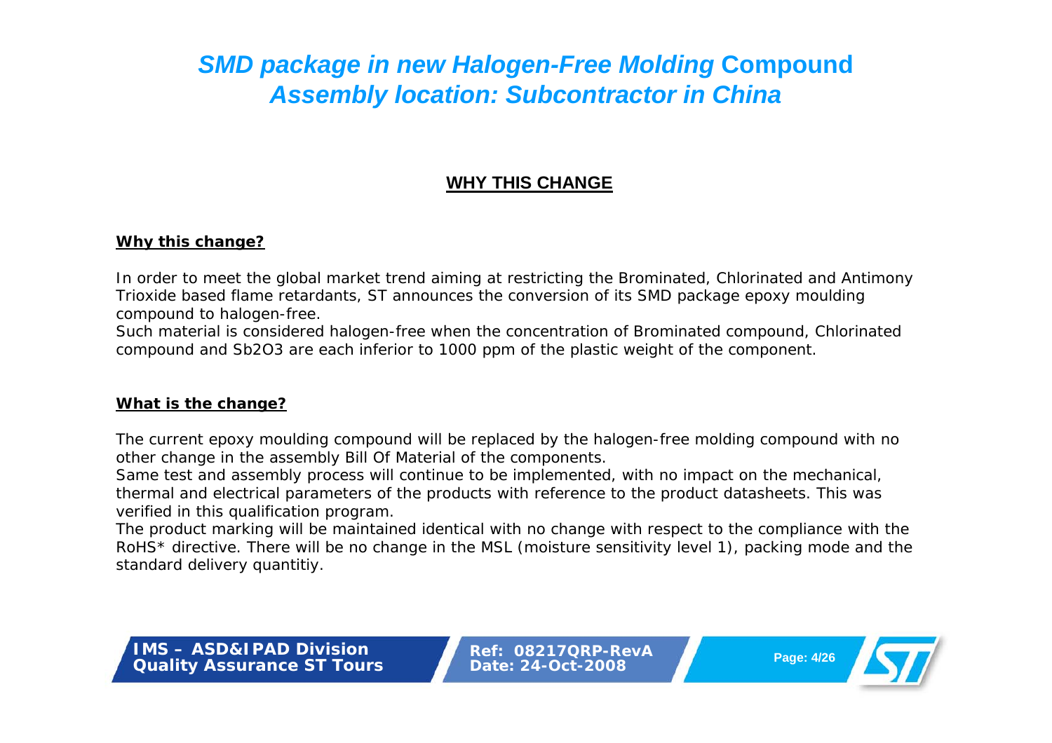# *SMD package in new Halogen-Free Molding* Compound
# *Assembly location: Subcontractor in China*

## WHY THIS CHANGE

### Why this change?

In order to meet the global market trend aiming at restricting the Brominated, Chlorinated and Antimony Trioxide based flame retardants, ST announces the conversion of its SMD package epoxy moulding compound to halogen-free.

Such material is considered halogen-free when the concentration of Brominated compound, Chlorinated compound and $Sb_2O_3$ are each inferior to 1000 ppm of the plastic weight of the component.

### What is the change?

The current epoxy moulding compound will be replaced by the halogen-free molding compound with no other change in the assembly Bill Of Material of the components.

Same test and assembly process will continue to be implemented, with no impact on the mechanical, thermal and electrical parameters of the products with reference to the product datasheets. This was verified in this qualification program.

The product marking will be maintained identical with no change with respect to the compliance with the RoHS* directive. There will be no change in the MSL (moisture sensitivity level 1), packing mode and the standard delivery quantitiy.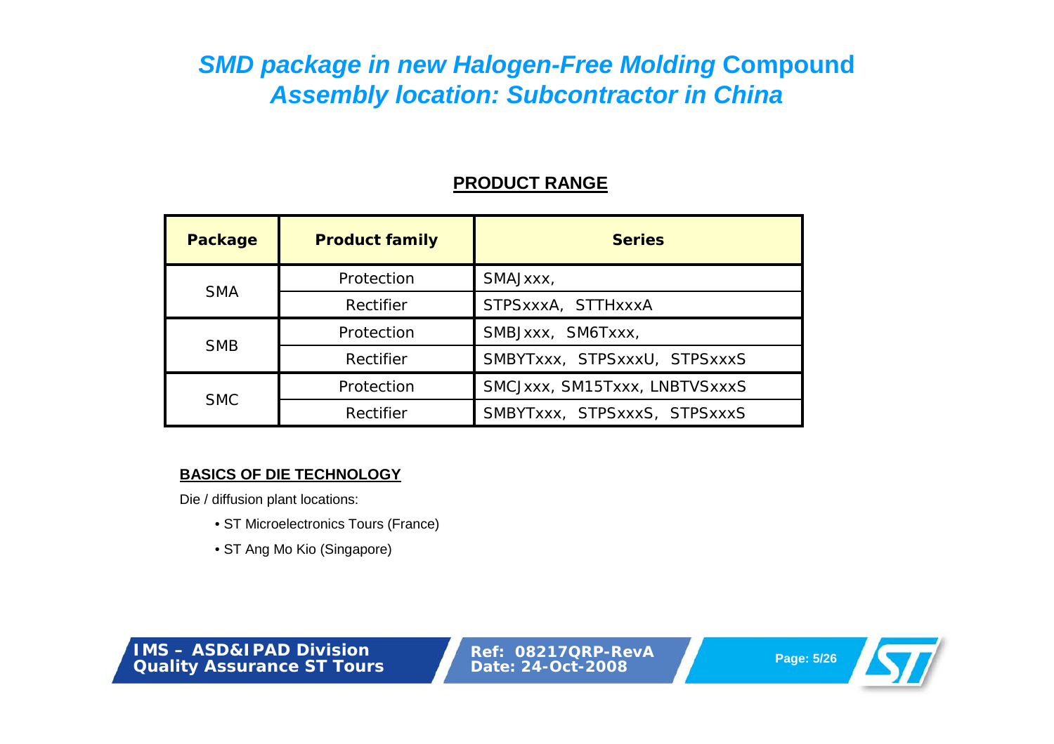# *SMD package in new Halogen-Free Molding* Compound
# *Assembly location: Subcontractor in China*

## PRODUCT RANGE

| Package | Product family | Series |
|---|---|---|
| SMA | Protection | SMAJxxx, |
| | Rectifier | STPSxxxA, STTHxxxA |
| SMB | Protection | SMBJxxx, SM6Txxx, |
| | Rectifier | SMBYTxxx, STPSxxxU, STPSxxxS |
| SMC | Protection | SMCJxxx, SM15Txxx, LNBTVSxxxS |
| | Rectifier | SMBYTxxx, STPSxxxS, STPSxxxS |

### BASICS OF DIE TECHNOLOGY

Die / diffusion plant locations:

- ST Microelectronics Tours (France)
- ST Ang Mo Kio (Singapore)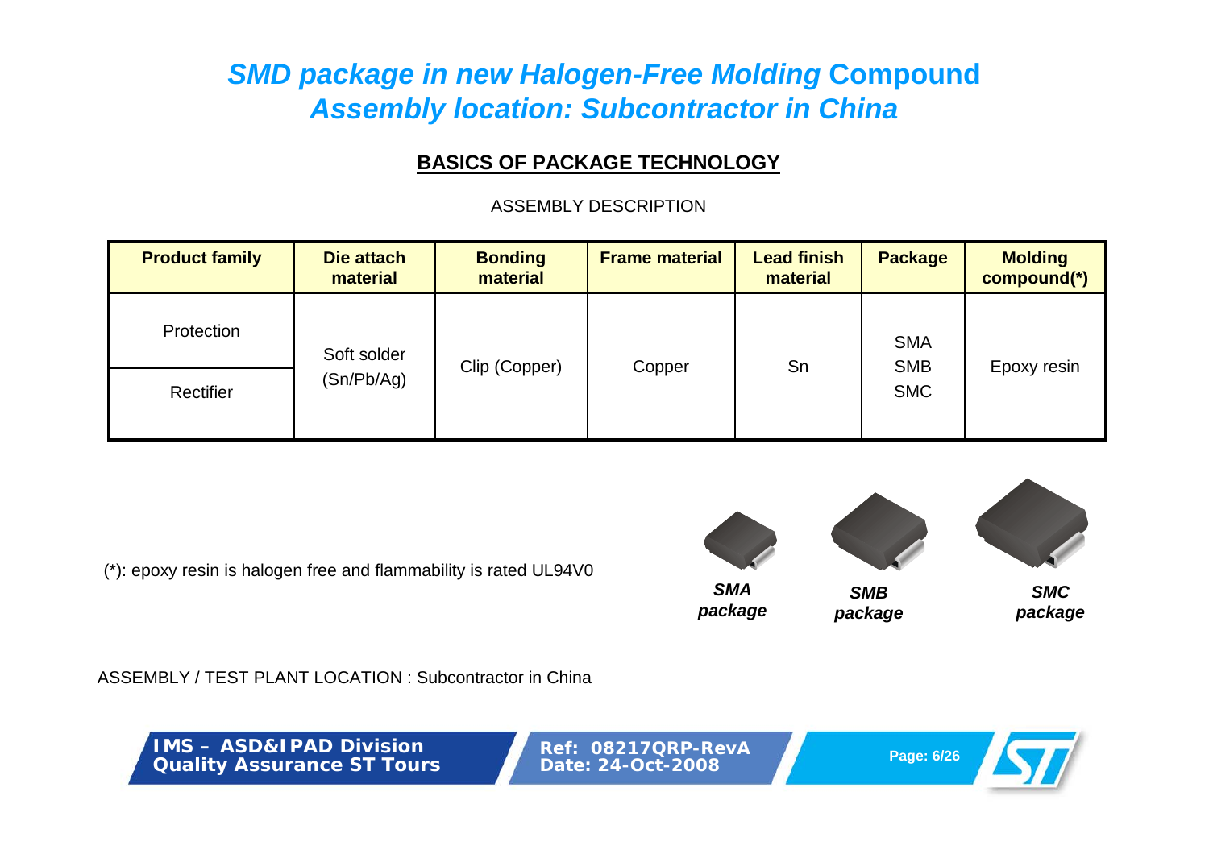# *SMD package in new Halogen-Free Molding* Compound
# *Assembly location: Subcontractor in China*

## BASICS OF PACKAGE TECHNOLOGY

ASSEMBLY DESCRIPTION

| Product family | Die attach material | Bonding material | Frame material | Lead finish material | Package | Molding compound(*) |
|---|---|---|---|---|---|---|
| Protection | Soft solder (Sn/Pb/Ag) | Clip (Copper) | Copper | Sn | SMA SMB SMC | Epoxy resin |
| Rectifier | | | | | | |

(*): epoxy resin is halogen free and flammability is rated UL94V0

*SMA package* *SMB package* *SMC package*

ASSEMBLY / TEST PLANT LOCATION : Subcontractor in China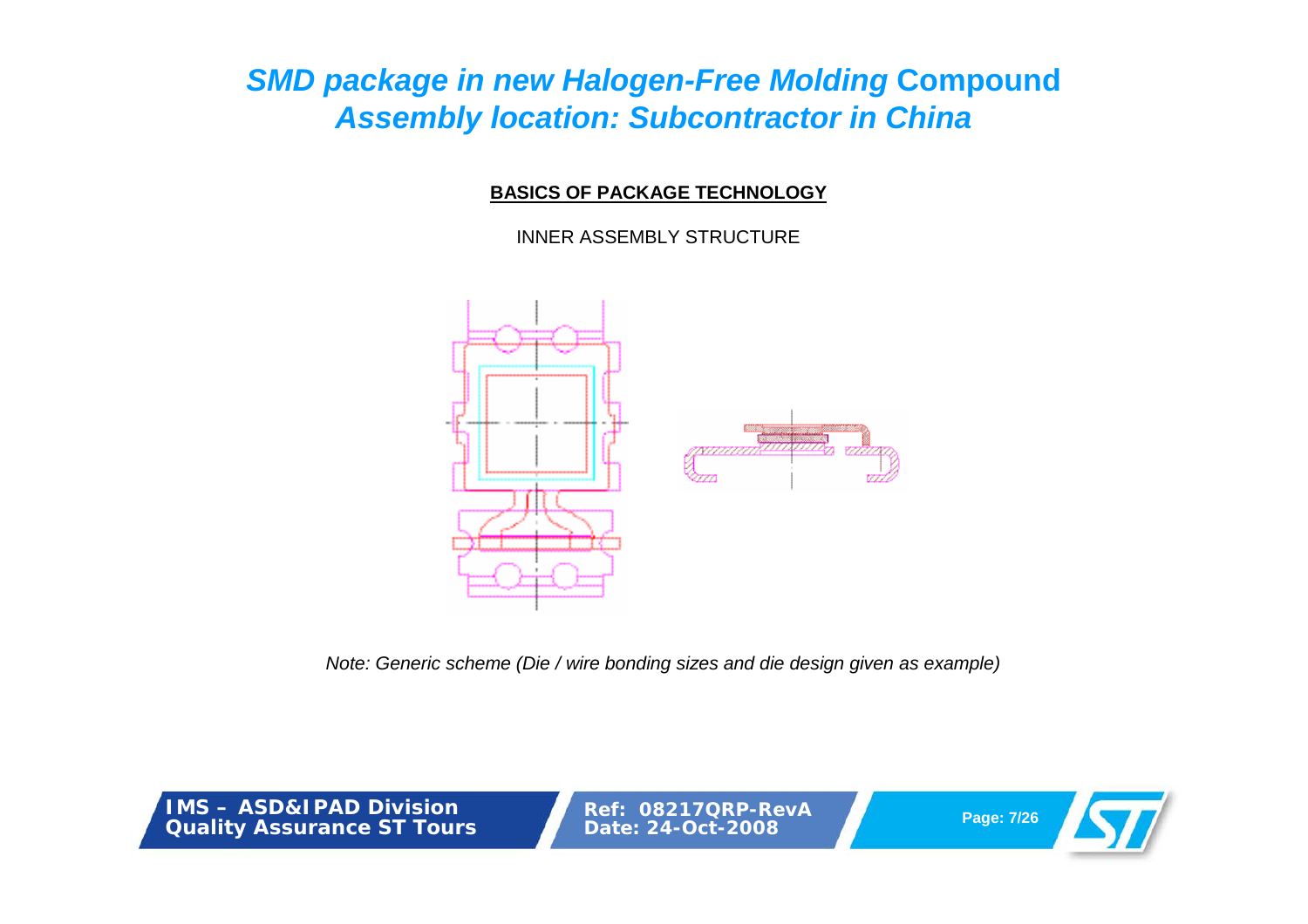# *SMD package in new Halogen-Free Molding* Compound *Assembly location: Subcontractor in China*

**BASICS OF PACKAGE TECHNOLOGY**

INNER ASSEMBLY STRUCTURE

*Note: Generic scheme (Die / wire bonding sizes and die design given as example)*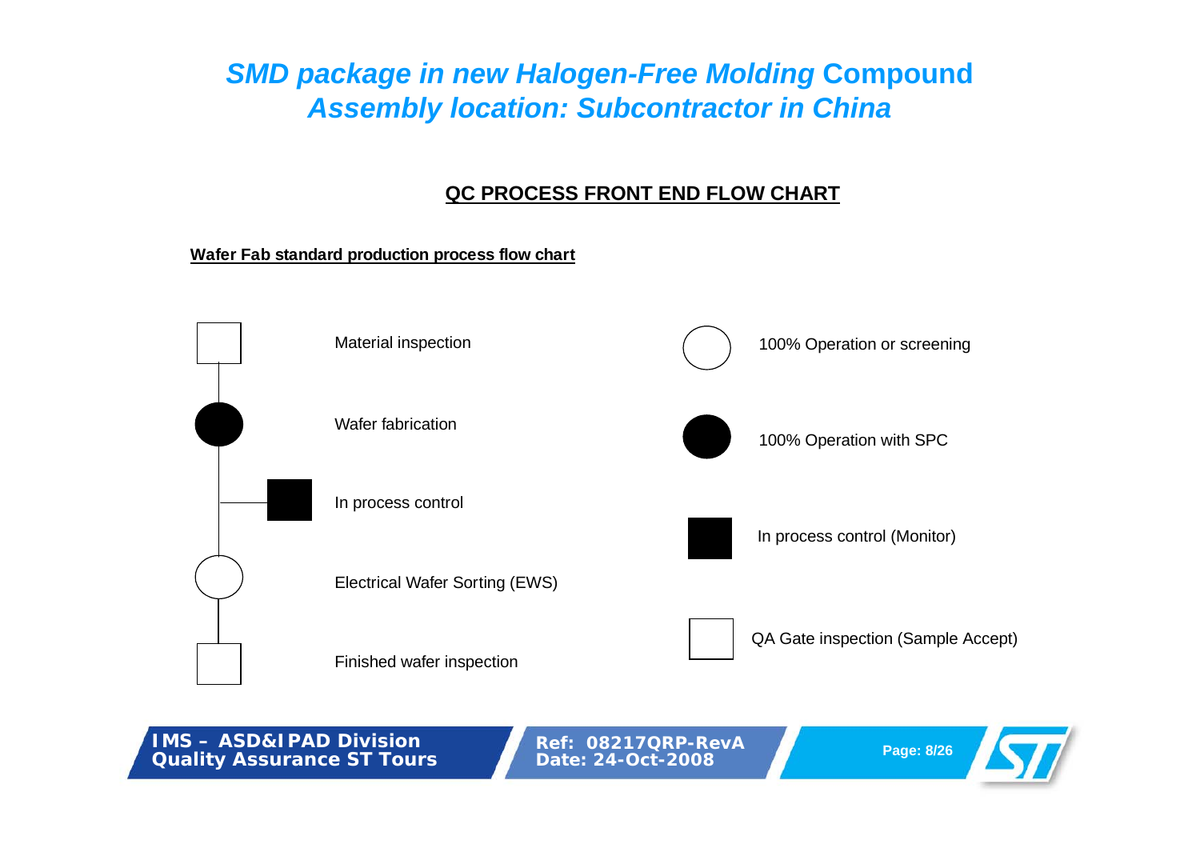# *SMD package in new Halogen-Free Molding* Compound *Assembly location: Subcontractor in China*

## QC PROCESS FRONT END FLOW CHART

**Wafer Fab standard production process flow chart**

- Material inspection
- Wafer fabrication
- In process control
- Electrical Wafer Sorting (EWS)
- Finished wafer inspection

Legend:

- 100% Operation or screening
- 100% Operation with SPC
- In process control (Monitor)
- QA Gate inspection (Sample Accept)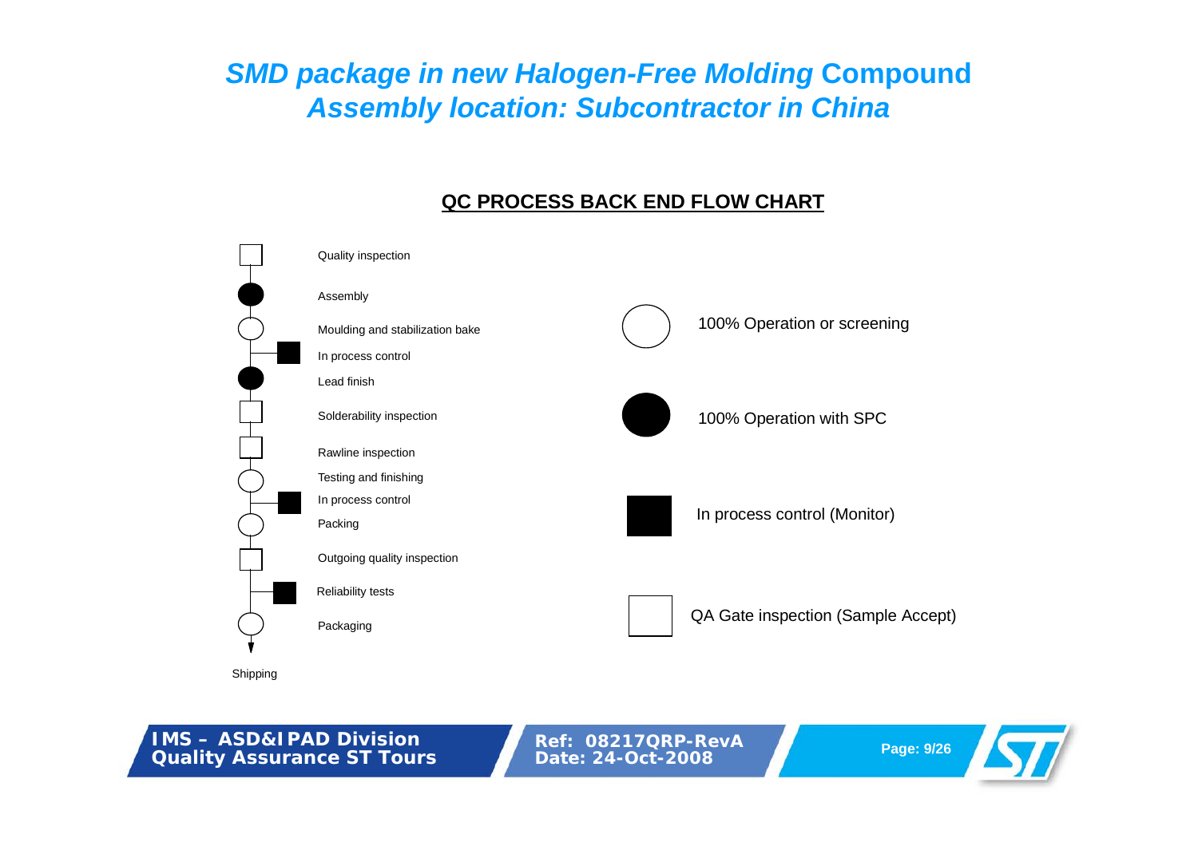# *SMD package in new Halogen-Free Molding* Compound
# *Assembly location: Subcontractor in China*

## QC PROCESS BACK END FLOW CHART

- Quality inspection
- Assembly
- Moulding and stabilization bake
- In process control
- Lead finish
- Solderability inspection
- Rawline inspection
- Testing and finishing
- In process control
- Packing
- Outgoing quality inspection
- Reliability tests
- Packaging
- Shipping

**Legend:**

- ○ 100% Operation or screening
- ● 100% Operation with SPC
- ■ In process control (Monitor)
- □ QA Gate inspection (Sample Accept)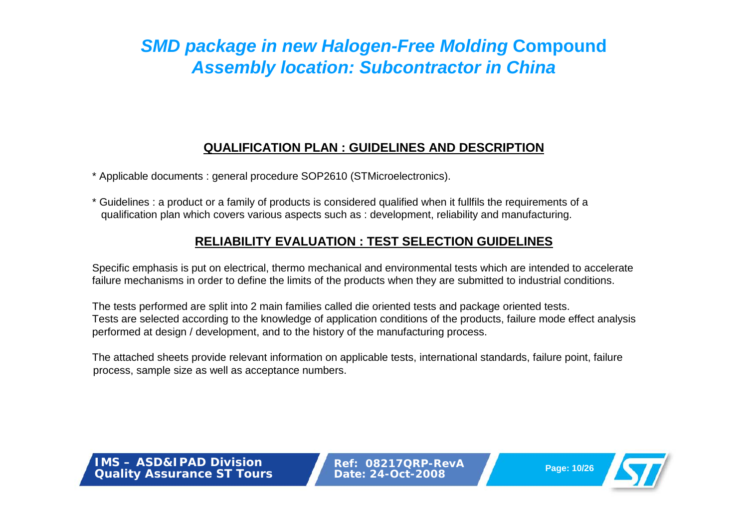# *SMD package in new Halogen-Free Molding* Compound
# *Assembly location: Subcontractor in China*

## QUALIFICATION PLAN : GUIDELINES AND DESCRIPTION

* Applicable documents : general procedure SOP2610 (STMicroelectronics).

* Guidelines : a product or a family of products is considered qualified when it fullfils the requirements of a qualification plan which covers various aspects such as : development, reliability and manufacturing.

## RELIABILITY EVALUATION : TEST SELECTION GUIDELINES

Specific emphasis is put on electrical, thermo mechanical and environmental tests which are intended to accelerate failure mechanisms in order to define the limits of the products when they are submitted to industrial conditions.

The tests performed are split into 2 main families called die oriented tests and package oriented tests.
Tests are selected according to the knowledge of application conditions of the products, failure mode effect analysis performed at design / development, and to the history of the manufacturing process.

The attached sheets provide relevant information on applicable tests, international standards, failure point, failure process, sample size as well as acceptance numbers.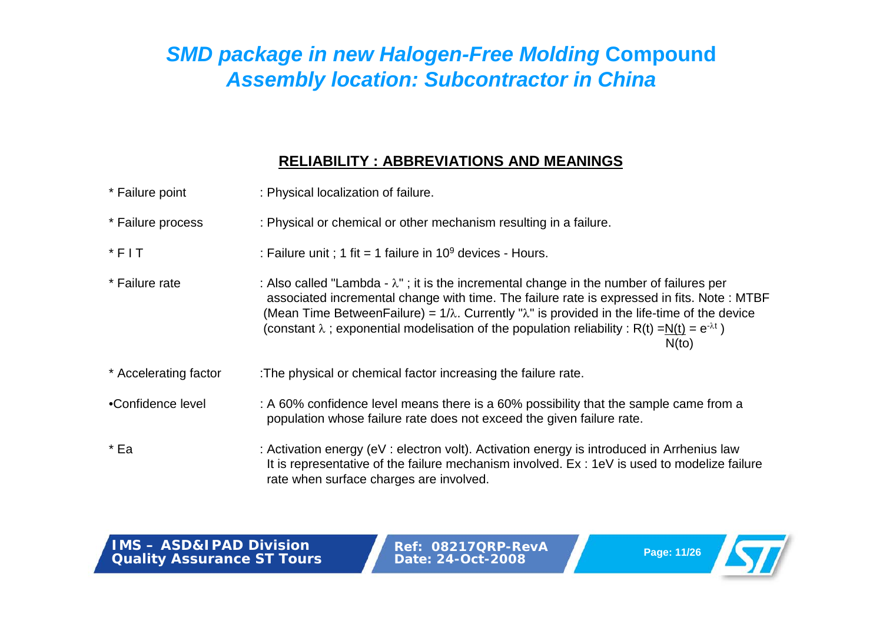# *SMD package in new Halogen-Free Molding* Compound
## *Assembly location: Subcontractor in China*

### RELIABILITY : ABBREVIATIONS AND MEANINGS

* Failure point : Physical localization of failure.

* Failure process : Physical or chemical or other mechanism resulting in a failure.

* F I T : Failure unit ; 1 fit = 1 failure in $10^9$ devices - Hours.

* Failure rate : Also called "Lambda - $\lambda$" ; it is the incremental change in the number of failures per associated incremental change with time. The failure rate is expressed in fits. Note : MTBF (Mean Time BetweenFailure) = $1/\lambda$. Currently "$\lambda$" is provided in the life-time of the device (constant $\lambda$ ; exponential modelisation of the population reliability : $R(t) = \frac{N(t)}{N(to)} = e^{-\lambda t}$ )

* Accelerating factor :The physical or chemical factor increasing the failure rate.

•Confidence level : A 60% confidence level means there is a 60% possibility that the sample came from a population whose failure rate does not exceed the given failure rate.

* Ea : Activation energy (eV : electron volt). Activation energy is introduced in Arrhenius law It is representative of the failure mechanism involved. Ex : 1eV is used to modelize failure rate when surface charges are involved.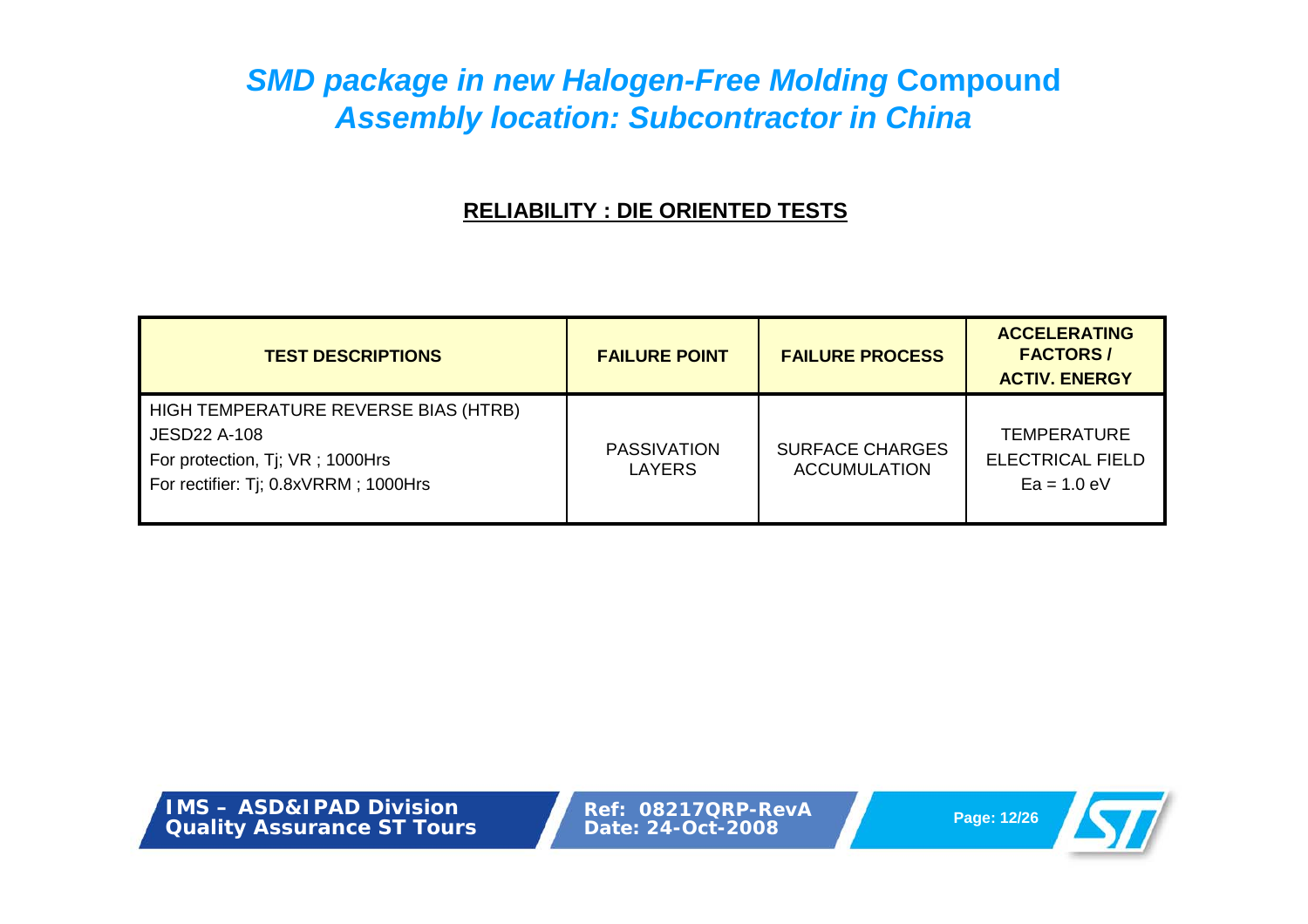# *SMD package in new Halogen-Free Molding* Compound *Assembly location: Subcontractor in China*

## RELIABILITY : DIE ORIENTED TESTS

| TEST DESCRIPTIONS | FAILURE POINT | FAILURE PROCESS | ACCELERATING FACTORS / ACTIV. ENERGY |
|---|---|---|---|
| HIGH TEMPERATURE REVERSE BIAS (HTRB)<br>JESD22 A-108<br>For protection, Tj; VR ; 1000Hrs<br>For rectifier: Tj; 0.8xVRRM ; 1000Hrs | PASSIVATION LAYERS | SURFACE CHARGES ACCUMULATION | TEMPERATURE<br>ELECTRICAL FIELD<br>Ea = 1.0 eV |

IMS – ASD&IPAD Division
Quality Assurance ST Tours

Ref: 08217QRP-RevA
Date: 24-Oct-2008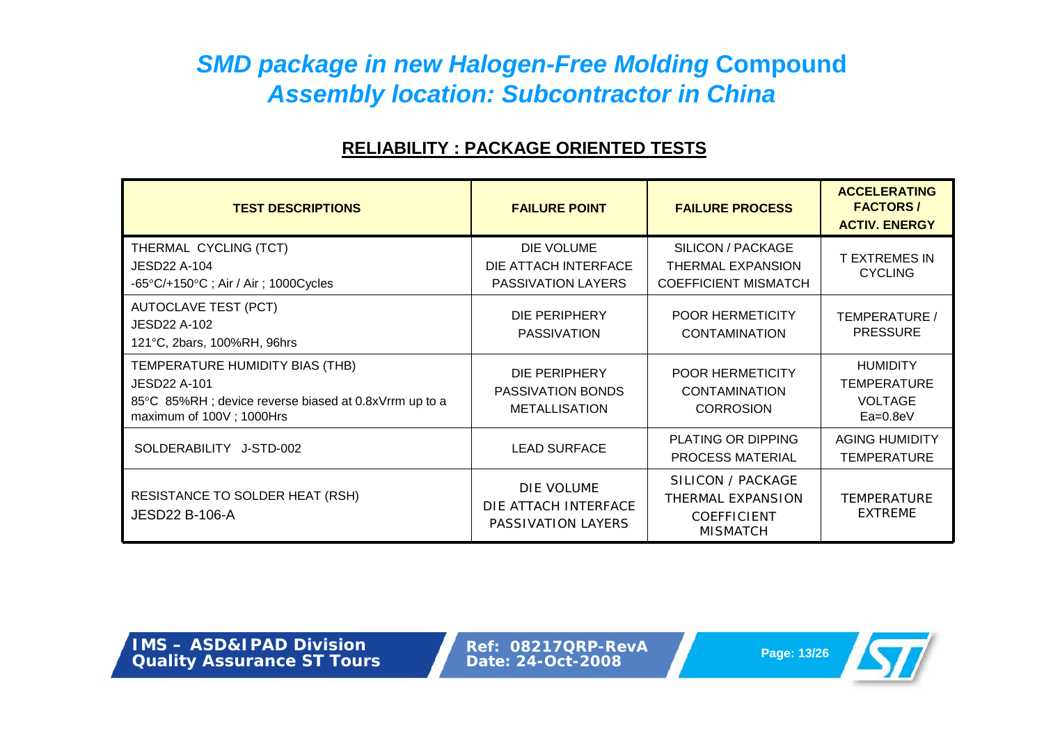# *SMD package in new Halogen-Free Molding* Compound *Assembly location: Subcontractor in China*

## RELIABILITY : PACKAGE ORIENTED TESTS

| TEST DESCRIPTIONS | FAILURE POINT | FAILURE PROCESS | ACCELERATING FACTORS / ACTIV. ENERGY |
|---|---|---|---|
| THERMAL CYCLING (TCT)<br>JESD22 A-104<br>-65°C/+150°C ; Air / Air ; 1000Cycles | DIE VOLUME<br>DIE ATTACH INTERFACE<br>PASSIVATION LAYERS | SILICON / PACKAGE THERMAL EXPANSION COEFFICIENT MISMATCH | T EXTREMES IN CYCLING |
| AUTOCLAVE TEST (PCT)<br>JESD22 A-102<br>121°C, 2bars, 100%RH, 96hrs | DIE PERIPHERY<br>PASSIVATION | POOR HERMETICITY<br>CONTAMINATION | TEMPERATURE / PRESSURE |
| TEMPERATURE HUMIDITY BIAS (THB)<br>JESD22 A-101<br>85°C 85%RH ; device reverse biased at 0.8xVrrm up to a maximum of 100V ; 1000Hrs | DIE PERIPHERY<br>PASSIVATION BONDS<br>METALLISATION | POOR HERMETICITY<br>CONTAMINATION<br>CORROSION | HUMIDITY<br>TEMPERATURE<br>VOLTAGE<br>Ea=0.8eV |
| SOLDERABILITY J-STD-002 | LEAD SURFACE | PLATING OR DIPPING PROCESS MATERIAL | AGING HUMIDITY TEMPERATURE |
| RESISTANCE TO SOLDER HEAT (RSH)<br>JESD22 B-106-A | DIE VOLUME<br>DIE ATTACH INTERFACE<br>PASSIVATION LAYERS | SILICON / PACKAGE THERMAL EXPANSION COEFFICIENT MISMATCH | TEMPERATURE EXTREME |

IMS – ASD&IPAD Division
Quality Assurance ST Tours

Ref: 08217QRP-RevA
Date: 24-Oct-2008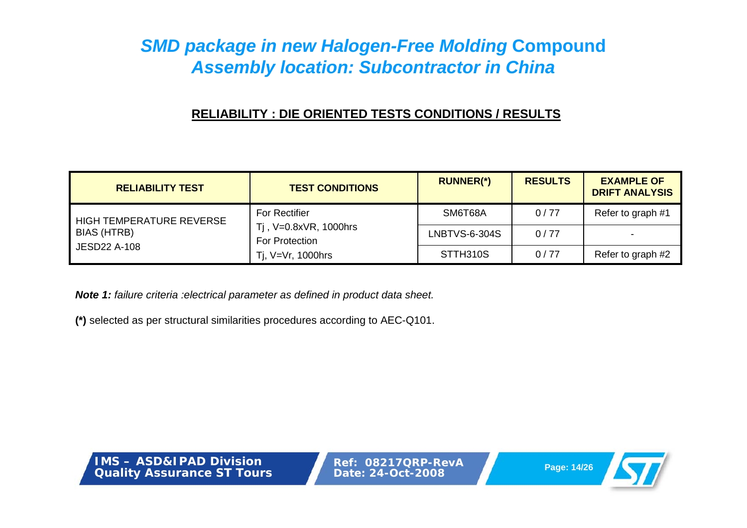# *SMD package in new Halogen-Free Molding* Compound
# *Assembly location: Subcontractor in China*

## RELIABILITY : DIE ORIENTED TESTS CONDITIONS / RESULTS

| RELIABILITY TEST | TEST CONDITIONS | RUNNER(*) | RESULTS | EXAMPLE OF DRIFT ANALYSIS |
|---|---|---|---|---|
| HIGH TEMPERATURE REVERSE BIAS (HTRB) JESD22 A-108 | For Rectifier Tj , V=0.8xVR, 1000hrs For Protection Tj, V=Vr, 1000hrs | SM6T68A | 0 / 77 | Refer to graph #1 |
| | | LNBTVS-6-304S | 0 / 77 | - |
| | | STTH310S | 0 / 77 | Refer to graph #2 |

***Note 1:*** *failure criteria :electrical parameter as defined in product data sheet.*

**(*)** selected as per structural similarities procedures according to AEC-Q101.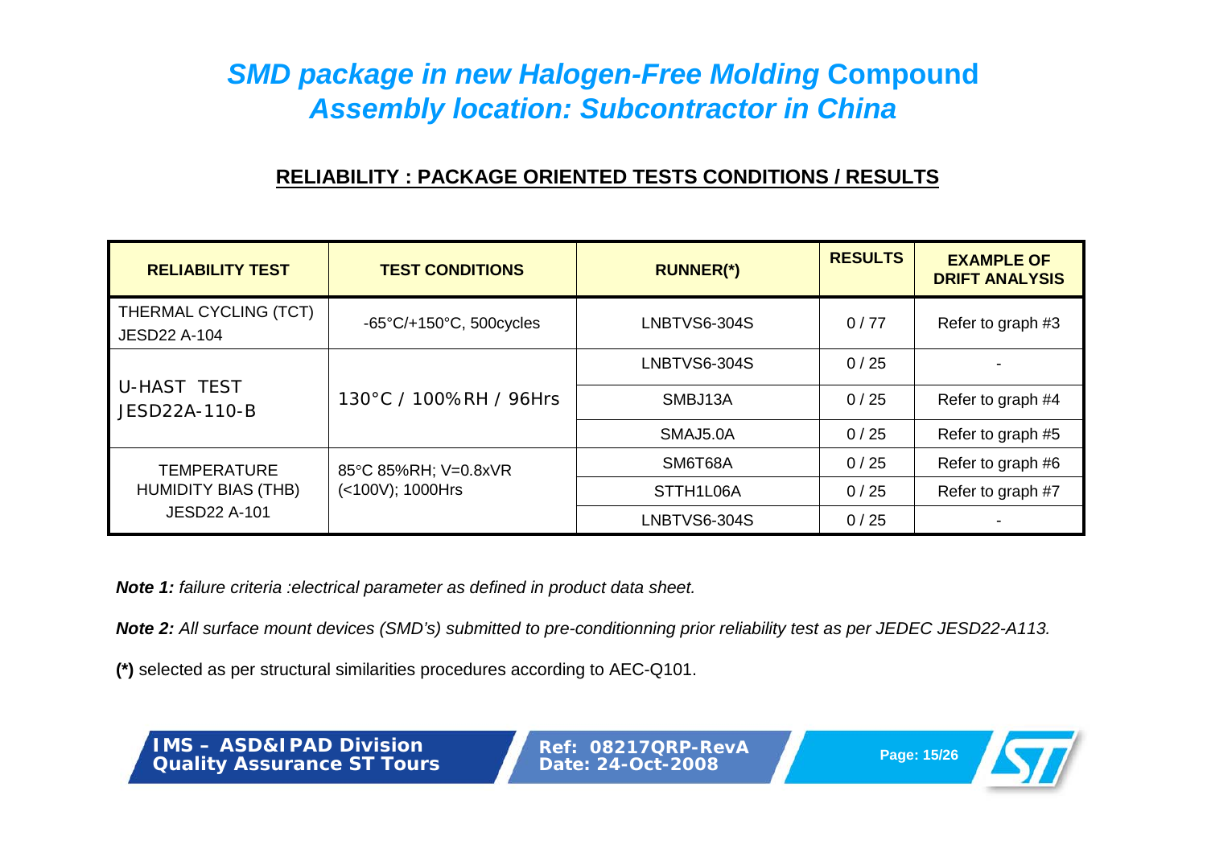# *SMD package in new Halogen-Free Molding* Compound
# *Assembly location: Subcontractor in China*

## RELIABILITY : PACKAGE ORIENTED TESTS CONDITIONS / RESULTS

| RELIABILITY TEST | TEST CONDITIONS | RUNNER(*) | RESULTS | EXAMPLE OF DRIFT ANALYSIS |
|---|---|---|---|---|
| THERMAL CYCLING (TCT) JESD22 A-104 | -65°C/+150°C, 500cycles | LNBTVS6-304S | 0 / 77 | Refer to graph #3 |
| U-HAST TEST JESD22A-110-B | 130°C / 100%RH / 96Hrs | LNBTVS6-304S | 0 / 25 | - |
| | | SMBJ13A | 0 / 25 | Refer to graph #4 |
| | | SMAJ5.0A | 0 / 25 | Refer to graph #5 |
| TEMPERATURE HUMIDITY BIAS (THB) JESD22 A-101 | 85°C 85%RH; V=0.8xVR (<100V); 1000Hrs | SM6T68A | 0 / 25 | Refer to graph #6 |
| | | STTH1L06A | 0 / 25 | Refer to graph #7 |
| | | LNBTVS6-304S | 0 / 25 | - |

***Note 1:*** *failure criteria :electrical parameter as defined in product data sheet.*

***Note 2:*** *All surface mount devices (SMD's) submitted to pre-conditionning prior reliability test as per JEDEC JESD22-A113.*

**(*)** selected as per structural similarities procedures according to AEC-Q101.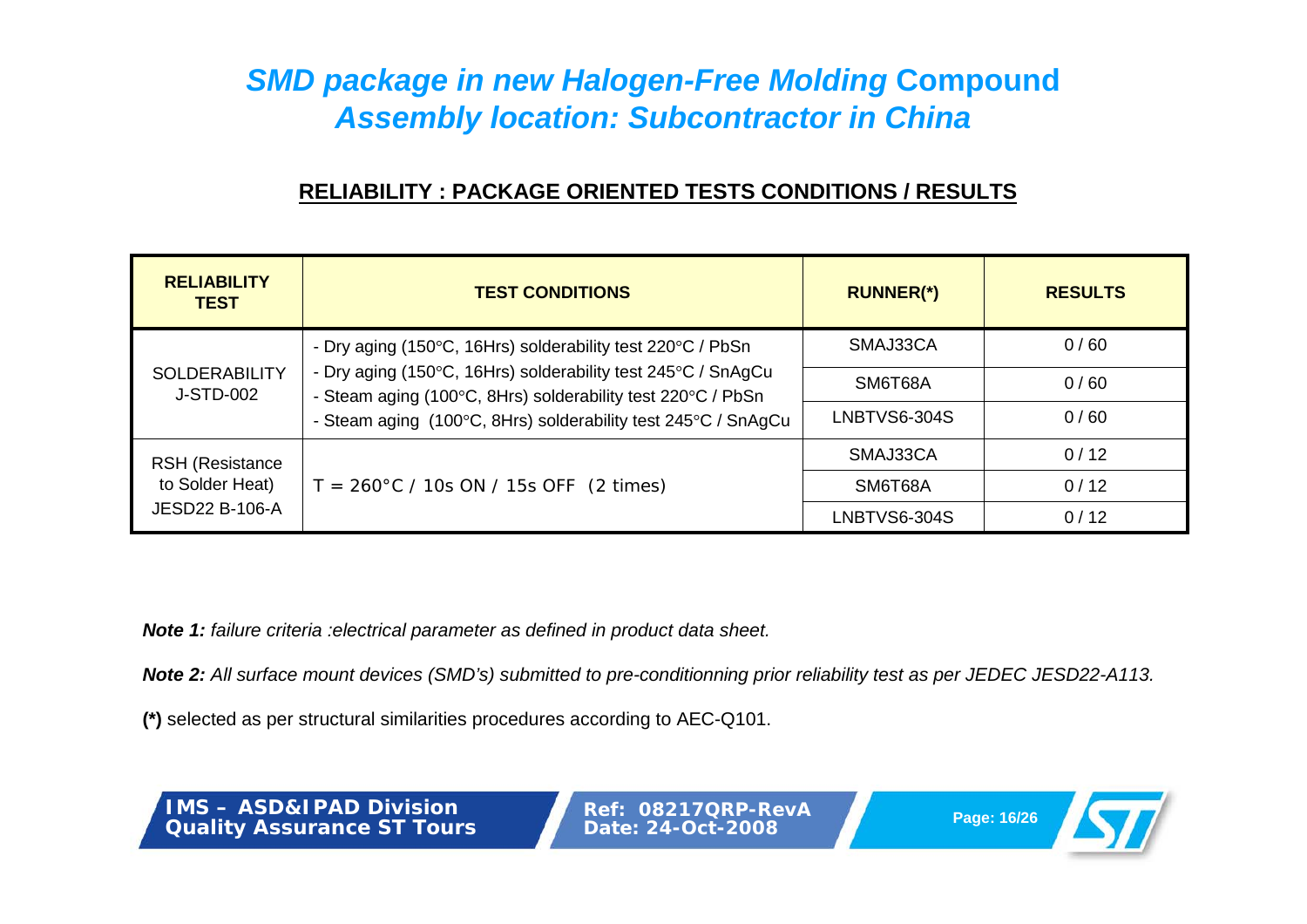# *SMD package in new Halogen-Free Molding* Compound *Assembly location: Subcontractor in China*

## RELIABILITY : PACKAGE ORIENTED TESTS CONDITIONS / RESULTS

| RELIABILITY TEST | TEST CONDITIONS | RUNNER(*) | RESULTS |
|---|---|---|---|
| SOLDERABILITY J-STD-002 | - Dry aging (150°C, 16Hrs) solderability test 220°C / PbSn<br>- Dry aging (150°C, 16Hrs) solderability test 245°C / SnAgCu<br>- Steam aging (100°C, 8Hrs) solderability test 220°C / PbSn<br>- Steam aging (100°C, 8Hrs) solderability test 245°C / SnAgCu | SMAJ33CA | 0 / 60 |
| | | SM6T68A | 0 / 60 |
| | | LNBTVS6-304S | 0 / 60 |
| RSH (Resistance to Solder Heat) JESD22 B-106-A | T = 260°C / 10s ON / 15s OFF (2 times) | SMAJ33CA | 0 / 12 |
| | | SM6T68A | 0 / 12 |
| | | LNBTVS6-304S | 0 / 12 |

***Note 1:*** *failure criteria :electrical parameter as defined in product data sheet.*

***Note 2:*** *All surface mount devices (SMD's) submitted to pre-conditionning prior reliability test as per JEDEC JESD22-A113.*

**(*)** selected as per structural similarities procedures according to AEC-Q101.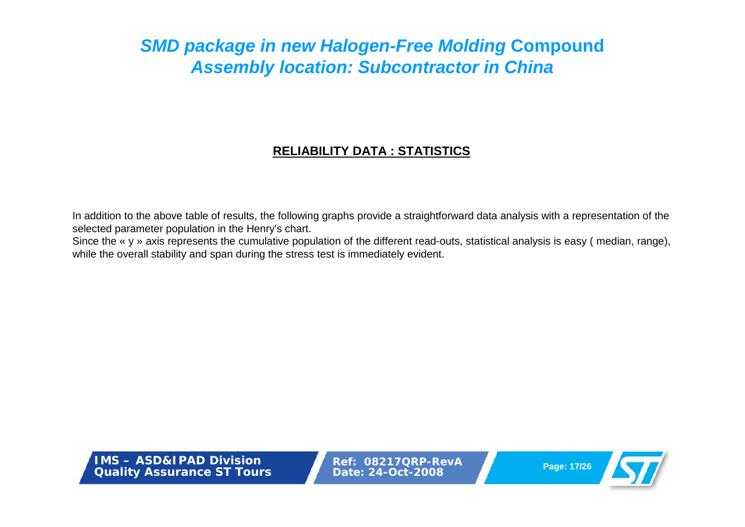# *SMD package in new Halogen-Free Molding* Compound
# *Assembly location: Subcontractor in China*

## RELIABILITY DATA : STATISTICS

In addition to the above table of results, the following graphs provide a straightforward data analysis with a representation of the selected parameter population in the Henry's chart.
Since the « y » axis represents the cumulative population of the different read-outs, statistical analysis is easy ( median, range), while the overall stability and span during the stress test is immediately evident.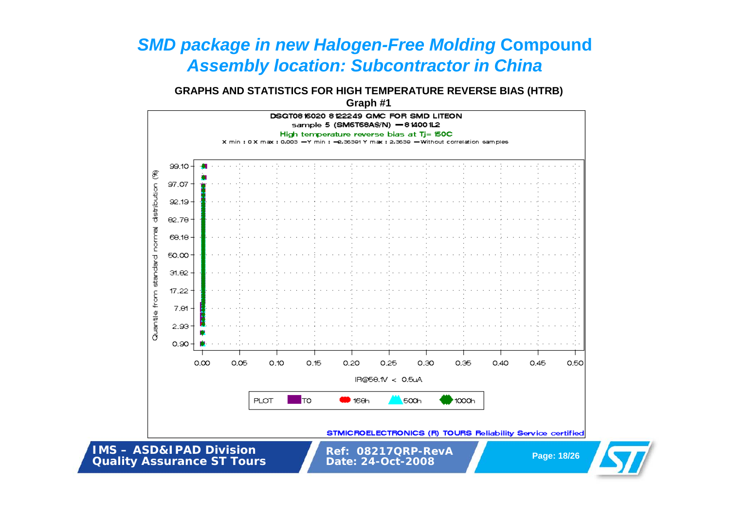# *SMD package in new Halogen-Free Molding* **Compound**
# *Assembly location: Subcontractor in China*

**GRAPHS AND STATISTICS FOR HIGH TEMPERATURE REVERSE BIAS (HTRB)**
**Graph #1**

DSGT0816020 8122249 QMC FOR SMD LITEON
sample 5 (SM6T68A$/N) — 8140011L2
High temperature reverse bias at Tj= 150C
X min : 0 X max : 0.003 —Y min : −2.36391 Y max : 2.3639 —Without correlation samples

Quantile from standard normal distribution (%)

99.10, 97.07, 92.19, 82.78, 68.18, 50.00, 31.82, 17.22, 7.81, 2.93, 0.90

0.00, 0.05, 0.10, 0.15, 0.20, 0.25, 0.30, 0.35, 0.40, 0.45, 0.50

IR@58.1V < 0.5uA

PLOT: T0, 168h, 500h, 1000h

STMICROELECTRONICS (R) TOURS Reliability Service certified

IMS – ASD&IPAD Division
Quality Assurance ST Tours

Ref: 08217QRP-RevA
Date: 24-Oct-2008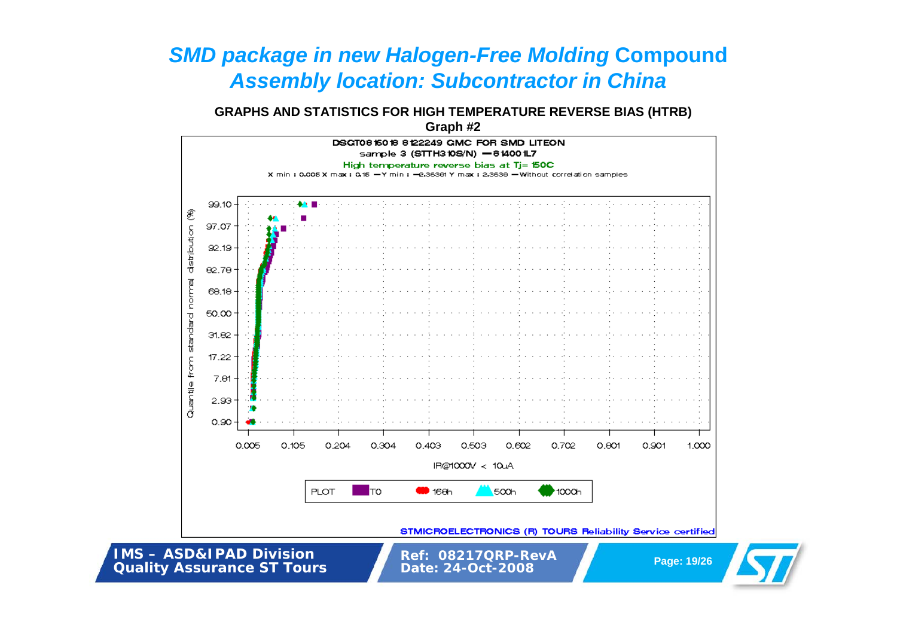# *SMD package in new Halogen-Free Molding* Compound *Assembly location: Subcontractor in China*

**GRAPHS AND STATISTICS FOR HIGH TEMPERATURE REVERSE BIAS (HTRB)**

**Graph #2**

DSGT0816018 8122249 GMC FOR SMD LITEON

sample 3 (STTH310S/N) — 8140011L7

High temperature reverse bias at Tj= 150C

X min : 0.005 X max : 0.15 — Y min : −2.36361 Y max : 2.3639 — Without correlation samples

Quantile from standard normal distribution (%)

99.10, 97.07, 92.19, 82.78, 68.18, 50.00, 31.82, 17.22, 7.81, 2.93, 0.90

0.005, 0.105, 0.204, 0.304, 0.403, 0.503, 0.602, 0.702, 0.801, 0.901, 1.000

IR@1000V < 10uA

PLOT: T0, 168h, 500h, 1000h

STMICROELECTRONICS (R) TOURS Reliability Service certified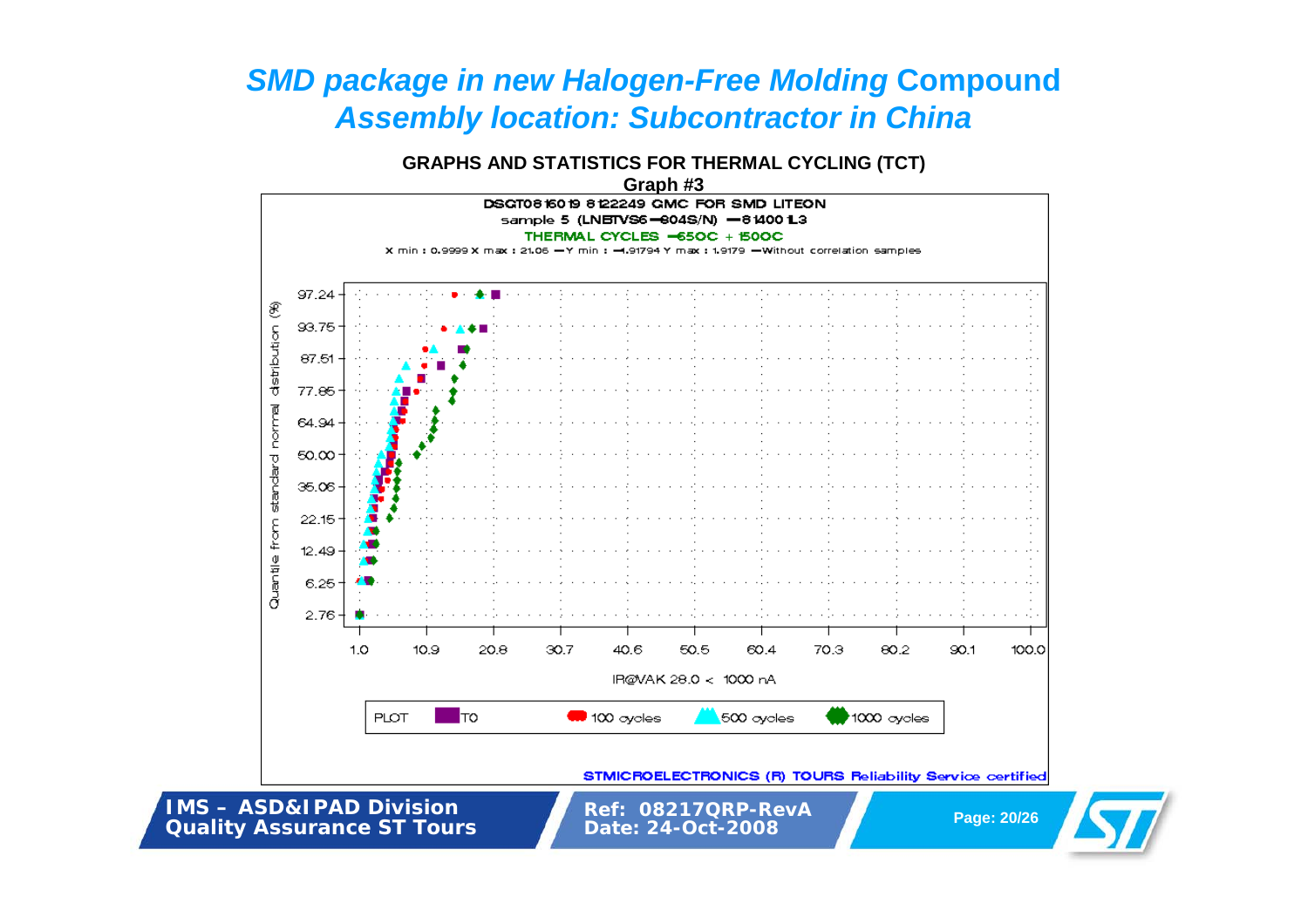# *SMD package in new Halogen-Free Molding* Compound
## *Assembly location: Subcontractor in China*

**GRAPHS AND STATISTICS FOR THERMAL CYCLING (TCT)**

**Graph #3**

DSGT08160 19 8122249 GMC FOR SMD LITEON
sample 5 (LNBTVS6–804S/N) –81400 L3
THERMAL CYCLES –65OC + 150OC
X min : 0.9999 X max : 21.06 – Y min : –1.91794 Y max : 1.9179 – Without correlation samples

Quantile from standard normal distribution (%): 2.76, 6.25, 12.49, 22.15, 35.06, 50.00, 64.94, 77.85, 87.51, 93.75, 97.24

IR@VAK 28.0 < 1000 nA: 1.0, 10.9, 20.8, 30.7, 40.6, 50.5, 60.4, 70.3, 80.2, 90.1, 100.0

PLOT: T0, 100 cycles, 500 cycles, 1000 cycles

STMICROELECTRONICS (R) TOURS Reliability Service certified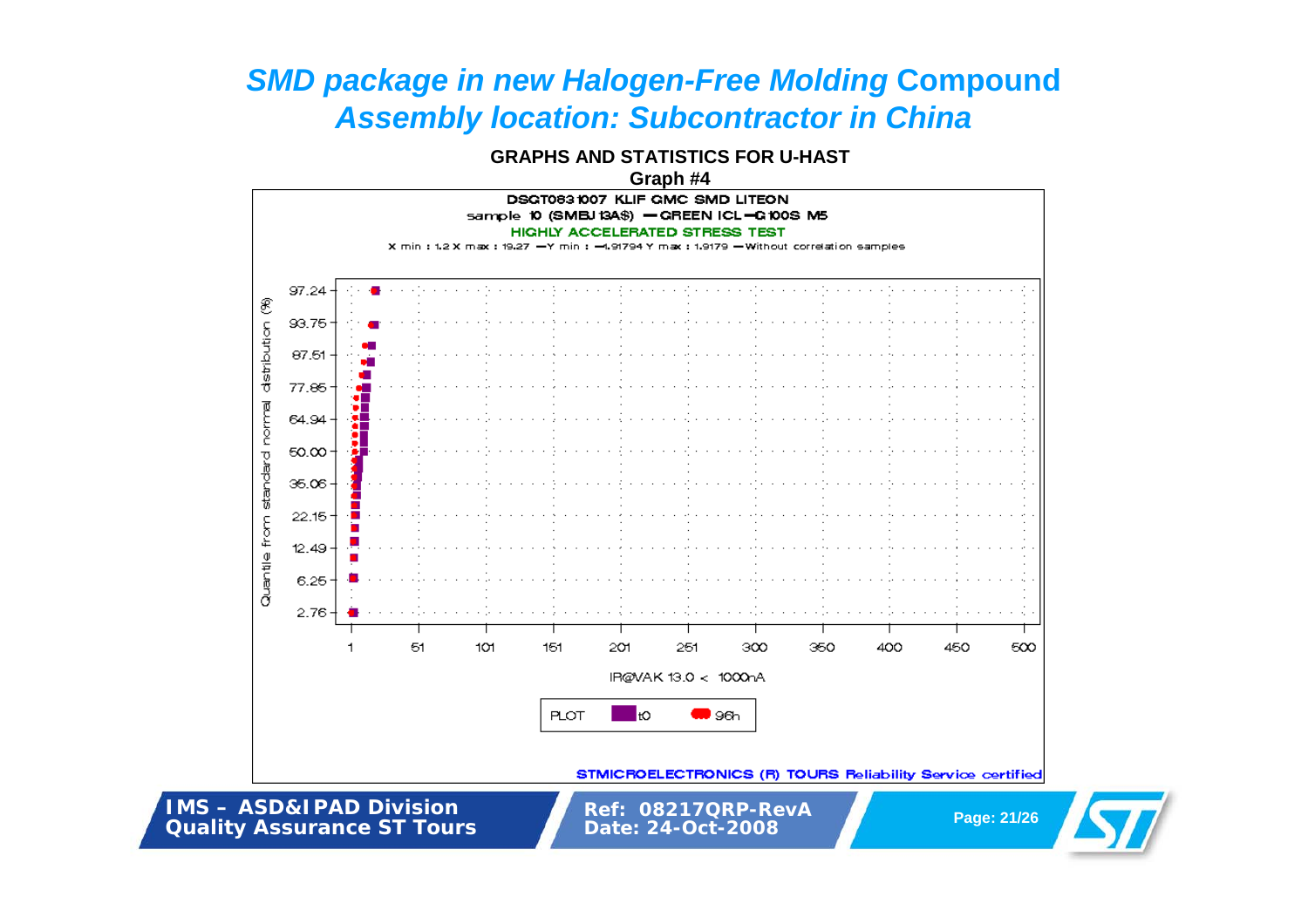# *SMD package in new Halogen-Free Molding* Compound
## *Assembly location: Subcontractor in China*

**GRAPHS AND STATISTICS FOR U-HAST**

**Graph #4**

DSGT0831007 KLIF GMC SMD LITEON

sample 10 (SMBJ13A$) — GREEN ICL — G100S M5

HIGHLY ACCELERATED STRESS TEST

X min : 1.2 X max : 19.27 — Y min : -1.91794 Y max : 1.9179 — Without correlation samples

Quantile from standard normal distribution (%): 2.76, 6.25, 12.49, 22.15, 35.06, 50.00, 64.94, 77.85, 87.51, 93.75, 97.24

IR@VAK 13.0 < 1000nA: 1, 51, 101, 151, 201, 251, 300, 350, 400, 450, 500

PLOT: t0, 96h

STMICROELECTRONICS (R) TOURS Reliability Service certified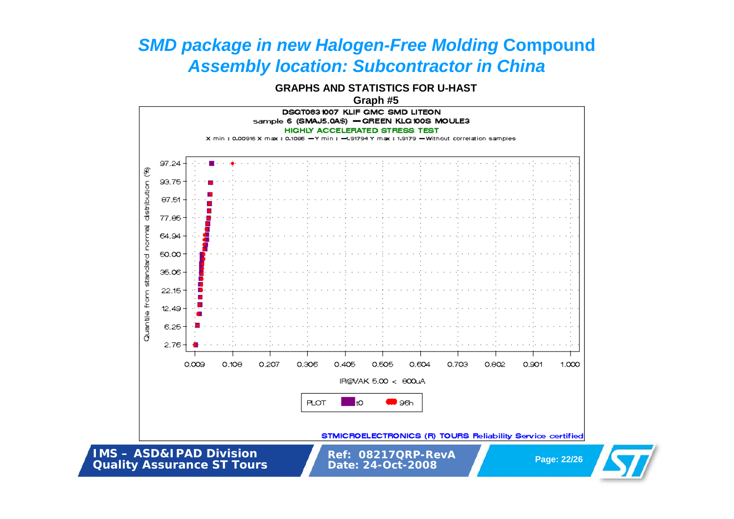# *SMD package in new Halogen-Free Molding* Compound
## *Assembly location: Subcontractor in China*

**GRAPHS AND STATISTICS FOR U-HAST**

**Graph #5**

DSGT0831007 KLIF GMC SMD LITEON
sample 6 (SMAJ5.0A$) — GREEN KLG100S MOULE3
HIGHLY ACCELERATED STRESS TEST
X min : 0.00916 X max : 0.1095 — Y min : -1.91794 Y max : 1.9179 — Without correlation samples

Quantile from standard normal distribution (%): 2.76, 6.25, 12.49, 22.15, 35.06, 50.00, 64.94, 77.85, 87.51, 93.75, 97.24

IR@VAK 5.00 < 800uA: 0.009, 0.108, 0.207, 0.306, 0.405, 0.505, 0.604, 0.703, 0.802, 0.901, 1.000

PLOT: t0, 96h

STMICROELECTRONICS (R) TOURS Reliability Service certified

**IMS – ASD&IPAD Division**
**Quality Assurance ST Tours**

**Ref: 08217QRP-RevA**
**Date: 24-Oct-2008**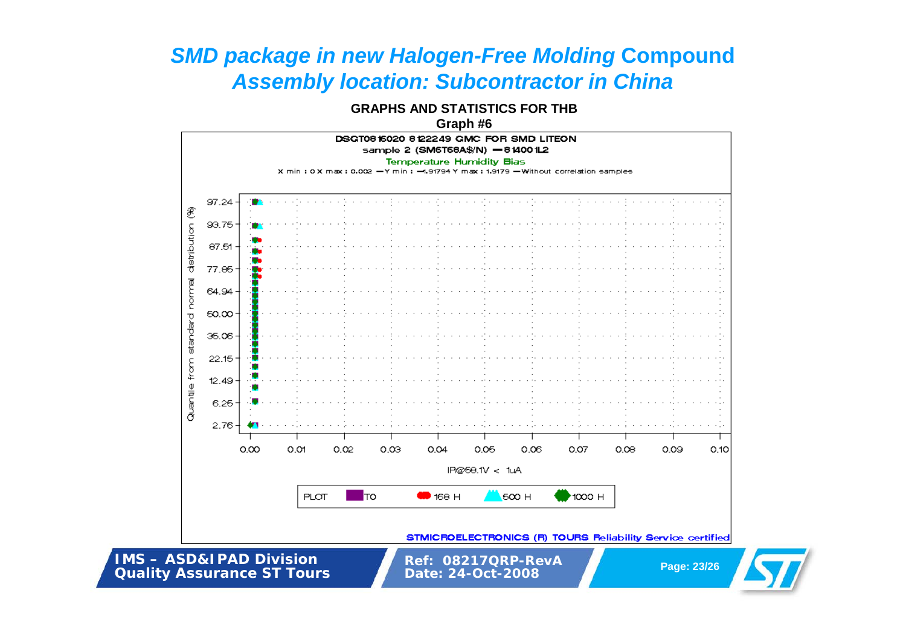# *SMD package in new Halogen-Free Molding* Compound *Assembly location: Subcontractor in China*

**GRAPHS AND STATISTICS FOR THB**

**Graph #6**

DSGT0816020 8122249 GMC FOR SMD LITEON

sample 2 (SM6T68A$/N) — 8140011L2

Temperature Humidity Bias

X min : 0 X max : 0.002 — Y min : -1.91794 Y max : 1.9179 — Without correlation samples

Quantile from standard normal distribution (%)

97.24, 93.75, 87.51, 77.85, 64.94, 50.00, 35.06, 22.15, 12.49, 6.25, 2.76

0.00, 0.01, 0.02, 0.03, 0.04, 0.05, 0.06, 0.07, 0.08, 0.09, 0.10

IR@58.1V < 1uA

PLOT: T0, 168 H, 500 H, 1000 H

STMICROELECTRONICS (R) TOURS Reliability Service certified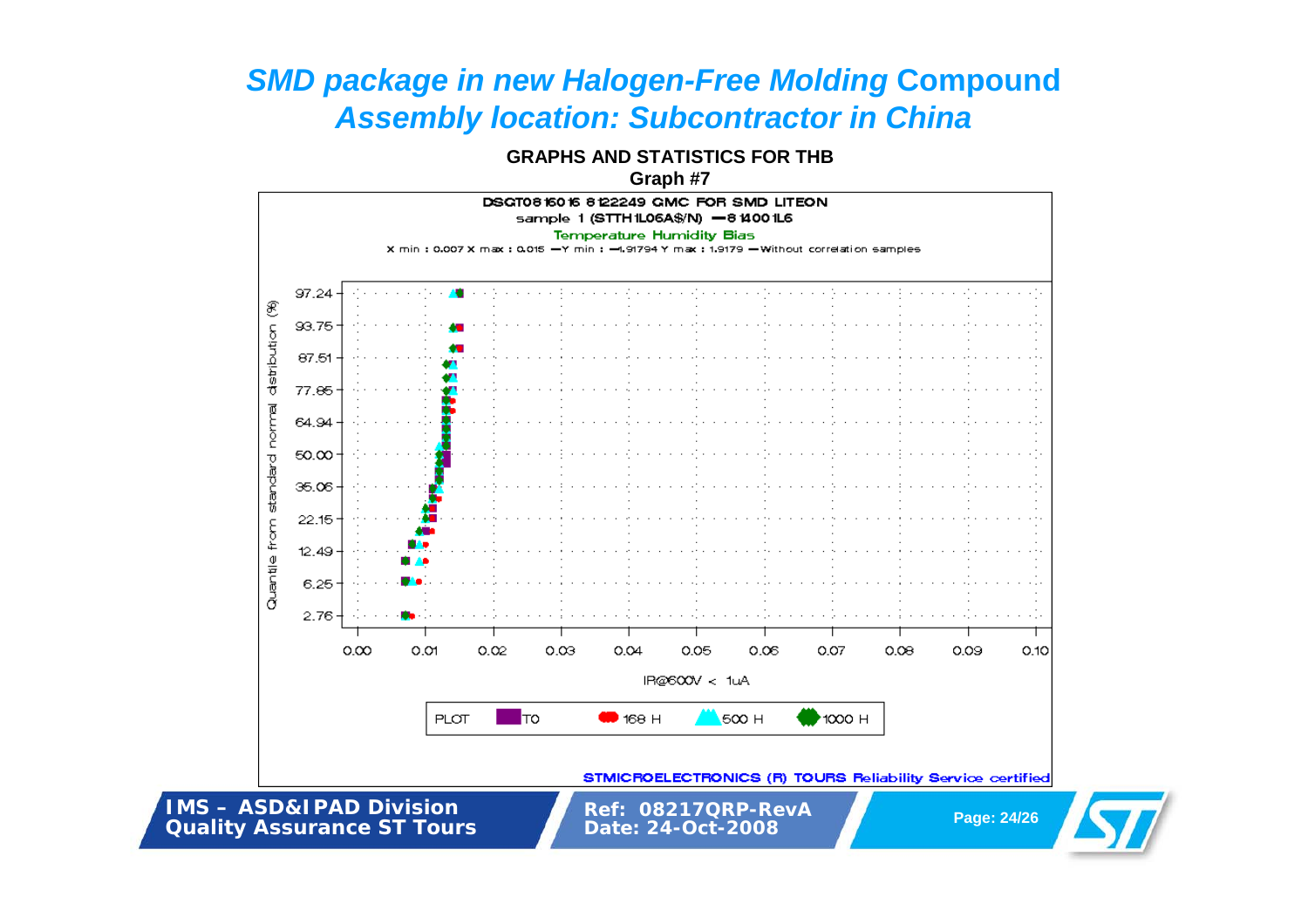# *SMD package in new Halogen-Free Molding* Compound
# *Assembly location: Subcontractor in China*

**GRAPHS AND STATISTICS FOR THB**

**Graph #7**

DSGT0816016 8122249 GMC FOR SMD LITEON

sample 1 (STTH1L06A$/N) —8 1400 1L6

Temperature Humidity Bias

X min : 0.007 X max : 0.015 —Y min : —1.91794 Y max : 1.9179 —Without correlation samples

Quantile from standard normal distribution (%): 97.24, 93.75, 87.51, 77.85, 64.94, 50.00, 35.06, 22.15, 12.49, 6.25, 2.76

IR@600V < 1uA: 0.00, 0.01, 0.02, 0.03, 0.04, 0.05, 0.06, 0.07, 0.08, 0.09, 0.10

PLOT: T0, 168 H, 500 H, 1000 H

STMICROELECTRONICS (R) TOURS Reliability Service certified

**IMS – ASD&IPAD Division**
**Quality Assurance ST Tours**

**Ref: 08217QRP-RevA**
**Date: 24-Oct-2008**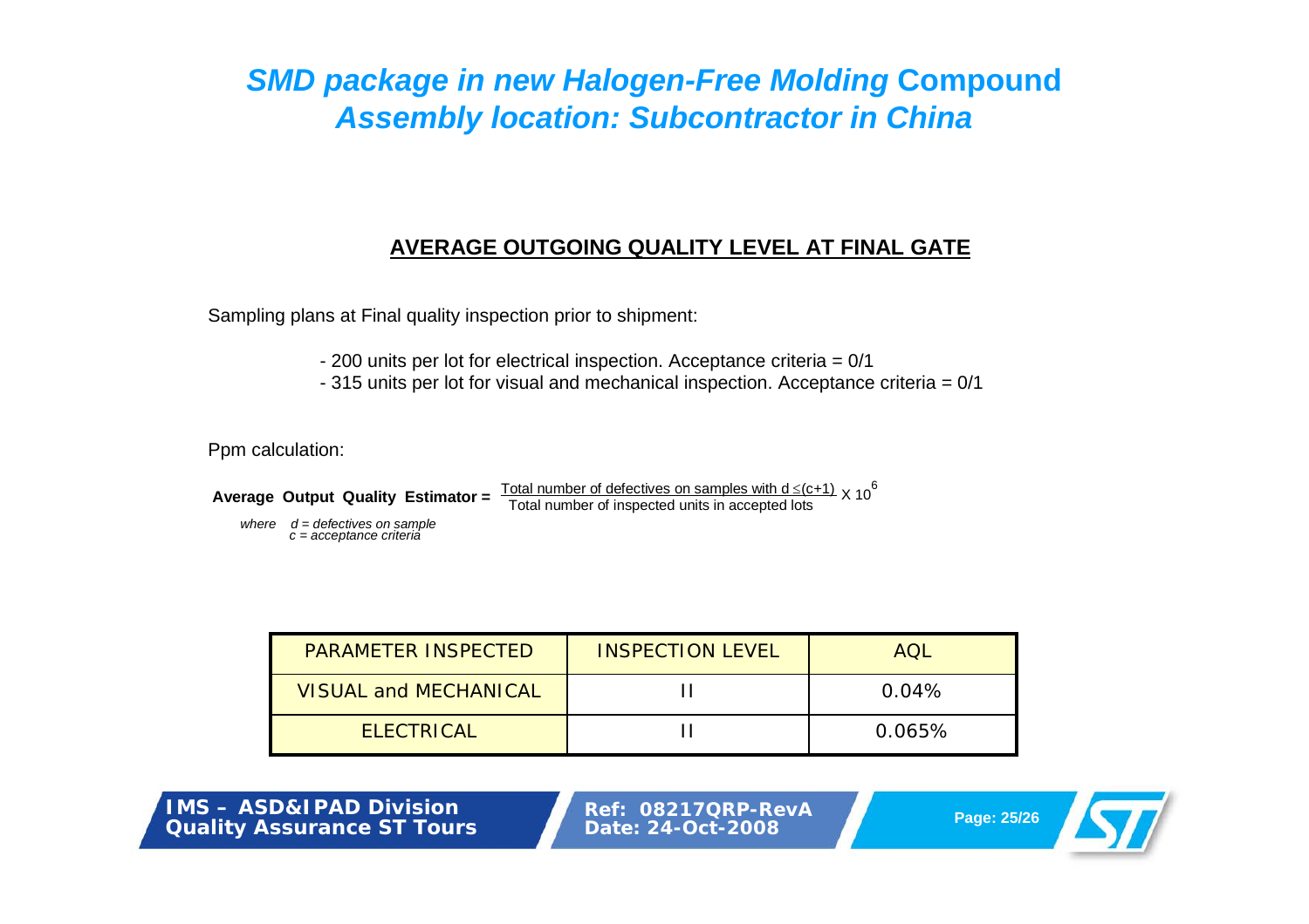# *SMD package in new Halogen-Free Molding* Compound *Assembly location: Subcontractor in China*

## AVERAGE OUTGOING QUALITY LEVEL AT FINAL GATE

Sampling plans at Final quality inspection prior to shipment:

- 200 units per lot for electrical inspection. Acceptance criteria = 0/1
- 315 units per lot for visual and mechanical inspection. Acceptance criteria = 0/1

Ppm calculation:

$$\textbf{Average Output Quality Estimator} = \frac{\text{Total number of defectives on samples with } d \leq (c+1)}{\text{Total number of inspected units in accepted lots}} \times 10^6$$

*where d = defectives on sample*
*c = acceptance criteria*

| PARAMETER INSPECTED | INSPECTION LEVEL | AQL |
|---|---|---|
| VISUAL and MECHANICAL | II | 0.04% |
| ELECTRICAL | II | 0.065% |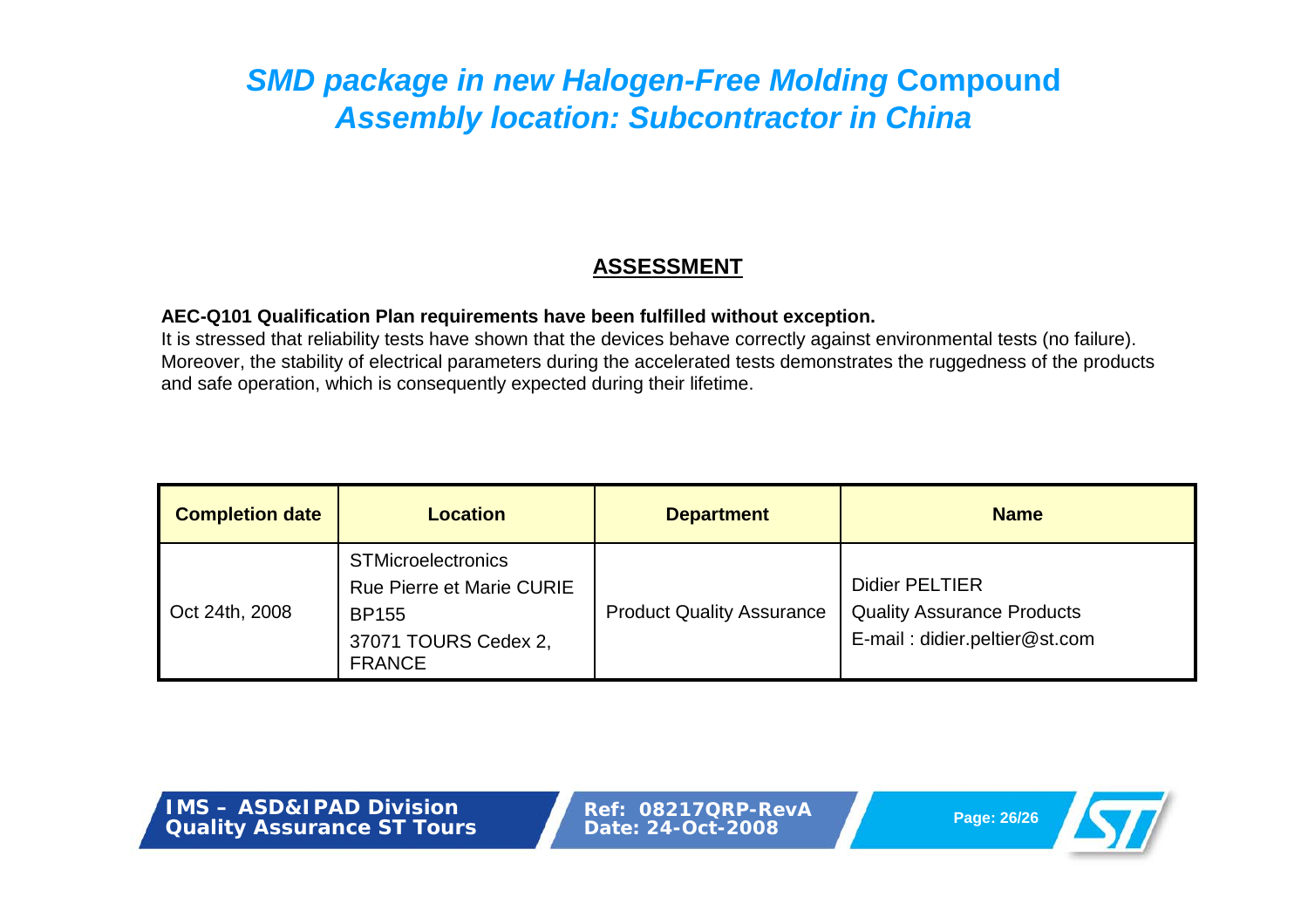# *SMD package in new Halogen-Free Molding* Compound
# *Assembly location: Subcontractor in China*

## ASSESSMENT

**AEC-Q101 Qualification Plan requirements have been fulfilled without exception.**
It is stressed that reliability tests have shown that the devices behave correctly against environmental tests (no failure). Moreover, the stability of electrical parameters during the accelerated tests demonstrates the ruggedness of the products and safe operation, which is consequently expected during their lifetime.

| Completion date | Location | Department | Name |
| --- | --- | --- | --- |
| Oct 24th, 2008 | STMicroelectronics<br>Rue Pierre et Marie CURIE<br>BP155<br>37071 TOURS Cedex 2, FRANCE | Product Quality Assurance | Didier PELTIER<br>Quality Assurance Products<br>E-mail : didier.peltier@st.com |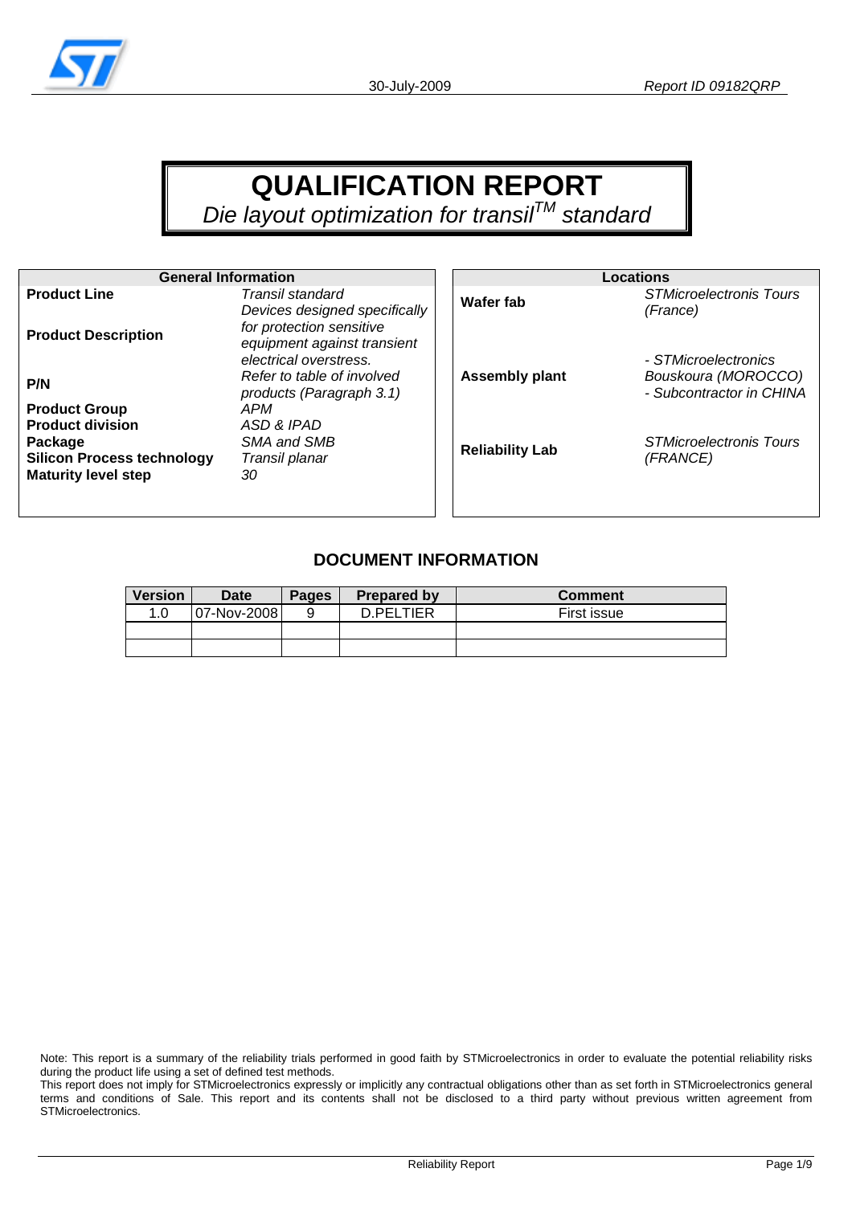# QUALIFICATION REPORT

*Die layout optimization for transil$^{TM}$ standard*

| General Information | |
|---|---|
| **Product Line** | *Transil standard* |
| **Product Description** | *Devices designed specifically for protection sensitive equipment against transient electrical overstress.* |
| **P/N** | *Refer to table of involved products (Paragraph 3.1)* |
| **Product Group** | *APM* |
| **Product division** | *ASD & IPAD* |
| **Package** | *SMA and SMB* |
| **Silicon Process technology** | *Transil planar* |
| **Maturity level step** | *30* |

| Locations | |
|---|---|
| **Wafer fab** | *STMicroelectronis Tours (France)* |
| **Assembly plant** | *- STMicroelectronics Bouskoura (MOROCCO)*<br>*- Subcontractor in CHINA* |
| **Reliability Lab** | *STMicroelectronis Tours (FRANCE)* |

## DOCUMENT INFORMATION

| Version | Date | Pages | Prepared by | Comment |
|---|---|---|---|---|
| 1.0 | 07-Nov-2008 | 9 | D.PELTIER | First issue |
| | | | | |
| | | | | |

Note: This report is a summary of the reliability trials performed in good faith by STMicroelectronics in order to evaluate the potential reliability risks during the product life using a set of defined test methods.
This report does not imply for STMicroelectronics expressly or implicitly any contractual obligations other than as set forth in STMicroelectronics general terms and conditions of Sale. This report and its contents shall not be disclosed to a third party without previous written agreement from STMicroelectronics.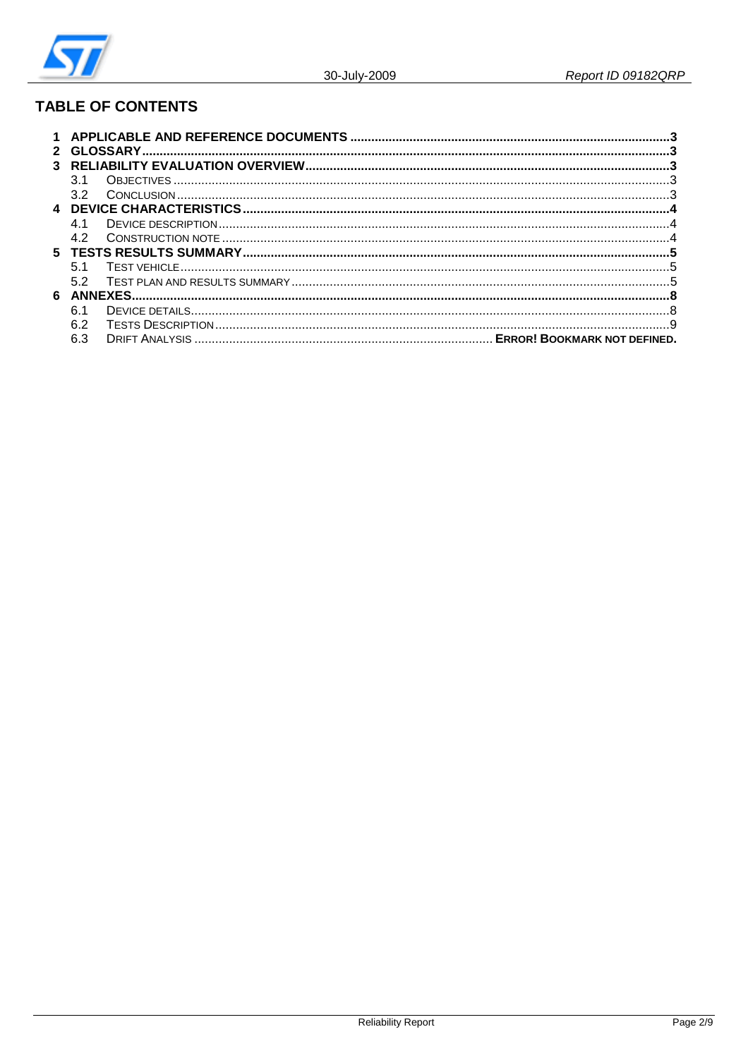## TABLE OF CONTENTS

1 APPLICABLE AND REFERENCE DOCUMENTS ....................................................................................3
2 GLOSSARY.....................................................................................................................................3
3 RELIABILITY EVALUATION OVERVIEW......................................................................................3
  3.1 OBJECTIVES ...........................................................................................................................3
  3.2 CONCLUSION ..........................................................................................................................3
4 DEVICE CHARACTERISTICS........................................................................................................4
  4.1 DEVICE DESCRIPTION ............................................................................................................4
  4.2 CONSTRUCTION NOTE ...........................................................................................................4
5 TESTS RESULTS SUMMARY.........................................................................................................5
  5.1 TEST VEHICLE.........................................................................................................................5
  5.2 TEST PLAN AND RESULTS SUMMARY ....................................................................................5
6 ANNEXES.........................................................................................................................................8
  6.1 DEVICE DETAILS.....................................................................................................................8
  6.2 TESTS DESCRIPTION ..............................................................................................................9
  6.3 DRIFT ANALYSIS .......................................................................... ERROR! BOOKMARK NOT DEFINED.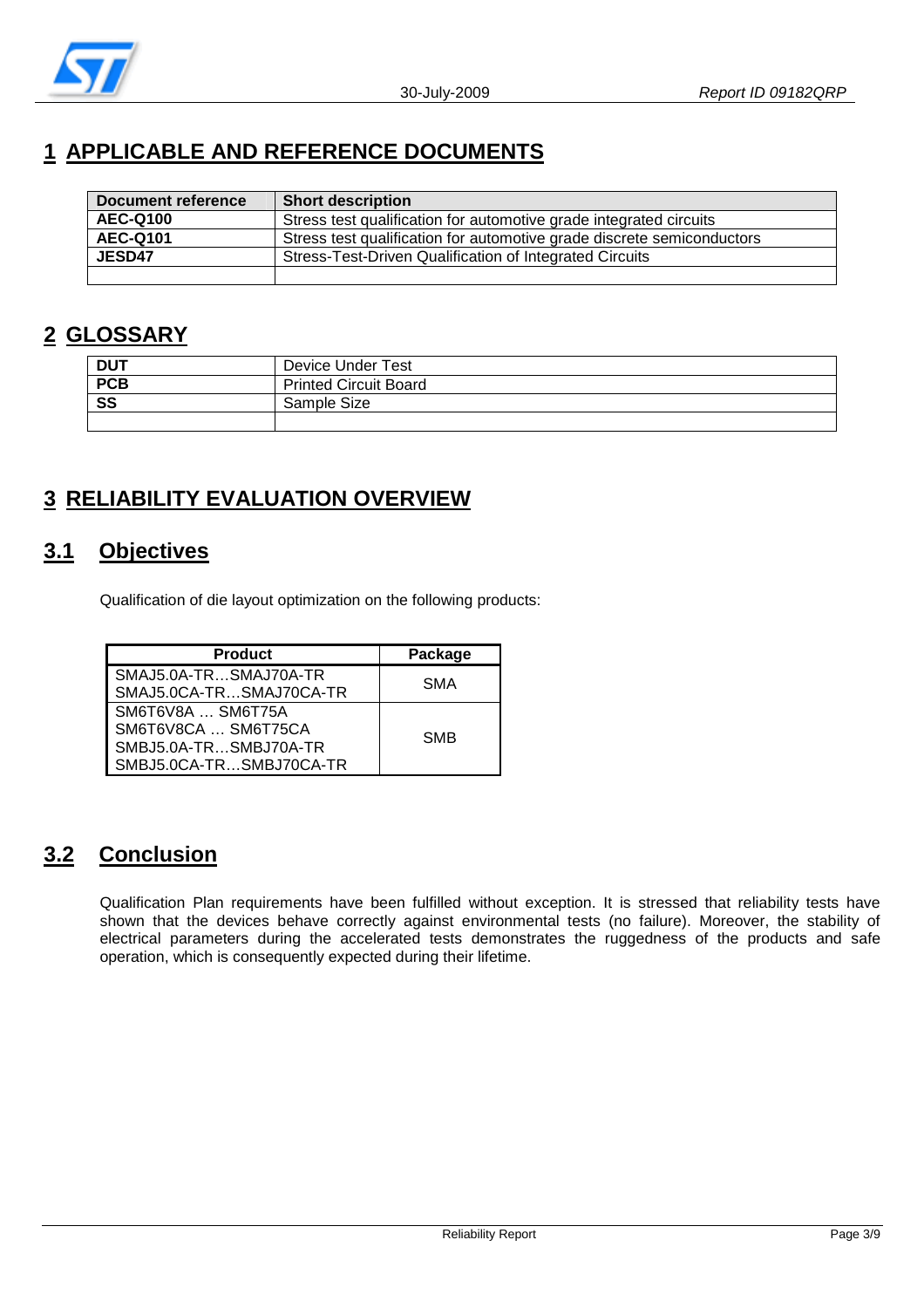# 1 APPLICABLE AND REFERENCE DOCUMENTS

| Document reference | Short description |
|---|---|
| **AEC-Q100** | Stress test qualification for automotive grade integrated circuits |
| **AEC-Q101** | Stress test qualification for automotive grade discrete semiconductors |
| **JESD47** | Stress-Test-Driven Qualification of Integrated Circuits |
| | |

# 2 GLOSSARY

| | |
|---|---|
| **DUT** | Device Under Test |
| **PCB** | Printed Circuit Board |
| **SS** | Sample Size |
| | |

# 3 RELIABILITY EVALUATION OVERVIEW

## 3.1 Objectives

Qualification of die layout optimization on the following products:

| Product | Package |
|---|---|
| SMAJ5.0A-TR…SMAJ70A-TR<br>SMAJ5.0CA-TR…SMAJ70CA-TR | SMA |
| SM6T6V8A … SM6T75A<br>SM6T6V8CA … SM6T75CA<br>SMBJ5.0A-TR…SMBJ70A-TR<br>SMBJ5.0CA-TR…SMBJ70CA-TR | SMB |

## 3.2 Conclusion

Qualification Plan requirements have been fulfilled without exception. It is stressed that reliability tests have shown that the devices behave correctly against environmental tests (no failure). Moreover, the stability of electrical parameters during the accelerated tests demonstrates the ruggedness of the products and safe operation, which is consequently expected during their lifetime.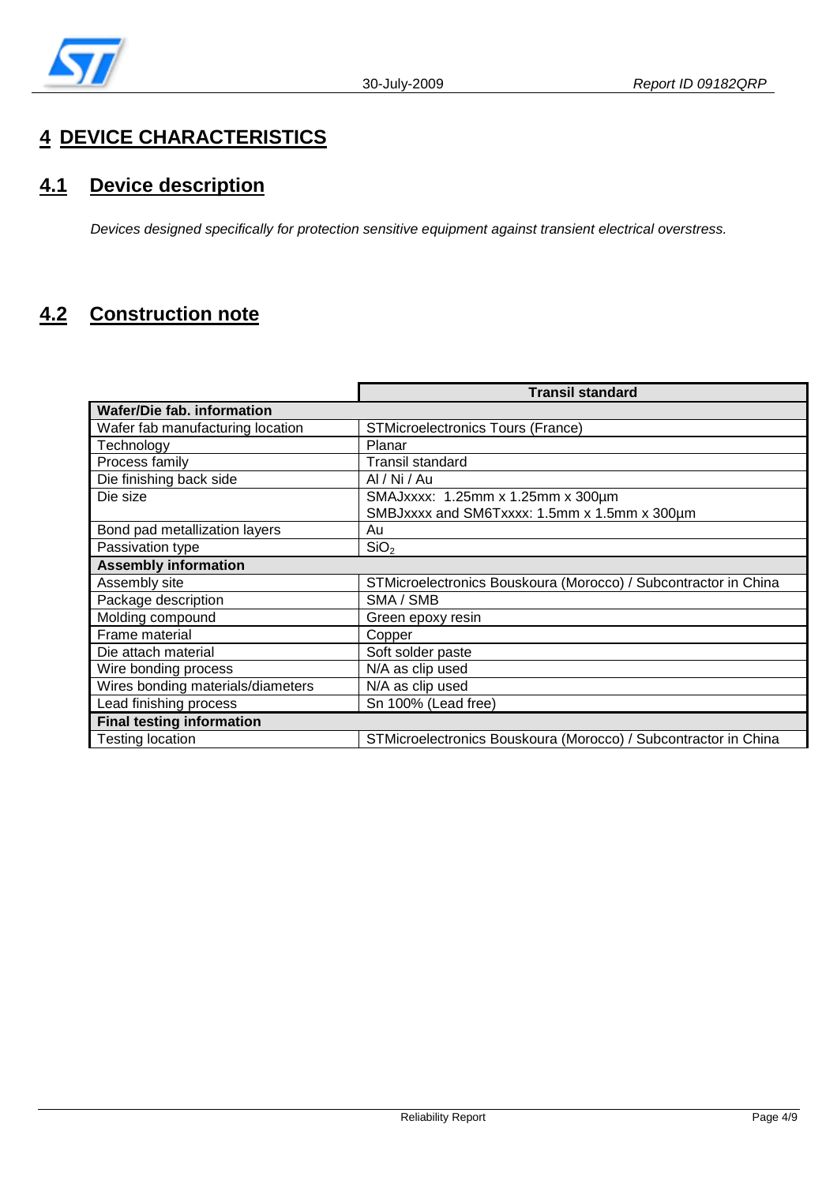# 4 DEVICE CHARACTERISTICS

## 4.1 Device description

*Devices designed specifically for protection sensitive equipment against transient electrical overstress.*

## 4.2 Construction note

| | Transil standard |
|---|---|
| **Wafer/Die fab. information** | |
| Wafer fab manufacturing location | STMicroelectronics Tours (France) |
| Technology | Planar |
| Process family | Transil standard |
| Die finishing back side | Al / Ni / Au |
| Die size | SMAJxxxx: 1.25mm x 1.25mm x 300µm<br>SMBJxxxx and SM6Txxxx: 1.5mm x 1.5mm x 300µm |
| Bond pad metallization layers | Au |
| Passivation type | $SiO_2$ |
| **Assembly information** | |
| Assembly site | STMicroelectronics Bouskoura (Morocco) / Subcontractor in China |
| Package description | SMA / SMB |
| Molding compound | Green epoxy resin |
| Frame material | Copper |
| Die attach material | Soft solder paste |
| Wire bonding process | N/A as clip used |
| Wires bonding materials/diameters | N/A as clip used |
| Lead finishing process | Sn 100% (Lead free) |
| **Final testing information** | |
| Testing location | STMicroelectronics Bouskoura (Morocco) / Subcontractor in China |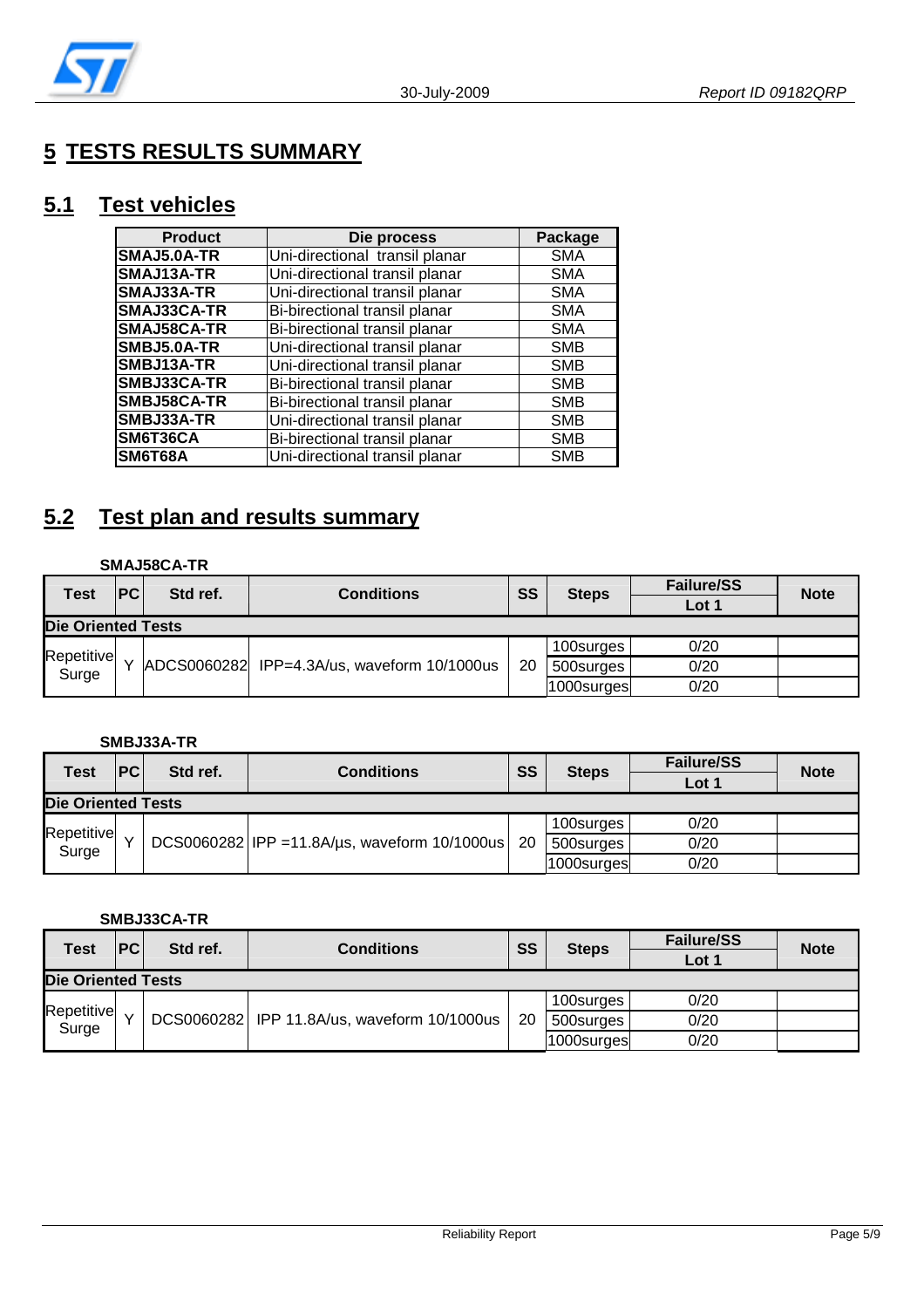# 5 TESTS RESULTS SUMMARY

## 5.1 Test vehicles

| Product | Die process | Package |
|---|---|---|
| SMAJ5.0A-TR | Uni-directional transil planar | SMA |
| SMAJ13A-TR | Uni-directional transil planar | SMA |
| SMAJ33A-TR | Uni-directional transil planar | SMA |
| SMAJ33CA-TR | Bi-birectional transil planar | SMA |
| SMAJ58CA-TR | Bi-birectional transil planar | SMA |
| SMBJ5.0A-TR | Uni-directional transil planar | SMB |
| SMBJ13A-TR | Uni-directional transil planar | SMB |
| SMBJ33CA-TR | Bi-birectional transil planar | SMB |
| SMBJ58CA-TR | Bi-birectional transil planar | SMB |
| SMBJ33A-TR | Uni-directional transil planar | SMB |
| SM6T36CA | Bi-birectional transil planar | SMB |
| SM6T68A | Uni-directional transil planar | SMB |

## 5.2 Test plan and results summary

**SMAJ58CA-TR**

| Test | PC | Std ref. | Conditions | SS | Steps | Failure/SS Lot 1 | Note |
|---|---|---|---|---|---|---|---|
| **Die Oriented Tests** | | | | | | | |
| Repetitive Surge | Y | ADCS0060282 | IPP=4.3A/us, waveform 10/1000us | 20 | 100surges | 0/20 | |
| | | | | | 500surges | 0/20 | |
| | | | | | 1000surges | 0/20 | |

**SMBJ33A-TR**

| Test | PC | Std ref. | Conditions | SS | Steps | Failure/SS Lot 1 | Note |
|---|---|---|---|---|---|---|---|
| **Die Oriented Tests** | | | | | | | |
| Repetitive Surge | Y | DCS0060282 | IPP =11.8A/µs, waveform 10/1000us | 20 | 100surges | 0/20 | |
| | | | | | 500surges | 0/20 | |
| | | | | | 1000surges | 0/20 | |

**SMBJ33CA-TR**

| Test | PC | Std ref. | Conditions | SS | Steps | Failure/SS Lot 1 | Note |
|---|---|---|---|---|---|---|---|
| **Die Oriented Tests** | | | | | | | |
| Repetitive Surge | Y | DCS0060282 | IPP 11.8A/us, waveform 10/1000us | 20 | 100surges | 0/20 | |
| | | | | | 500surges | 0/20 | |
| | | | | | 1000surges | 0/20 | |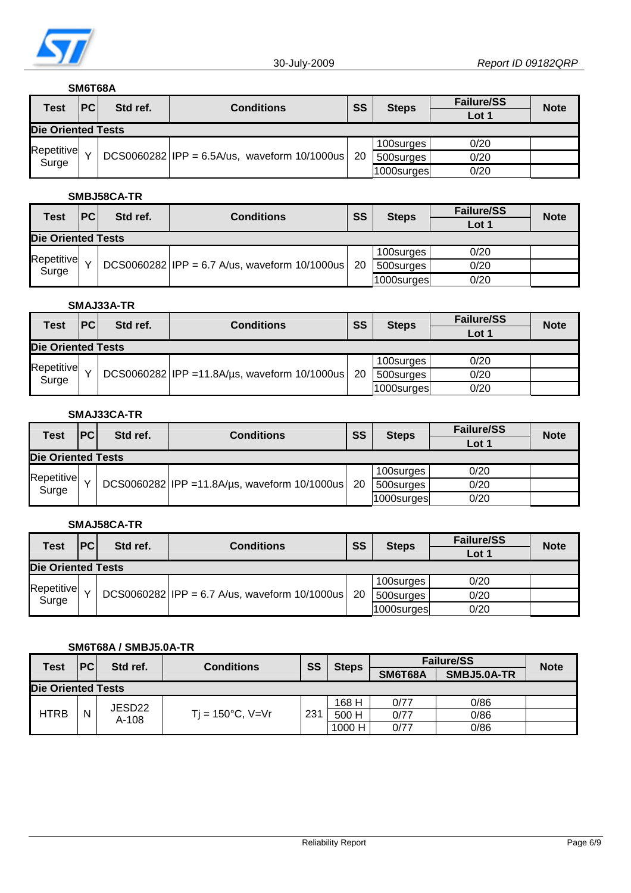**SM6T68A**

| Test | PC | Std ref. | Conditions | SS | Steps | Failure/SS | Note |
|---|---|---|---|---|---|---|---|
| | | | | | | Lot 1 | |
| **Die Oriented Tests** | | | | | | | |
| Repetitive Surge | Y | DCS0060282 | IPP = 6.5A/us, waveform 10/1000us | 20 | 100surges | 0/20 | |
| | | | | | 500surges | 0/20 | |
| | | | | | 1000surges | 0/20 | |

**SMBJ58CA-TR**

| Test | PC | Std ref. | Conditions | SS | Steps | Failure/SS | Note |
|---|---|---|---|---|---|---|---|
| | | | | | | Lot 1 | |
| **Die Oriented Tests** | | | | | | | |
| Repetitive Surge | Y | DCS0060282 | IPP = 6.7 A/us, waveform 10/1000us | 20 | 100surges | 0/20 | |
| | | | | | 500surges | 0/20 | |
| | | | | | 1000surges | 0/20 | |

**SMAJ33A-TR**

| Test | PC | Std ref. | Conditions | SS | Steps | Failure/SS | Note |
|---|---|---|---|---|---|---|---|
| | | | | | | Lot 1 | |
| **Die Oriented Tests** | | | | | | | |
| Repetitive Surge | Y | DCS0060282 | IPP =11.8A/µs, waveform 10/1000us | 20 | 100surges | 0/20 | |
| | | | | | 500surges | 0/20 | |
| | | | | | 1000surges | 0/20 | |

**SMAJ33CA-TR**

| Test | PC | Std ref. | Conditions | SS | Steps | Failure/SS | Note |
|---|---|---|---|---|---|---|---|
| | | | | | | Lot 1 | |
| **Die Oriented Tests** | | | | | | | |
| Repetitive Surge | Y | DCS0060282 | IPP =11.8A/µs, waveform 10/1000us | 20 | 100surges | 0/20 | |
| | | | | | 500surges | 0/20 | |
| | | | | | 1000surges | 0/20 | |

**SMAJ58CA-TR**

| Test | PC | Std ref. | Conditions | SS | Steps | Failure/SS | Note |
|---|---|---|---|---|---|---|---|
| | | | | | | Lot 1 | |
| **Die Oriented Tests** | | | | | | | |
| Repetitive Surge | Y | DCS0060282 | IPP = 6.7 A/us, waveform 10/1000us | 20 | 100surges | 0/20 | |
| | | | | | 500surges | 0/20 | |
| | | | | | 1000surges | 0/20 | |

**SM6T68A / SMBJ5.0A-TR**

| Test | PC | Std ref. | Conditions | SS | Steps | Failure/SS | | Note |
|---|---|---|---|---|---|---|---|---|
| | | | | | | SM6T68A | SMBJ5.0A-TR | |
| **Die Oriented Tests** | | | | | | | | |
| HTRB | N | JESD22 A-108 | Tj = 150°C, V=Vr | 231 | 168 H | 0/77 | 0/86 | |
| | | | | | 500 H | 0/77 | 0/86 | |
| | | | | | 1000 H | 0/77 | 0/86 | |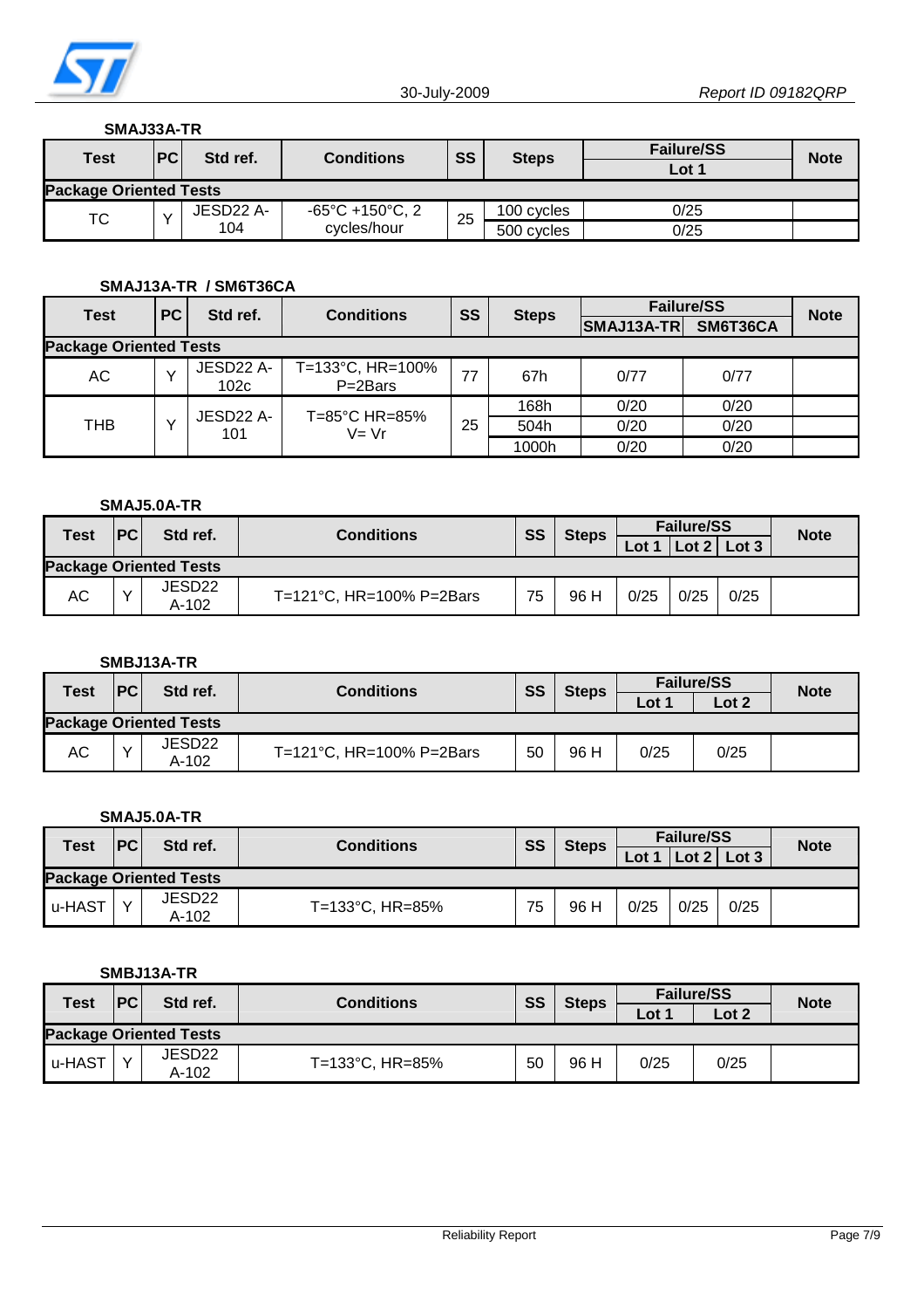**SMAJ33A-TR**

| Test | PC | Std ref. | Conditions | SS | Steps | Failure/SS | Note |
|---|---|---|---|---|---|---|---|
| | | | | | | Lot 1 | |
| **Package Oriented Tests** | | | | | | | |
| TC | Y | JESD22 A-104 | -65°C +150°C, 2 cycles/hour | 25 | 100 cycles | 0/25 | |
| | | | | | 500 cycles | 0/25 | |

**SMAJ13A-TR / SM6T36CA**

| Test | PC | Std ref. | Conditions | SS | Steps | Failure/SS | | Note |
|---|---|---|---|---|---|---|---|---|
| | | | | | | SMAJ13A-TR | SM6T36CA | |
| **Package Oriented Tests** | | | | | | | | |
| AC | Y | JESD22 A-102c | T=133°C, HR=100% P=2Bars | 77 | 67h | 0/77 | 0/77 | |
| THB | Y | JESD22 A-101 | T=85°C HR=85% V= Vr | 25 | 168h | 0/20 | 0/20 | |
| | | | | | 504h | 0/20 | 0/20 | |
| | | | | | 1000h | 0/20 | 0/20 | |

**SMAJ5.0A-TR**

| Test | PC | Std ref. | Conditions | SS | Steps | Failure/SS | | | Note |
|---|---|---|---|---|---|---|---|---|---|
| | | | | | | Lot 1 | Lot 2 | Lot 3 | |
| **Package Oriented Tests** | | | | | | | | | |
| AC | Y | JESD22 A-102 | T=121°C, HR=100% P=2Bars | 75 | 96 H | 0/25 | 0/25 | 0/25 | |

**SMBJ13A-TR**

| Test | PC | Std ref. | Conditions | SS | Steps | Failure/SS | | Note |
|---|---|---|---|---|---|---|---|---|
| | | | | | | Lot 1 | Lot 2 | |
| **Package Oriented Tests** | | | | | | | | |
| AC | Y | JESD22 A-102 | T=121°C, HR=100% P=2Bars | 50 | 96 H | 0/25 | 0/25 | |

**SMAJ5.0A-TR**

| Test | PC | Std ref. | Conditions | SS | Steps | Failure/SS | | | Note |
|---|---|---|---|---|---|---|---|---|---|
| | | | | | | Lot 1 | Lot 2 | Lot 3 | |
| **Package Oriented Tests** | | | | | | | | | |
| u-HAST | Y | JESD22 A-102 | T=133°C, HR=85% | 75 | 96 H | 0/25 | 0/25 | 0/25 | |

**SMBJ13A-TR**

| Test | PC | Std ref. | Conditions | SS | Steps | Failure/SS | | Note |
|---|---|---|---|---|---|---|---|---|
| | | | | | | Lot 1 | Lot 2 | |
| **Package Oriented Tests** | | | | | | | | |
| u-HAST | Y | JESD22 A-102 | T=133°C, HR=85% | 50 | 96 H | 0/25 | 0/25 | |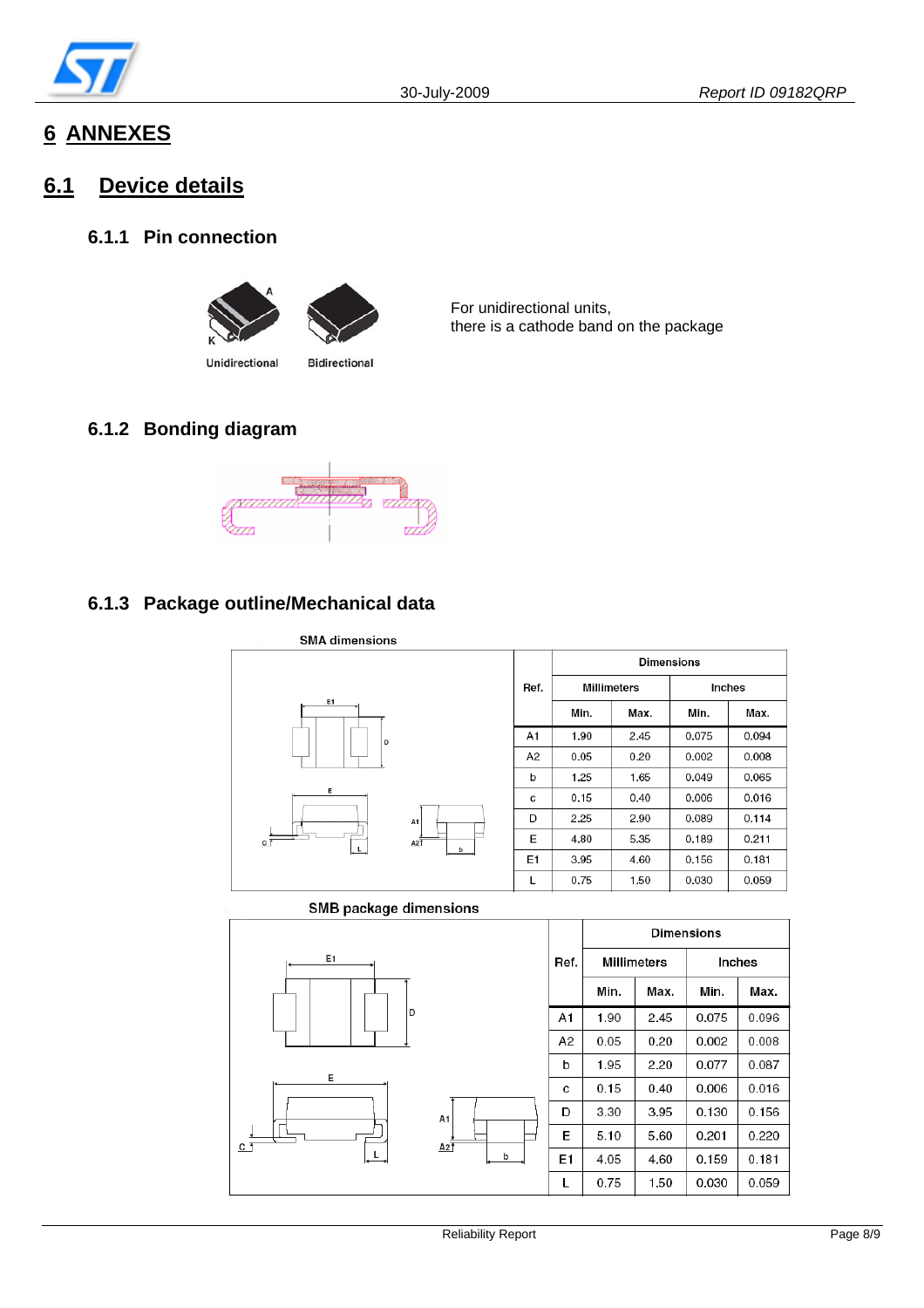# 6 ANNEXES

## 6.1 Device details

### 6.1.1 Pin connection

Unidirectional    Bidirectional

For unidirectional units,
there is a cathode band on the package

### 6.1.2 Bonding diagram

### 6.1.3 Package outline/Mechanical data

SMA dimensions

| Ref. | Dimensions | | | |
|---|---|---|---|---|
| | Millimeters | | Inches | |
| | Min. | Max. | Min. | Max. |
| A1 | 1.90 | 2.45 | 0.075 | 0.094 |
| A2 | 0.05 | 0.20 | 0.002 | 0.008 |
| b | 1.25 | 1.65 | 0.049 | 0.065 |
| c | 0.15 | 0.40 | 0.006 | 0.016 |
| D | 2.25 | 2.90 | 0.089 | 0.114 |
| E | 4.80 | 5.35 | 0.189 | 0.211 |
| E1 | 3.95 | 4.60 | 0.156 | 0.181 |
| L | 0.75 | 1.50 | 0.030 | 0.059 |

SMB package dimensions

| Ref. | Dimensions | | | |
|---|---|---|---|---|
| | Millimeters | | Inches | |
| | Min. | Max. | Min. | Max. |
| A1 | 1.90 | 2.45 | 0.075 | 0.096 |
| A2 | 0.05 | 0.20 | 0.002 | 0.008 |
| b | 1.95 | 2.20 | 0.077 | 0.087 |
| c | 0.15 | 0.40 | 0.006 | 0.016 |
| D | 3.30 | 3.95 | 0.130 | 0.156 |
| E | 5.10 | 5.60 | 0.201 | 0.220 |
| E1 | 4.05 | 4.60 | 0.159 | 0.181 |
| L | 0.75 | 1.50 | 0.030 | 0.059 |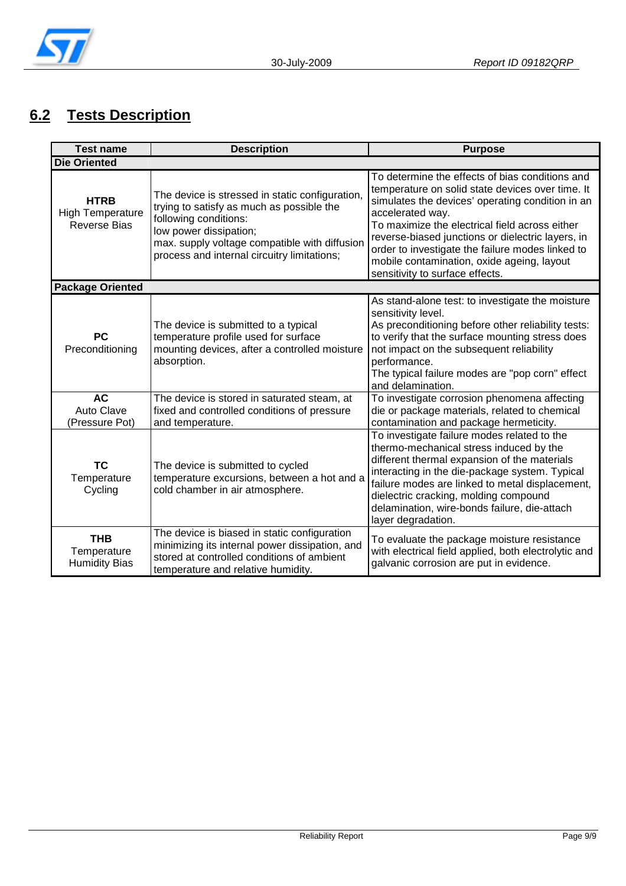## 6.2 Tests Description

| Test name | Description | Purpose |
|---|---|---|
| **Die Oriented** | | |
| **HTRB** High Temperature Reverse Bias | The device is stressed in static configuration, trying to satisfy as much as possible the following conditions: low power dissipation; max. supply voltage compatible with diffusion process and internal circuitry limitations; | To determine the effects of bias conditions and temperature on solid state devices over time. It simulates the devices' operating condition in an accelerated way. To maximize the electrical field across either reverse-biased junctions or dielectric layers, in order to investigate the failure modes linked to mobile contamination, oxide ageing, layout sensitivity to surface effects. |
| **Package Oriented** | | |
| **PC** Preconditioning | The device is submitted to a typical temperature profile used for surface mounting devices, after a controlled moisture absorption. | As stand-alone test: to investigate the moisture sensitivity level. As preconditioning before other reliability tests: to verify that the surface mounting stress does not impact on the subsequent reliability performance. The typical failure modes are "pop corn" effect and delamination. |
| **AC** Auto Clave (Pressure Pot) | The device is stored in saturated steam, at fixed and controlled conditions of pressure and temperature. | To investigate corrosion phenomena affecting die or package materials, related to chemical contamination and package hermeticity. |
| **TC** Temperature Cycling | The device is submitted to cycled temperature excursions, between a hot and a cold chamber in air atmosphere. | To investigate failure modes related to the thermo-mechanical stress induced by the different thermal expansion of the materials interacting in the die-package system. Typical failure modes are linked to metal displacement, dielectric cracking, molding compound delamination, wire-bonds failure, die-attach layer degradation. |
| **THB** Temperature Humidity Bias | The device is biased in static configuration minimizing its internal power dissipation, and stored at controlled conditions of ambient temperature and relative humidity. | To evaluate the package moisture resistance with electrical field applied, both electrolytic and galvanic corrosion are put in evidence. |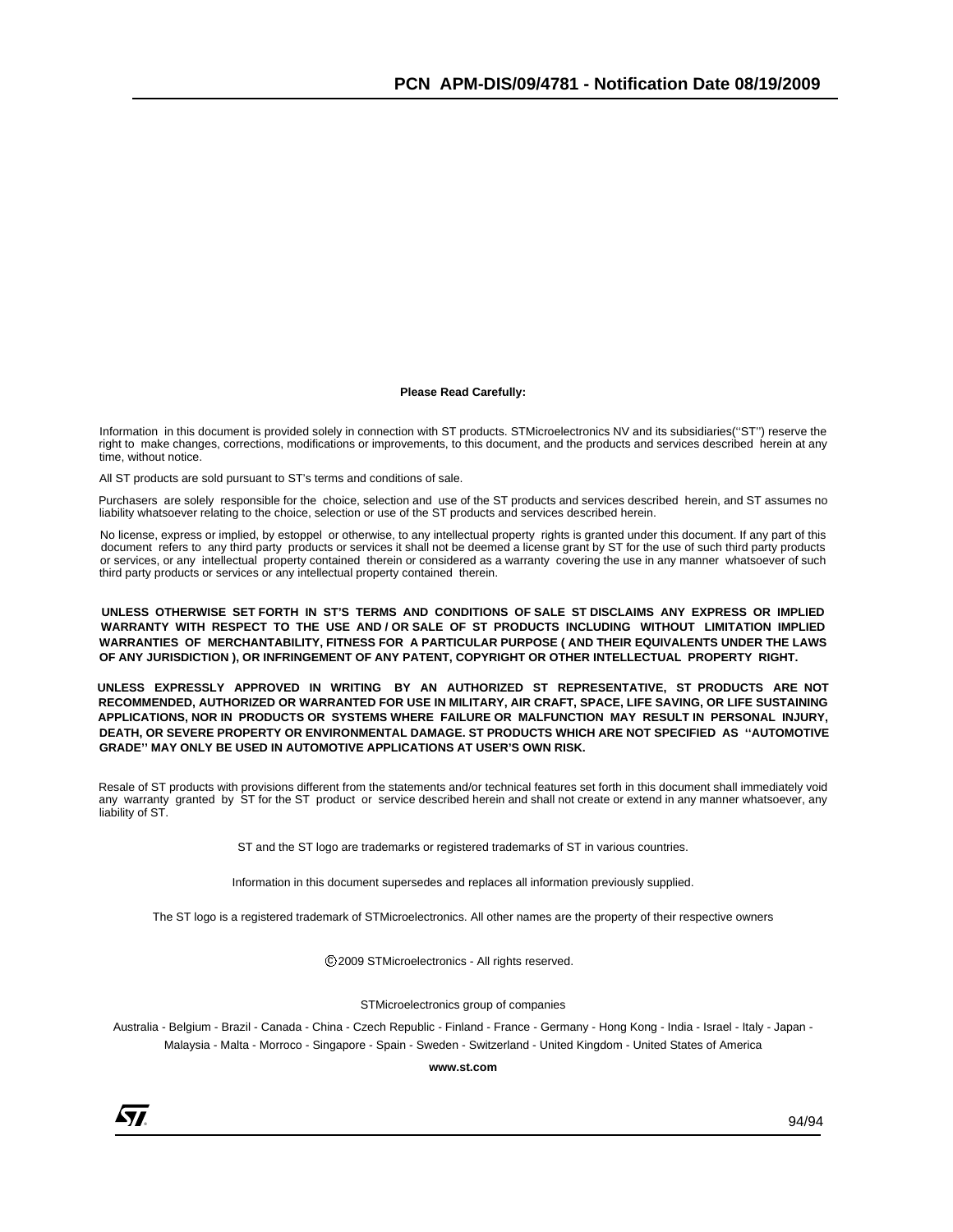**Please Read Carefully:**

Information in this document is provided solely in connection with ST products. STMicroelectronics NV and its subsidiaries(''ST'') reserve the right to make changes, corrections, modifications or improvements, to this document, and the products and services described herein at any time, without notice.

All ST products are sold pursuant to ST's terms and conditions of sale.

Purchasers are solely responsible for the choice, selection and use of the ST products and services described herein, and ST assumes no liability whatsoever relating to the choice, selection or use of the ST products and services described herein.

No license, express or implied, by estoppel or otherwise, to any intellectual property rights is granted under this document. If any part of this document refers to any third party products or services it shall not be deemed a license grant by ST for the use of such third party products or services, or any intellectual property contained therein or considered as a warranty covering the use in any manner whatsoever of such third party products or services or any intellectual property contained therein.

**UNLESS OTHERWISE SET FORTH IN ST'S TERMS AND CONDITIONS OF SALE ST DISCLAIMS ANY EXPRESS OR IMPLIED WARRANTY WITH RESPECT TO THE USE AND / OR SALE OF ST PRODUCTS INCLUDING WITHOUT LIMITATION IMPLIED WARRANTIES OF MERCHANTABILITY, FITNESS FOR A PARTICULAR PURPOSE ( AND THEIR EQUIVALENTS UNDER THE LAWS OF ANY JURISDICTION ), OR INFRINGEMENT OF ANY PATENT, COPYRIGHT OR OTHER INTELLECTUAL PROPERTY RIGHT.**

**UNLESS EXPRESSLY APPROVED IN WRITING BY AN AUTHORIZED ST REPRESENTATIVE, ST PRODUCTS ARE NOT RECOMMENDED, AUTHORIZED OR WARRANTED FOR USE IN MILITARY, AIR CRAFT, SPACE, LIFE SAVING, OR LIFE SUSTAINING APPLICATIONS, NOR IN PRODUCTS OR SYSTEMS WHERE FAILURE OR MALFUNCTION MAY RESULT IN PERSONAL INJURY, DEATH, OR SEVERE PROPERTY OR ENVIRONMENTAL DAMAGE. ST PRODUCTS WHICH ARE NOT SPECIFIED AS ''AUTOMOTIVE GRADE'' MAY ONLY BE USED IN AUTOMOTIVE APPLICATIONS AT USER'S OWN RISK.**

Resale of ST products with provisions different from the statements and/or technical features set forth in this document shall immediately void any warranty granted by ST for the ST product or service described herein and shall not create or extend in any manner whatsoever, any liability of ST.

ST and the ST logo are trademarks or registered trademarks of ST in various countries.

Information in this document supersedes and replaces all information previously supplied.

The ST logo is a registered trademark of STMicroelectronics. All other names are the property of their respective owners

© 2009 STMicroelectronics - All rights reserved.

STMicroelectronics group of companies

Australia - Belgium - Brazil - Canada - China - Czech Republic - Finland - France - Germany - Hong Kong - India - Israel - Italy - Japan - Malaysia - Malta - Morroco - Singapore - Spain - Sweden - Switzerland - United Kingdom - United States of America

**www.st.com**